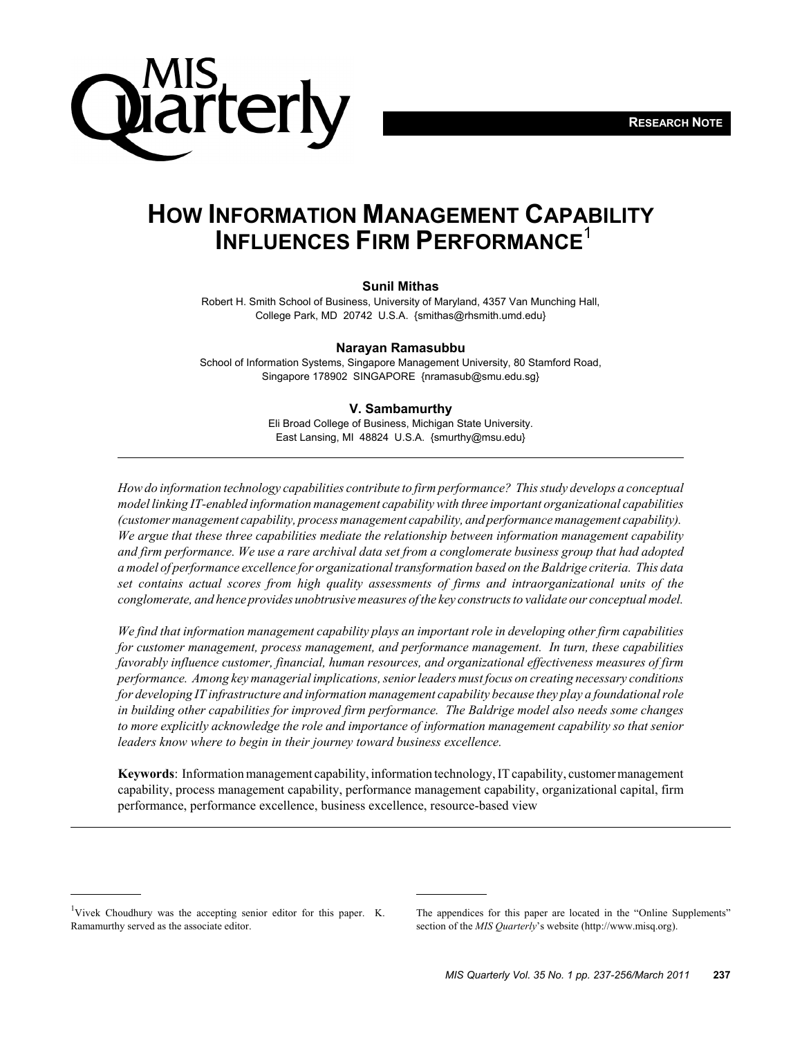RESEARCH NOTE

# HOW INFORMATION MANAGEMENT CAPABILITY INFLUENCES FIRM PERFORMANCE[1]

**Sunil Mithas**

Robert H. Smith School of Business, University of Maryland, 4357 Van Munching Hall, College Park, MD 20742 U.S.A. {smithas@rhsmith.umd.edu}

**Narayan Ramasubbu**

School of Information Systems, Singapore Management University, 80 Stamford Road, Singapore 178902 SINGAPORE {nramasub@smu.edu.sg}

**V. Sambamurthy**

Eli Broad College of Business, Michigan State University. East Lansing, MI 48824 U.S.A. {smurthy@msu.edu}

---

*How do information technology capabilities contribute to firm performance? This study develops a conceptual model linking IT-enabled information management capability with three important organizational capabilities (customer management capability, process management capability, and performance management capability). We argue that these three capabilities mediate the relationship between information management capability and firm performance. We use a rare archival data set from a conglomerate business group that had adopted a model of performance excellence for organizational transformation based on the Baldrige criteria. This data set contains actual scores from high quality assessments of firms and intraorganizational units of the conglomerate, and hence provides unobtrusive measures of the key constructs to validate our conceptual model.*

*We find that information management capability plays an important role in developing other firm capabilities for customer management, process management, and performance management. In turn, these capabilities favorably influence customer, financial, human resources, and organizational effectiveness measures of firm performance. Among key managerial implications, senior leaders must focus on creating necessary conditions for developing IT infrastructure and information management capability because they play a foundational role in building other capabilities for improved firm performance. The Baldrige model also needs some changes to more explicitly acknowledge the role and importance of information management capability so that senior leaders know where to begin in their journey toward business excellence.*

**Keywords**: Information management capability, information technology, IT capability, customer management capability, process management capability, performance management capability, organizational capital, firm performance, performance excellence, business excellence, resource-based view

---

[1] Vivek Choudhury was the accepting senior editor for this paper. K. Ramamurthy served as the associate editor.

The appendices for this paper are located in the "Online Supplements" section of the *MIS Quarterly*'s website (http://www.misq.org).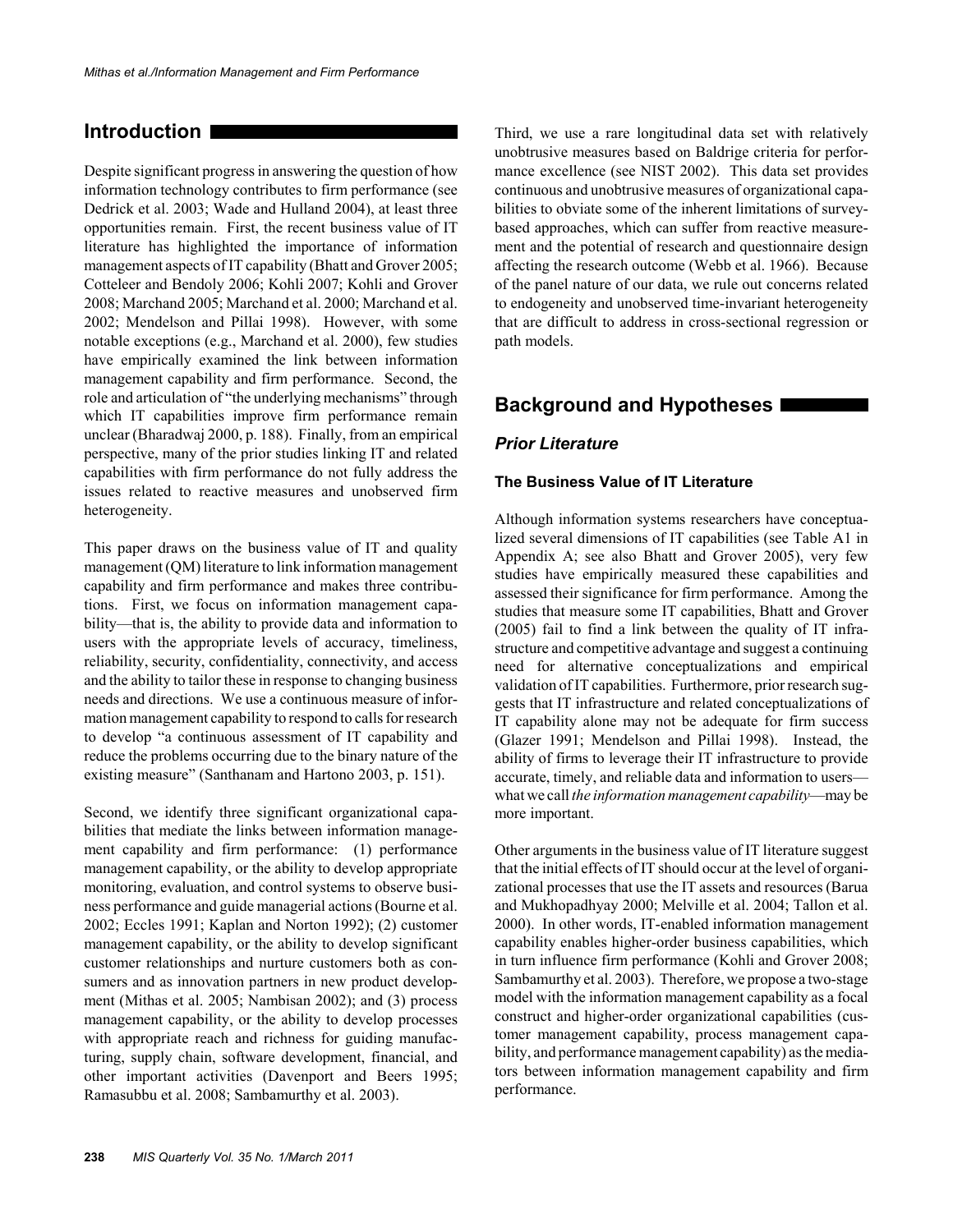## Introduction

Despite significant progress in answering the question of how information technology contributes to firm performance (see Dedrick et al. 2003; Wade and Hulland 2004), at least three opportunities remain. First, the recent business value of IT literature has highlighted the importance of information management aspects of IT capability (Bhatt and Grover 2005; Cotteleer and Bendoly 2006; Kohli 2007; Kohli and Grover 2008; Marchand 2005; Marchand et al. 2000; Marchand et al. 2002; Mendelson and Pillai 1998). However, with some notable exceptions (e.g., Marchand et al. 2000), few studies have empirically examined the link between information management capability and firm performance. Second, the role and articulation of "the underlying mechanisms" through which IT capabilities improve firm performance remain unclear (Bharadwaj 2000, p. 188). Finally, from an empirical perspective, many of the prior studies linking IT and related capabilities with firm performance do not fully address the issues related to reactive measures and unobserved firm heterogeneity.

This paper draws on the business value of IT and quality management (QM) literature to link information management capability and firm performance and makes three contributions. First, we focus on information management capability—that is, the ability to provide data and information to users with the appropriate levels of accuracy, timeliness, reliability, security, confidentiality, connectivity, and access and the ability to tailor these in response to changing business needs and directions. We use a continuous measure of information management capability to respond to calls for research to develop "a continuous assessment of IT capability and reduce the problems occurring due to the binary nature of the existing measure" (Santhanam and Hartono 2003, p. 151).

Second, we identify three significant organizational capabilities that mediate the links between information management capability and firm performance: (1) performance management capability, or the ability to develop appropriate monitoring, evaluation, and control systems to observe business performance and guide managerial actions (Bourne et al. 2002; Eccles 1991; Kaplan and Norton 1992); (2) customer management capability, or the ability to develop significant customer relationships and nurture customers both as consumers and as innovation partners in new product development (Mithas et al. 2005; Nambisan 2002); and (3) process management capability, or the ability to develop processes with appropriate reach and richness for guiding manufacturing, supply chain, software development, financial, and other important activities (Davenport and Beers 1995; Ramasubbu et al. 2008; Sambamurthy et al. 2003).

Third, we use a rare longitudinal data set with relatively unobtrusive measures based on Baldrige criteria for performance excellence (see NIST 2002). This data set provides continuous and unobtrusive measures of organizational capabilities to obviate some of the inherent limitations of survey-based approaches, which can suffer from reactive measurement and the potential of research and questionnaire design affecting the research outcome (Webb et al. 1966). Because of the panel nature of our data, we rule out concerns related to endogeneity and unobserved time-invariant heterogeneity that are difficult to address in cross-sectional regression or path models.

## Background and Hypotheses

### *Prior Literature*

#### The Business Value of IT Literature

Although information systems researchers have conceptualized several dimensions of IT capabilities (see Table A1 in Appendix A; see also Bhatt and Grover 2005), very few studies have empirically measured these capabilities and assessed their significance for firm performance. Among the studies that measure some IT capabilities, Bhatt and Grover (2005) fail to find a link between the quality of IT infrastructure and competitive advantage and suggest a continuing need for alternative conceptualizations and empirical validation of IT capabilities. Furthermore, prior research suggests that IT infrastructure and related conceptualizations of IT capability alone may not be adequate for firm success (Glazer 1991; Mendelson and Pillai 1998). Instead, the ability of firms to leverage their IT infrastructure to provide accurate, timely, and reliable data and information to users—what we call *the information management capability*—may be more important.

Other arguments in the business value of IT literature suggest that the initial effects of IT should occur at the level of organizational processes that use the IT assets and resources (Barua and Mukhopadhyay 2000; Melville et al. 2004; Tallon et al. 2000). In other words, IT-enabled information management capability enables higher-order business capabilities, which in turn influence firm performance (Kohli and Grover 2008; Sambamurthy et al. 2003). Therefore, we propose a two-stage model with the information management capability as a focal construct and higher-order organizational capabilities (customer management capability, process management capability, and performance management capability) as the mediators between information management capability and firm performance.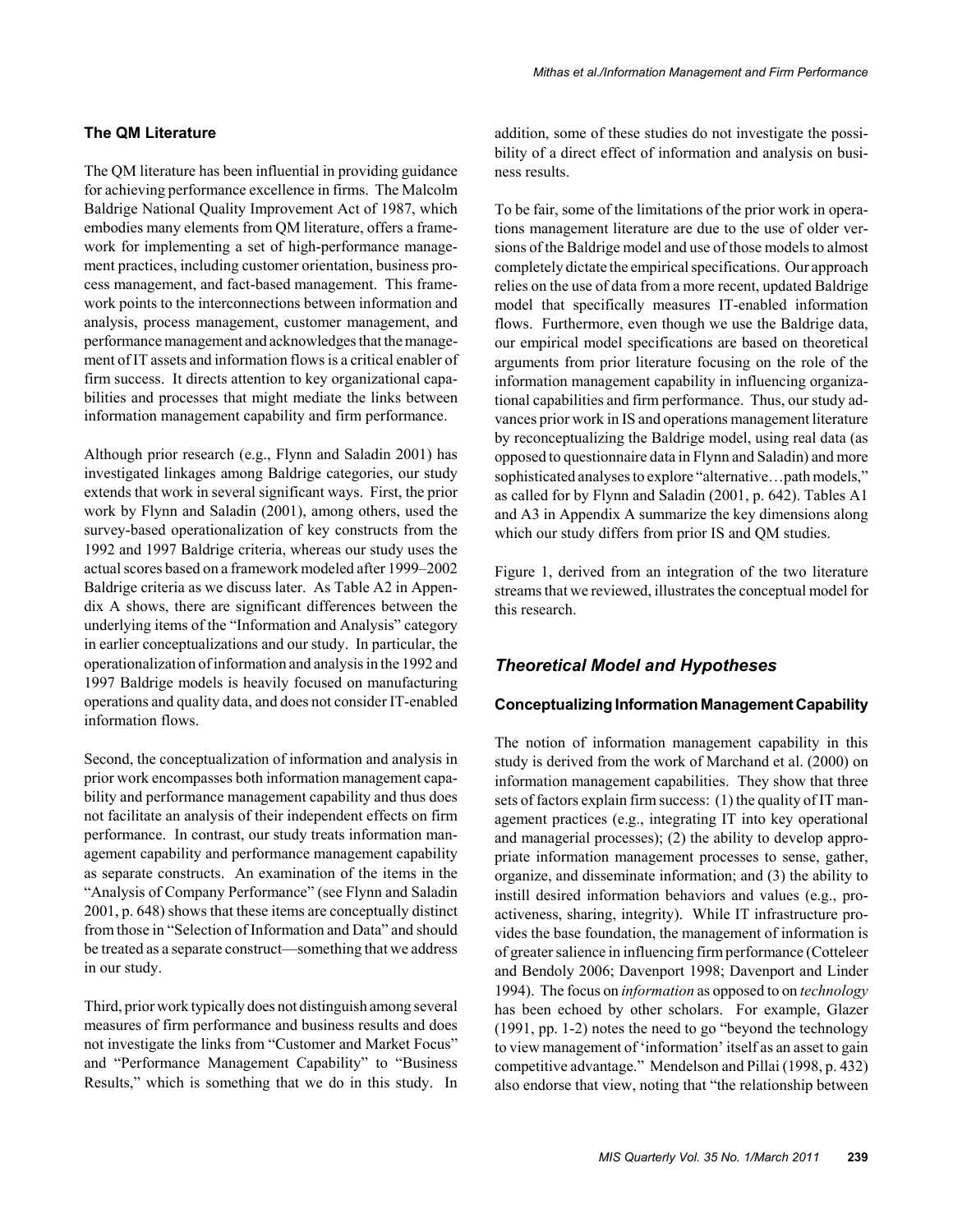### The QM Literature

The QM literature has been influential in providing guidance for achieving performance excellence in firms. The Malcolm Baldrige National Quality Improvement Act of 1987, which embodies many elements from QM literature, offers a framework for implementing a set of high-performance management practices, including customer orientation, business process management, and fact-based management. This framework points to the interconnections between information and analysis, process management, customer management, and performance management and acknowledges that the management of IT assets and information flows is a critical enabler of firm success. It directs attention to key organizational capabilities and processes that might mediate the links between information management capability and firm performance.

Although prior research (e.g., Flynn and Saladin 2001) has investigated linkages among Baldrige categories, our study extends that work in several significant ways. First, the prior work by Flynn and Saladin (2001), among others, used the survey-based operationalization of key constructs from the 1992 and 1997 Baldrige criteria, whereas our study uses the actual scores based on a framework modeled after 1999–2002 Baldrige criteria as we discuss later. As Table A2 in Appendix A shows, there are significant differences between the underlying items of the "Information and Analysis" category in earlier conceptualizations and our study. In particular, the operationalization of information and analysis in the 1992 and 1997 Baldrige models is heavily focused on manufacturing operations and quality data, and does not consider IT-enabled information flows.

Second, the conceptualization of information and analysis in prior work encompasses both information management capability and performance management capability and thus does not facilitate an analysis of their independent effects on firm performance. In contrast, our study treats information management capability and performance management capability as separate constructs. An examination of the items in the "Analysis of Company Performance" (see Flynn and Saladin 2001, p. 648) shows that these items are conceptually distinct from those in "Selection of Information and Data" and should be treated as a separate construct—something that we address in our study.

Third, prior work typically does not distinguish among several measures of firm performance and business results and does not investigate the links from "Customer and Market Focus" and "Performance Management Capability" to "Business Results," which is something that we do in this study. In addition, some of these studies do not investigate the possibility of a direct effect of information and analysis on business results.

To be fair, some of the limitations of the prior work in operations management literature are due to the use of older versions of the Baldrige model and use of those models to almost completely dictate the empirical specifications. Our approach relies on the use of data from a more recent, updated Baldrige model that specifically measures IT-enabled information flows. Furthermore, even though we use the Baldrige data, our empirical model specifications are based on theoretical arguments from prior literature focusing on the role of the information management capability in influencing organizational capabilities and firm performance. Thus, our study advances prior work in IS and operations management literature by reconceptualizing the Baldrige model, using real data (as opposed to questionnaire data in Flynn and Saladin) and more sophisticated analyses to explore "alternative…path models," as called for by Flynn and Saladin (2001, p. 642). Tables A1 and A3 in Appendix A summarize the key dimensions along which our study differs from prior IS and QM studies.

Figure 1, derived from an integration of the two literature streams that we reviewed, illustrates the conceptual model for this research.

## *Theoretical Model and Hypotheses*

### Conceptualizing Information Management Capability

The notion of information management capability in this study is derived from the work of Marchand et al. (2000) on information management capabilities. They show that three sets of factors explain firm success: (1) the quality of IT management practices (e.g., integrating IT into key operational and managerial processes); (2) the ability to develop appropriate information management processes to sense, gather, organize, and disseminate information; and (3) the ability to instill desired information behaviors and values (e.g., proactiveness, sharing, integrity). While IT infrastructure provides the base foundation, the management of information is of greater salience in influencing firm performance (Cotteleer and Bendoly 2006; Davenport 1998; Davenport and Linder 1994). The focus on *information* as opposed to on *technology* has been echoed by other scholars. For example, Glazer (1991, pp. 1-2) notes the need to go "beyond the technology to view management of 'information' itself as an asset to gain competitive advantage." Mendelson and Pillai (1998, p. 432) also endorse that view, noting that "the relationship between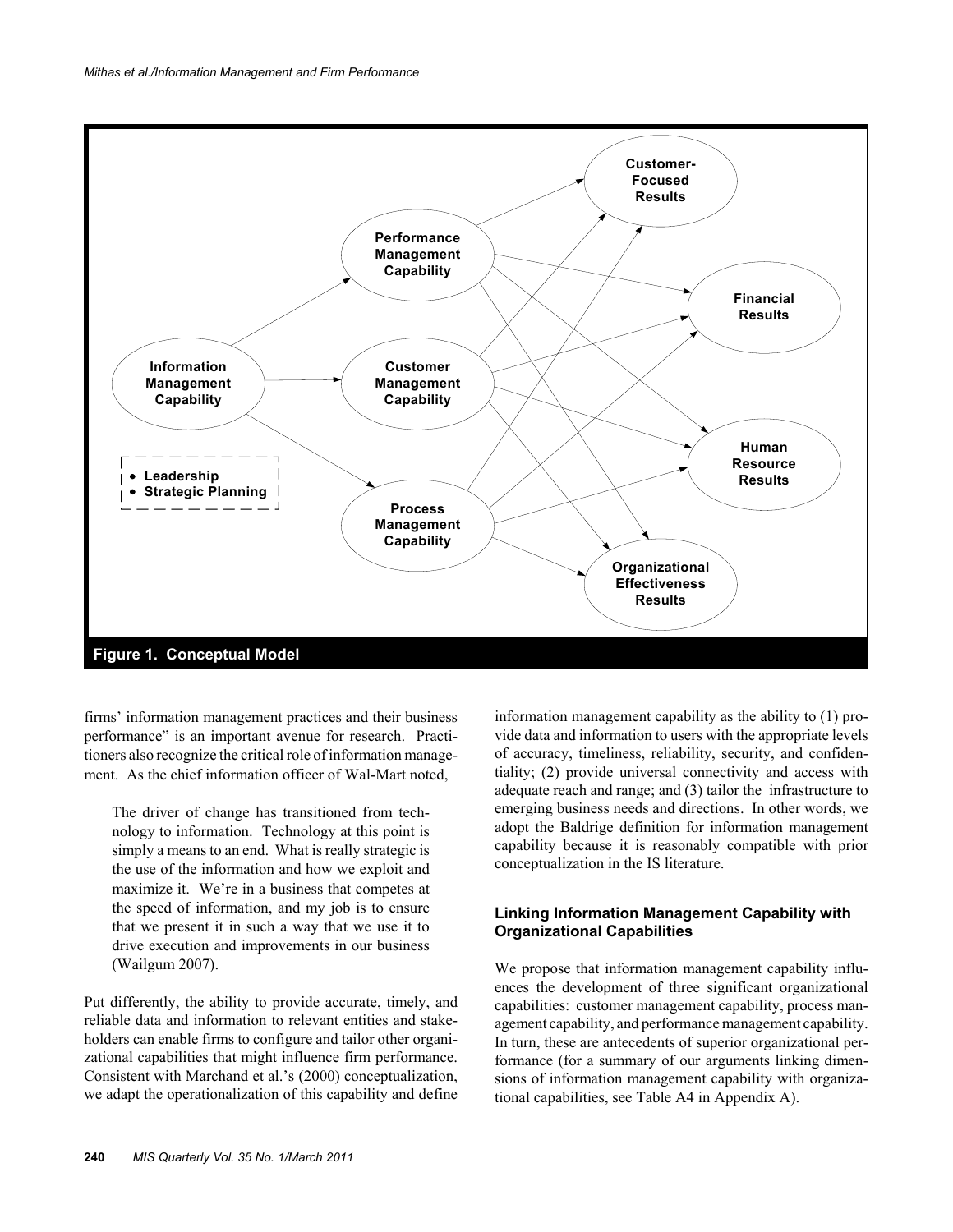Figure 1. Conceptual Model

firms' information management practices and their business performance" is an important avenue for research. Practitioners also recognize the critical role of information management. As the chief information officer of Wal-Mart noted,

> The driver of change has transitioned from technology to information. Technology at this point is simply a means to an end. What is really strategic is the use of the information and how we exploit and maximize it. We're in a business that competes at the speed of information, and my job is to ensure that we present it in such a way that we use it to drive execution and improvements in our business (Wailgum 2007).

Put differently, the ability to provide accurate, timely, and reliable data and information to relevant entities and stakeholders can enable firms to configure and tailor other organizational capabilities that might influence firm performance. Consistent with Marchand et al.'s (2000) conceptualization, we adapt the operationalization of this capability and define information management capability as the ability to (1) provide data and information to users with the appropriate levels of accuracy, timeliness, reliability, security, and confidentiality; (2) provide universal connectivity and access with adequate reach and range; and (3) tailor the infrastructure to emerging business needs and directions. In other words, we adopt the Baldrige definition for information management capability because it is reasonably compatible with prior conceptualization in the IS literature.

### Linking Information Management Capability with Organizational Capabilities

We propose that information management capability influences the development of three significant organizational capabilities: customer management capability, process management capability, and performance management capability. In turn, these are antecedents of superior organizational performance (for a summary of our arguments linking dimensions of information management capability with organizational capabilities, see Table A4 in Appendix A).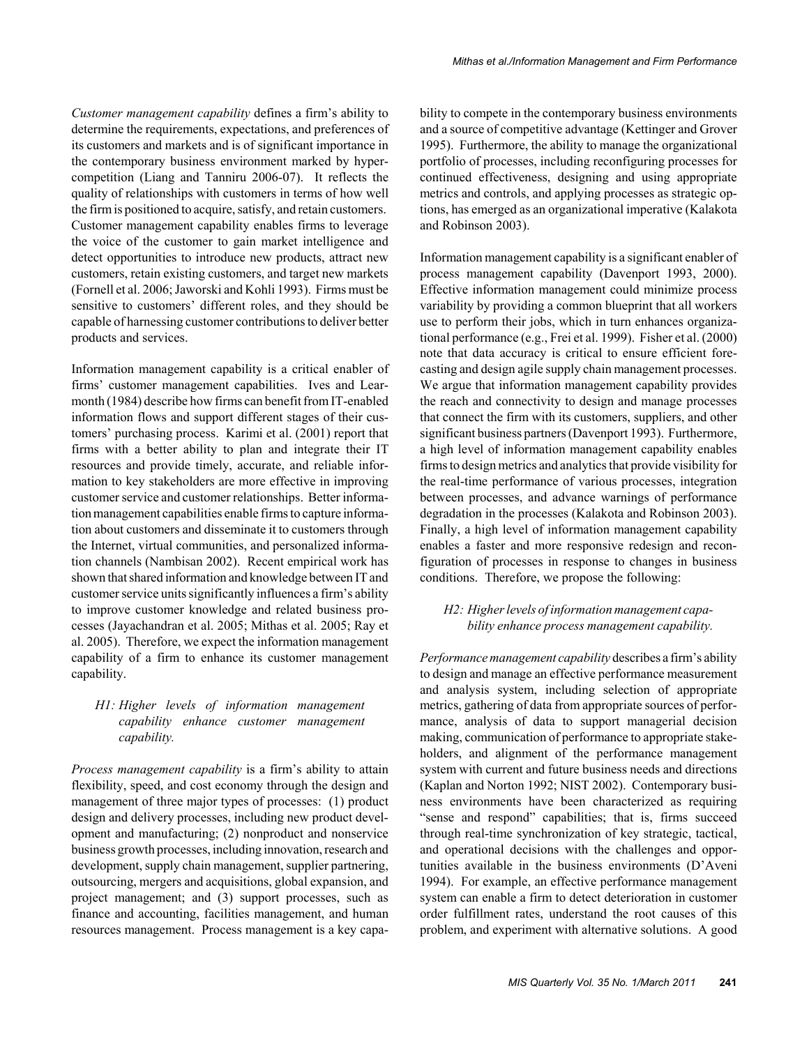*Customer management capability* defines a firm's ability to determine the requirements, expectations, and preferences of its customers and markets and is of significant importance in the contemporary business environment marked by hypercompetition (Liang and Tanniru 2006-07). It reflects the quality of relationships with customers in terms of how well the firm is positioned to acquire, satisfy, and retain customers. Customer management capability enables firms to leverage the voice of the customer to gain market intelligence and detect opportunities to introduce new products, attract new customers, retain existing customers, and target new markets (Fornell et al. 2006; Jaworski and Kohli 1993). Firms must be sensitive to customers' different roles, and they should be capable of harnessing customer contributions to deliver better products and services.

Information management capability is a critical enabler of firms' customer management capabilities. Ives and Learmonth (1984) describe how firms can benefit from IT-enabled information flows and support different stages of their customers' purchasing process. Karimi et al. (2001) report that firms with a better ability to plan and integrate their IT resources and provide timely, accurate, and reliable information to key stakeholders are more effective in improving customer service and customer relationships. Better information management capabilities enable firms to capture information about customers and disseminate it to customers through the Internet, virtual communities, and personalized information channels (Nambisan 2002). Recent empirical work has shown that shared information and knowledge between IT and customer service units significantly influences a firm's ability to improve customer knowledge and related business processes (Jayachandran et al. 2005; Mithas et al. 2005; Ray et al. 2005). Therefore, we expect the information management capability of a firm to enhance its customer management capability.

*H1: Higher levels of information management capability enhance customer management capability.*

*Process management capability* is a firm's ability to attain flexibility, speed, and cost economy through the design and management of three major types of processes: (1) product design and delivery processes, including new product development and manufacturing; (2) nonproduct and nonservice business growth processes, including innovation, research and development, supply chain management, supplier partnering, outsourcing, mergers and acquisitions, global expansion, and project management; and (3) support processes, such as finance and accounting, facilities management, and human resources management. Process management is a key capability to compete in the contemporary business environments and a source of competitive advantage (Kettinger and Grover 1995). Furthermore, the ability to manage the organizational portfolio of processes, including reconfiguring processes for continued effectiveness, designing and using appropriate metrics and controls, and applying processes as strategic options, has emerged as an organizational imperative (Kalakota and Robinson 2003).

Information management capability is a significant enabler of process management capability (Davenport 1993, 2000). Effective information management could minimize process variability by providing a common blueprint that all workers use to perform their jobs, which in turn enhances organizational performance (e.g., Frei et al. 1999). Fisher et al. (2000) note that data accuracy is critical to ensure efficient forecasting and design agile supply chain management processes. We argue that information management capability provides the reach and connectivity to design and manage processes that connect the firm with its customers, suppliers, and other significant business partners (Davenport 1993). Furthermore, a high level of information management capability enables firms to design metrics and analytics that provide visibility for the real-time performance of various processes, integration between processes, and advance warnings of performance degradation in the processes (Kalakota and Robinson 2003). Finally, a high level of information management capability enables a faster and more responsive redesign and reconfiguration of processes in response to changes in business conditions. Therefore, we propose the following:

*H2: Higher levels of information management capability enhance process management capability.*

*Performance management capability* describes a firm's ability to design and manage an effective performance measurement and analysis system, including selection of appropriate metrics, gathering of data from appropriate sources of performance, analysis of data to support managerial decision making, communication of performance to appropriate stakeholders, and alignment of the performance management system with current and future business needs and directions (Kaplan and Norton 1992; NIST 2002). Contemporary business environments have been characterized as requiring "sense and respond" capabilities; that is, firms succeed through real-time synchronization of key strategic, tactical, and operational decisions with the challenges and opportunities available in the business environments (D'Aveni 1994). For example, an effective performance management system can enable a firm to detect deterioration in customer order fulfillment rates, understand the root causes of this problem, and experiment with alternative solutions. A good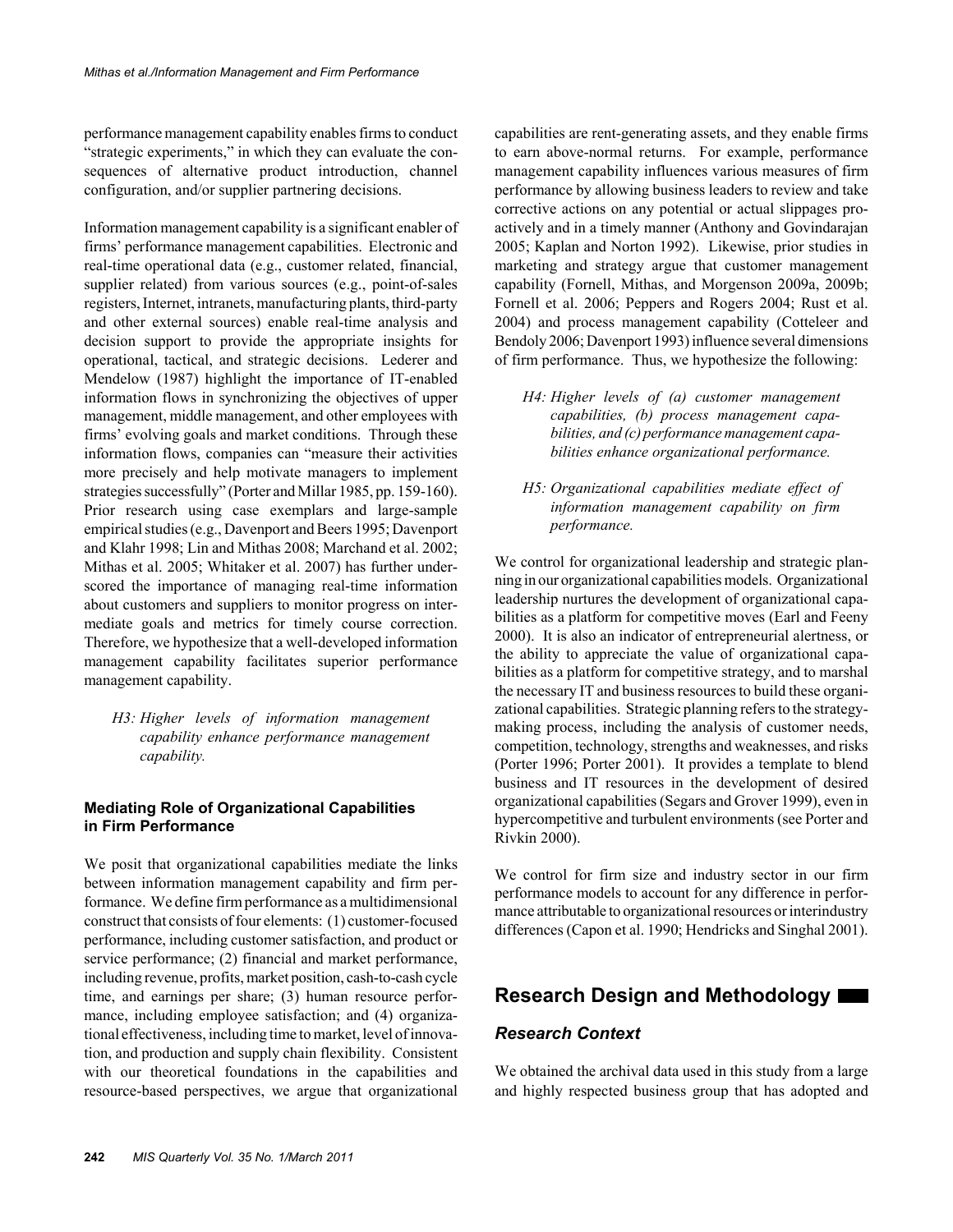performance management capability enables firms to conduct "strategic experiments," in which they can evaluate the consequences of alternative product introduction, channel configuration, and/or supplier partnering decisions.

Information management capability is a significant enabler of firms' performance management capabilities. Electronic and real-time operational data (e.g., customer related, financial, supplier related) from various sources (e.g., point-of-sales registers, Internet, intranets, manufacturing plants, third-party and other external sources) enable real-time analysis and decision support to provide the appropriate insights for operational, tactical, and strategic decisions. Lederer and Mendelow (1987) highlight the importance of IT-enabled information flows in synchronizing the objectives of upper management, middle management, and other employees with firms' evolving goals and market conditions. Through these information flows, companies can "measure their activities more precisely and help motivate managers to implement strategies successfully" (Porter and Millar 1985, pp. 159-160). Prior research using case exemplars and large-sample empirical studies (e.g., Davenport and Beers 1995; Davenport and Klahr 1998; Lin and Mithas 2008; Marchand et al. 2002; Mithas et al. 2005; Whitaker et al. 2007) has further underscored the importance of managing real-time information about customers and suppliers to monitor progress on intermediate goals and metrics for timely course correction. Therefore, we hypothesize that a well-developed information management capability facilitates superior performance management capability.

> *H3: Higher levels of information management capability enhance performance management capability.*

### Mediating Role of Organizational Capabilities in Firm Performance

We posit that organizational capabilities mediate the links between information management capability and firm performance. We define firm performance as a multidimensional construct that consists of four elements: (1) customer-focused performance, including customer satisfaction, and product or service performance; (2) financial and market performance, including revenue, profits, market position, cash-to-cash cycle time, and earnings per share; (3) human resource performance, including employee satisfaction; and (4) organizational effectiveness, including time to market, level of innovation, and production and supply chain flexibility. Consistent with our theoretical foundations in the capabilities and resource-based perspectives, we argue that organizational capabilities are rent-generating assets, and they enable firms to earn above-normal returns. For example, performance management capability influences various measures of firm performance by allowing business leaders to review and take corrective actions on any potential or actual slippages proactively and in a timely manner (Anthony and Govindarajan 2005; Kaplan and Norton 1992). Likewise, prior studies in marketing and strategy argue that customer management capability (Fornell, Mithas, and Morgenson 2009a, 2009b; Fornell et al. 2006; Peppers and Rogers 2004; Rust et al. 2004) and process management capability (Cotteleer and Bendoly 2006; Davenport 1993) influence several dimensions of firm performance. Thus, we hypothesize the following:

> *H4: Higher levels of (a) customer management capabilities, (b) process management capabilities, and (c) performance management capabilities enhance organizational performance.*

> *H5: Organizational capabilities mediate effect of information management capability on firm performance.*

We control for organizational leadership and strategic planning in our organizational capabilities models. Organizational leadership nurtures the development of organizational capabilities as a platform for competitive moves (Earl and Feeny 2000). It is also an indicator of entrepreneurial alertness, or the ability to appreciate the value of organizational capabilities as a platform for competitive strategy, and to marshal the necessary IT and business resources to build these organizational capabilities. Strategic planning refers to the strategy-making process, including the analysis of customer needs, competition, technology, strengths and weaknesses, and risks (Porter 1996; Porter 2001). It provides a template to blend business and IT resources in the development of desired organizational capabilities (Segars and Grover 1999), even in hypercompetitive and turbulent environments (see Porter and Rivkin 2000).

We control for firm size and industry sector in our firm performance models to account for any difference in performance attributable to organizational resources or interindustry differences (Capon et al. 1990; Hendricks and Singhal 2001).

## Research Design and Methodology

### *Research Context*

We obtained the archival data used in this study from a large and highly respected business group that has adopted and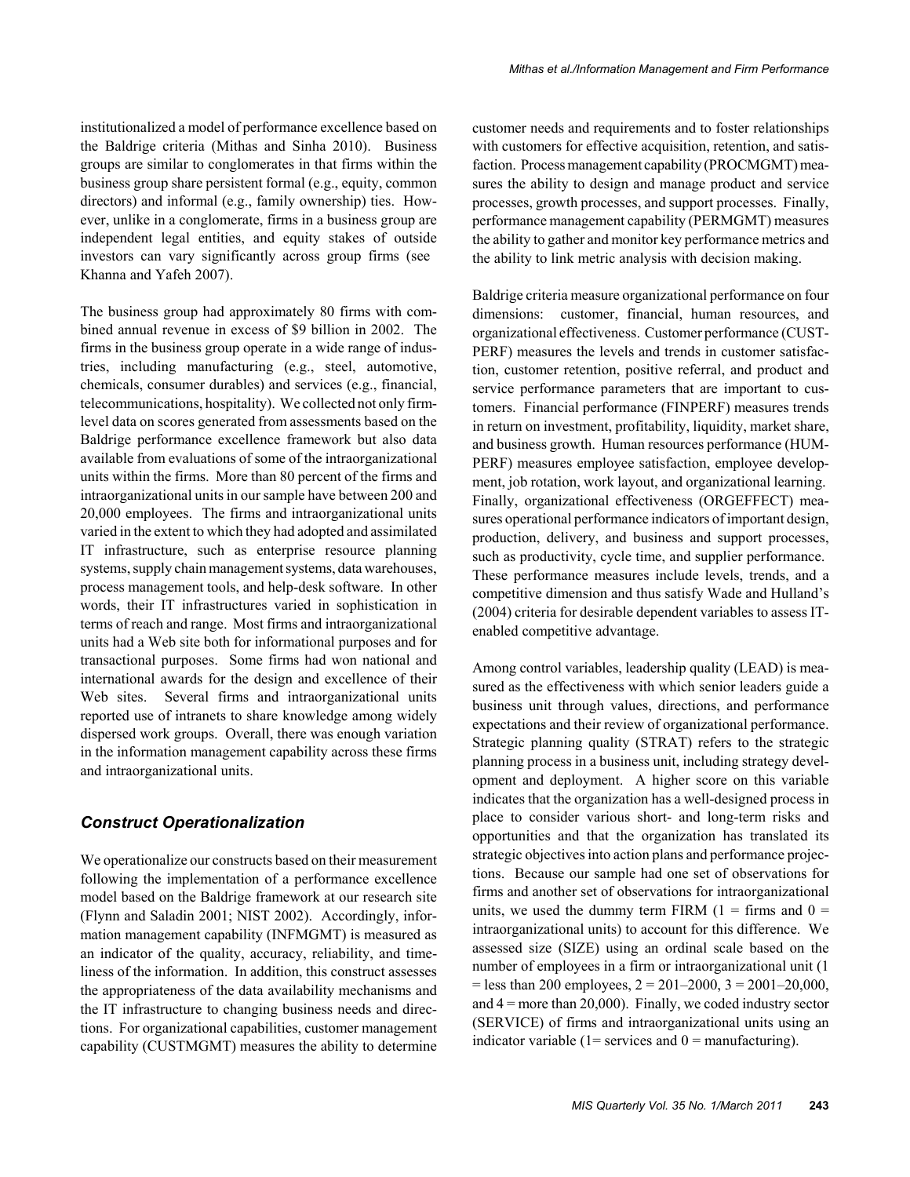institutionalized a model of performance excellence based on the Baldrige criteria (Mithas and Sinha 2010). Business groups are similar to conglomerates in that firms within the business group share persistent formal (e.g., equity, common directors) and informal (e.g., family ownership) ties. However, unlike in a conglomerate, firms in a business group are independent legal entities, and equity stakes of outside investors can vary significantly across group firms (see Khanna and Yafeh 2007).

The business group had approximately 80 firms with combined annual revenue in excess of $9 billion in 2002. The firms in the business group operate in a wide range of industries, including manufacturing (e.g., steel, automotive, chemicals, consumer durables) and services (e.g., financial, telecommunications, hospitality). We collected not only firm-level data on scores generated from assessments based on the Baldrige performance excellence framework but also data available from evaluations of some of the intraorganizational units within the firms. More than 80 percent of the firms and intraorganizational units in our sample have between 200 and 20,000 employees. The firms and intraorganizational units varied in the extent to which they had adopted and assimilated IT infrastructure, such as enterprise resource planning systems, supply chain management systems, data warehouses, process management tools, and help-desk software. In other words, their IT infrastructures varied in sophistication in terms of reach and range. Most firms and intraorganizational units had a Web site both for informational purposes and for transactional purposes. Some firms had won national and international awards for the design and excellence of their Web sites. Several firms and intraorganizational units reported use of intranets to share knowledge among widely dispersed work groups. Overall, there was enough variation in the information management capability across these firms and intraorganizational units.

### *Construct Operationalization*

We operationalize our constructs based on their measurement following the implementation of a performance excellence model based on the Baldrige framework at our research site (Flynn and Saladin 2001; NIST 2002). Accordingly, information management capability (INFMGMT) is measured as an indicator of the quality, accuracy, reliability, and timeliness of the information. In addition, this construct assesses the appropriateness of the data availability mechanisms and the IT infrastructure to changing business needs and directions. For organizational capabilities, customer management capability (CUSTMGMT) measures the ability to determine customer needs and requirements and to foster relationships with customers for effective acquisition, retention, and satisfaction. Process management capability (PROCMGMT) measures the ability to design and manage product and service processes, growth processes, and support processes. Finally, performance management capability (PERMGMT) measures the ability to gather and monitor key performance metrics and the ability to link metric analysis with decision making.

Baldrige criteria measure organizational performance on four dimensions: customer, financial, human resources, and organizational effectiveness. Customer performance (CUSTPERF) measures the levels and trends in customer satisfaction, customer retention, positive referral, and product and service performance parameters that are important to customers. Financial performance (FINPERF) measures trends in return on investment, profitability, liquidity, market share, and business growth. Human resources performance (HUMPERF) measures employee satisfaction, employee development, job rotation, work layout, and organizational learning. Finally, organizational effectiveness (ORGEFFECT) measures operational performance indicators of important design, production, delivery, and business and support processes, such as productivity, cycle time, and supplier performance. These performance measures include levels, trends, and a competitive dimension and thus satisfy Wade and Hulland's (2004) criteria for desirable dependent variables to assess IT-enabled competitive advantage.

Among control variables, leadership quality (LEAD) is measured as the effectiveness with which senior leaders guide a business unit through values, directions, and performance expectations and their review of organizational performance. Strategic planning quality (STRAT) refers to the strategic planning process in a business unit, including strategy development and deployment. A higher score on this variable indicates that the organization has a well-designed process in place to consider various short- and long-term risks and opportunities and that the organization has translated its strategic objectives into action plans and performance projections. Because our sample had one set of observations for firms and another set of observations for intraorganizational units, we used the dummy term FIRM (1 = firms and 0 = intraorganizational units) to account for this difference. We assessed size (SIZE) using an ordinal scale based on the number of employees in a firm or intraorganizational unit (1 = less than 200 employees, 2 = 201–2000, 3 = 2001–20,000, and 4 = more than 20,000). Finally, we coded industry sector (SERVICE) of firms and intraorganizational units using an indicator variable (1= services and 0 = manufacturing).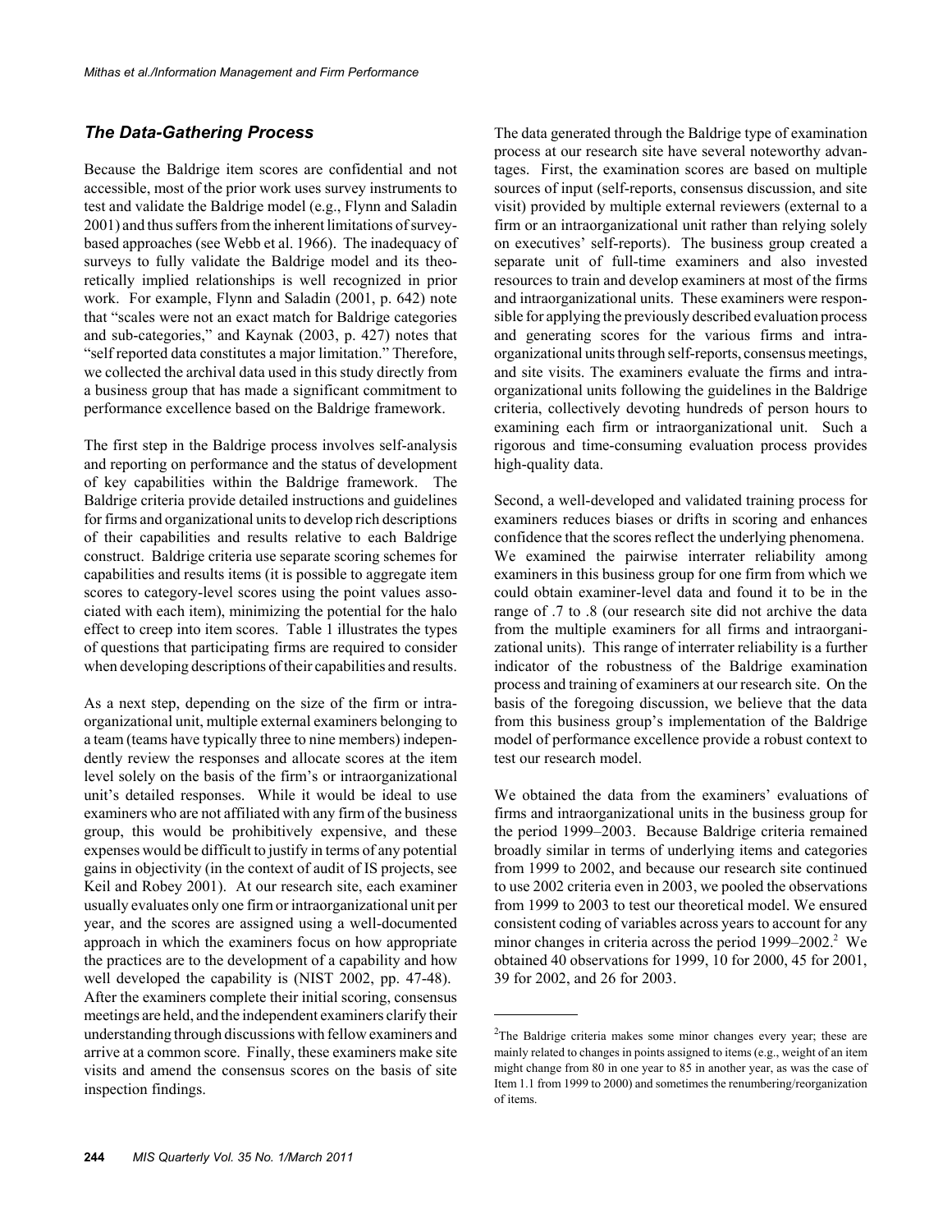### *The Data-Gathering Process*

Because the Baldrige item scores are confidential and not accessible, most of the prior work uses survey instruments to test and validate the Baldrige model (e.g., Flynn and Saladin 2001) and thus suffers from the inherent limitations of survey-based approaches (see Webb et al. 1966). The inadequacy of surveys to fully validate the Baldrige model and its theoretically implied relationships is well recognized in prior work. For example, Flynn and Saladin (2001, p. 642) note that "scales were not an exact match for Baldrige categories and sub-categories," and Kaynak (2003, p. 427) notes that "self reported data constitutes a major limitation." Therefore, we collected the archival data used in this study directly from a business group that has made a significant commitment to performance excellence based on the Baldrige framework.

The first step in the Baldrige process involves self-analysis and reporting on performance and the status of development of key capabilities within the Baldrige framework. The Baldrige criteria provide detailed instructions and guidelines for firms and organizational units to develop rich descriptions of their capabilities and results relative to each Baldrige construct. Baldrige criteria use separate scoring schemes for capabilities and results items (it is possible to aggregate item scores to category-level scores using the point values associated with each item), minimizing the potential for the halo effect to creep into item scores. Table 1 illustrates the types of questions that participating firms are required to consider when developing descriptions of their capabilities and results.

As a next step, depending on the size of the firm or intraorganizational unit, multiple external examiners belonging to a team (teams have typically three to nine members) independently review the responses and allocate scores at the item level solely on the basis of the firm's or intraorganizational unit's detailed responses. While it would be ideal to use examiners who are not affiliated with any firm of the business group, this would be prohibitively expensive, and these expenses would be difficult to justify in terms of any potential gains in objectivity (in the context of audit of IS projects, see Keil and Robey 2001). At our research site, each examiner usually evaluates only one firm or intraorganizational unit per year, and the scores are assigned using a well-documented approach in which the examiners focus on how appropriate the practices are to the development of a capability and how well developed the capability is (NIST 2002, pp. 47-48). After the examiners complete their initial scoring, consensus meetings are held, and the independent examiners clarify their understanding through discussions with fellow examiners and arrive at a common score. Finally, these examiners make site visits and amend the consensus scores on the basis of site inspection findings.

The data generated through the Baldrige type of examination process at our research site have several noteworthy advantages. First, the examination scores are based on multiple sources of input (self-reports, consensus discussion, and site visit) provided by multiple external reviewers (external to a firm or an intraorganizational unit rather than relying solely on executives' self-reports). The business group created a separate unit of full-time examiners and also invested resources to train and develop examiners at most of the firms and intraorganizational units. These examiners were responsible for applying the previously described evaluation process and generating scores for the various firms and intraorganizational units through self-reports, consensus meetings, and site visits. The examiners evaluate the firms and intraorganizational units following the guidelines in the Baldrige criteria, collectively devoting hundreds of person hours to examining each firm or intraorganizational unit. Such a rigorous and time-consuming evaluation process provides high-quality data.

Second, a well-developed and validated training process for examiners reduces biases or drifts in scoring and enhances confidence that the scores reflect the underlying phenomena. We examined the pairwise interrater reliability among examiners in this business group for one firm from which we could obtain examiner-level data and found it to be in the range of .7 to .8 (our research site did not archive the data from the multiple examiners for all firms and intraorganizational units). This range of interrater reliability is a further indicator of the robustness of the Baldrige examination process and training of examiners at our research site. On the basis of the foregoing discussion, we believe that the data from this business group's implementation of the Baldrige model of performance excellence provide a robust context to test our research model.

We obtained the data from the examiners' evaluations of firms and intraorganizational units in the business group for the period 1999–2003. Because Baldrige criteria remained broadly similar in terms of underlying items and categories from 1999 to 2002, and because our research site continued to use 2002 criteria even in 2003, we pooled the observations from 1999 to 2003 to test our theoretical model. We ensured consistent coding of variables across years to account for any minor changes in criteria across the period 1999–2002.[2] We obtained 40 observations for 1999, 10 for 2000, 45 for 2001, 39 for 2002, and 26 for 2003.

---

[2]The Baldrige criteria makes some minor changes every year; these are mainly related to changes in points assigned to items (e.g., weight of an item might change from 80 in one year to 85 in another year, as was the case of Item 1.1 from 1999 to 2000) and sometimes the renumbering/reorganization of items.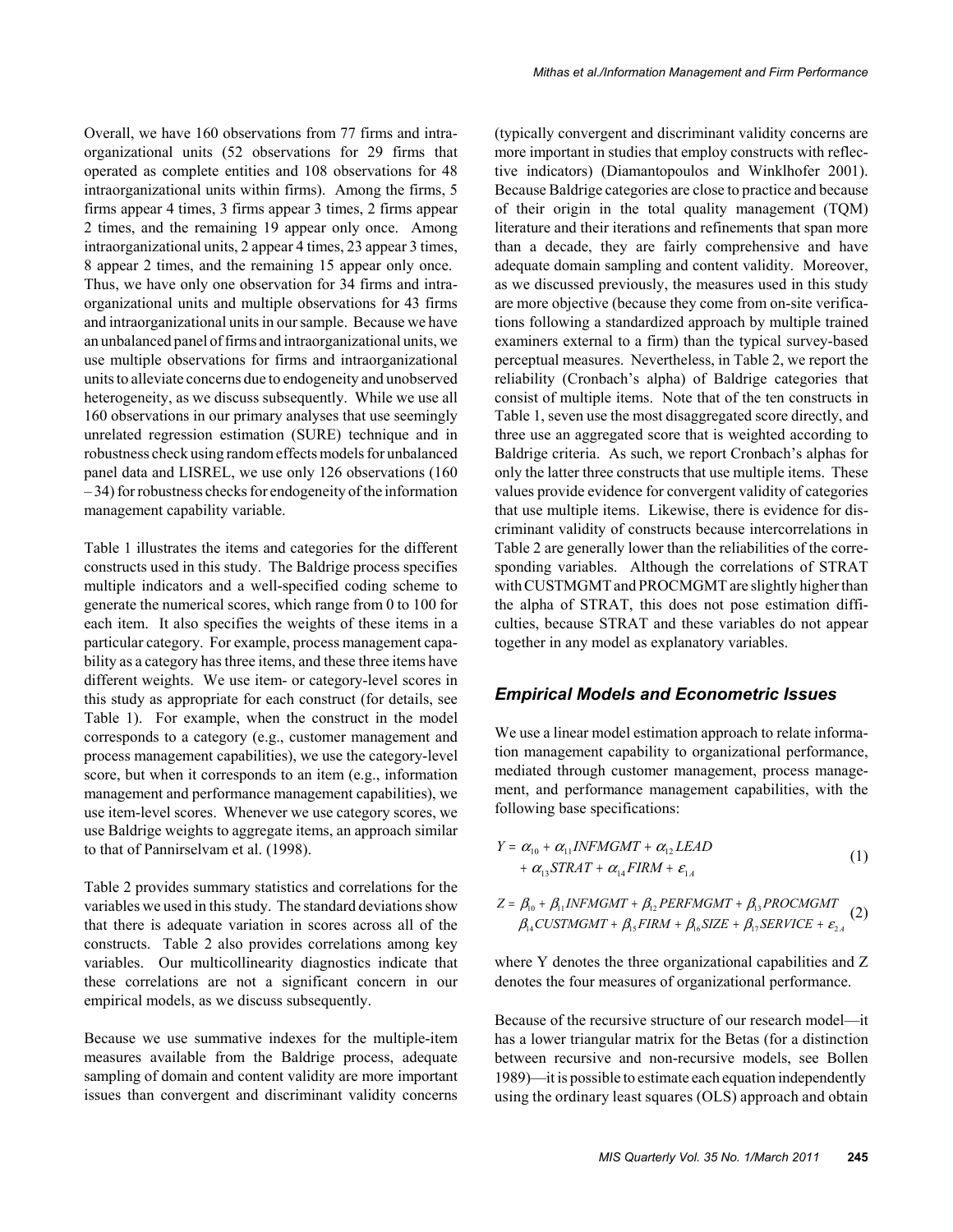Overall, we have 160 observations from 77 firms and intraorganizational units (52 observations for 29 firms that operated as complete entities and 108 observations for 48 intraorganizational units within firms). Among the firms, 5 firms appear 4 times, 3 firms appear 3 times, 2 firms appear 2 times, and the remaining 19 appear only once. Among intraorganizational units, 2 appear 4 times, 23 appear 3 times, 8 appear 2 times, and the remaining 15 appear only once. Thus, we have only one observation for 34 firms and intraorganizational units and multiple observations for 43 firms and intraorganizational units in our sample. Because we have an unbalanced panel of firms and intraorganizational units, we use multiple observations for firms and intraorganizational units to alleviate concerns due to endogeneity and unobserved heterogeneity, as we discuss subsequently. While we use all 160 observations in our primary analyses that use seemingly unrelated regression estimation (SURE) technique and in robustness check using random effects models for unbalanced panel data and LISREL, we use only 126 observations (160 – 34) for robustness checks for endogeneity of the information management capability variable.

Table 1 illustrates the items and categories for the different constructs used in this study. The Baldrige process specifies multiple indicators and a well-specified coding scheme to generate the numerical scores, which range from 0 to 100 for each item. It also specifies the weights of these items in a particular category. For example, process management capability as a category has three items, and these three items have different weights. We use item- or category-level scores in this study as appropriate for each construct (for details, see Table 1). For example, when the construct in the model corresponds to a category (e.g., customer management and process management capabilities), we use the category-level score, but when it corresponds to an item (e.g., information management and performance management capabilities), we use item-level scores. Whenever we use category scores, we use Baldrige weights to aggregate items, an approach similar to that of Pannirselvam et al. (1998).

Table 2 provides summary statistics and correlations for the variables we used in this study. The standard deviations show that there is adequate variation in scores across all of the constructs. Table 2 also provides correlations among key variables. Our multicollinearity diagnostics indicate that these correlations are not a significant concern in our empirical models, as we discuss subsequently.

Because we use summative indexes for the multiple-item measures available from the Baldrige process, adequate sampling of domain and content validity are more important issues than convergent and discriminant validity concerns (typically convergent and discriminant validity concerns are more important in studies that employ constructs with reflective indicators) (Diamantopoulos and Winklhofer 2001). Because Baldrige categories are close to practice and because of their origin in the total quality management (TQM) literature and their iterations and refinements that span more than a decade, they are fairly comprehensive and have adequate domain sampling and content validity. Moreover, as we discussed previously, the measures used in this study are more objective (because they come from on-site verifications following a standardized approach by multiple trained examiners external to a firm) than the typical survey-based perceptual measures. Nevertheless, in Table 2, we report the reliability (Cronbach's alpha) of Baldrige categories that consist of multiple items. Note that of the ten constructs in Table 1, seven use the most disaggregated score directly, and three use an aggregated score that is weighted according to Baldrige criteria. As such, we report Cronbach's alphas for only the latter three constructs that use multiple items. These values provide evidence for convergent validity of categories that use multiple items. Likewise, there is evidence for discriminant validity of constructs because intercorrelations in Table 2 are generally lower than the reliabilities of the corresponding variables. Although the correlations of STRAT with CUSTMGMT and PROCMGMT are slightly higher than the alpha of STRAT, this does not pose estimation difficulties, because STRAT and these variables do not appear together in any model as explanatory variables.

## Empirical Models and Econometric Issues

We use a linear model estimation approach to relate information management capability to organizational performance, mediated through customer management, process management, and performance management capabilities, with the following base specifications:

$$Y = \alpha_{10} + \alpha_{11} INFMGMT + \alpha_{12} LEAD + \alpha_{13} STRAT + \alpha_{14} FIRM + \varepsilon_{1A} \quad (1)$$

$$Z = \beta_{10} + \beta_{11} INFMGMT + \beta_{12} PERFMGMT + \beta_{13} PROCMGMT \; \beta_{14} CUSTMGMT + \beta_{15} FIRM + \beta_{16} SIZE + \beta_{17} SERVICE + \varepsilon_{2A} \quad (2)$$

where Y denotes the three organizational capabilities and Z denotes the four measures of organizational performance.

Because of the recursive structure of our research model—it has a lower triangular matrix for the Betas (for a distinction between recursive and non-recursive models, see Bollen 1989)—it is possible to estimate each equation independently using the ordinary least squares (OLS) approach and obtain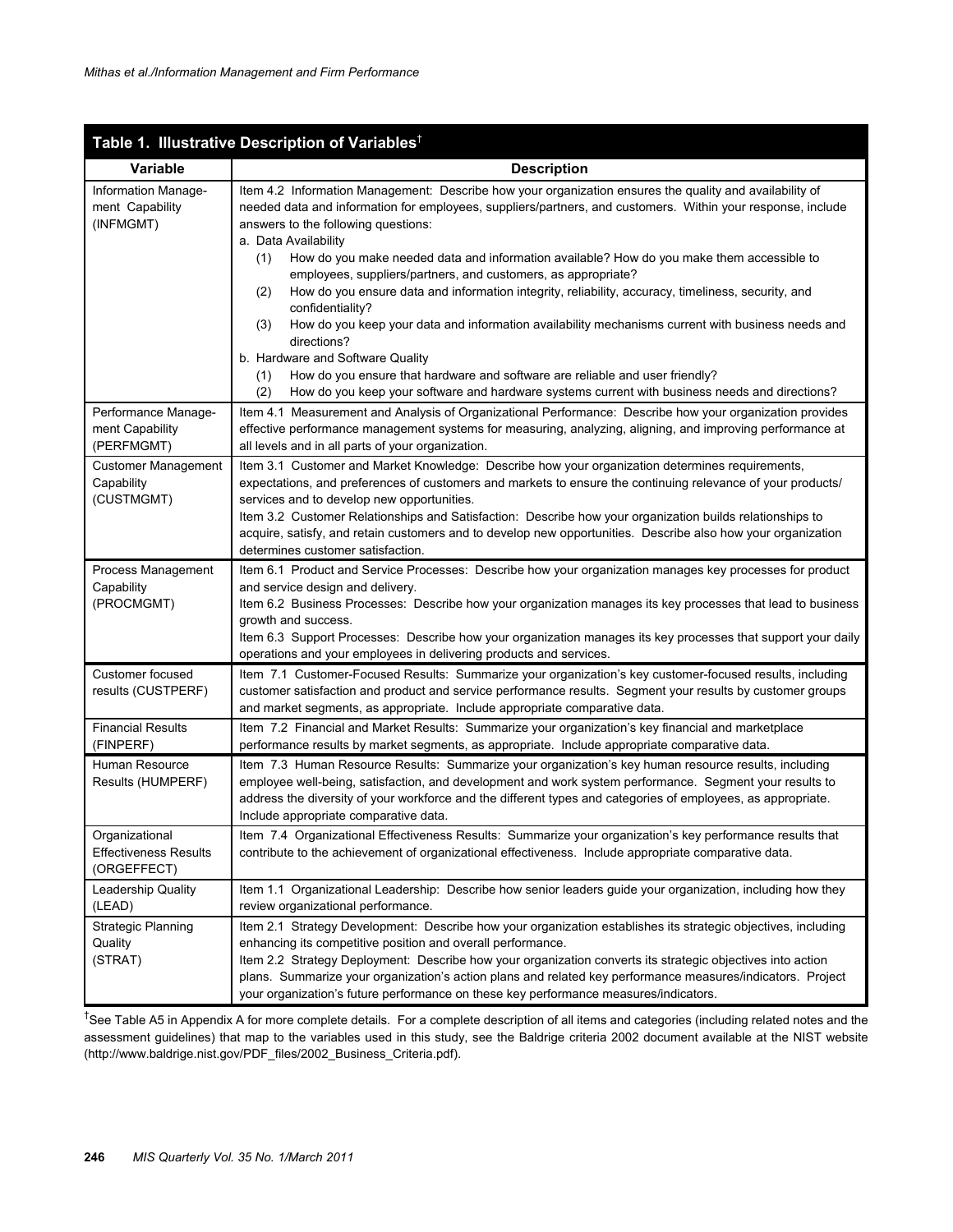**Table 1. Illustrative Description of Variables**[†]

| Variable | Description |
|---|---|
| Information Management Capability (INFMGMT) | Item 4.2 Information Management: Describe how your organization ensures the quality and availability of needed data and information for employees, suppliers/partners, and customers. Within your response, include answers to the following questions:<br>a. Data Availability<br>(1) How do you make needed data and information available? How do you make them accessible to employees, suppliers/partners, and customers, as appropriate?<br>(2) How do you ensure data and information integrity, reliability, accuracy, timeliness, security, and confidentiality?<br>(3) How do you keep your data and information availability mechanisms current with business needs and directions?<br>b. Hardware and Software Quality<br>(1) How do you ensure that hardware and software are reliable and user friendly?<br>(2) How do you keep your software and hardware systems current with business needs and directions? |
| Performance Management Capability (PERFMGMT) | Item 4.1 Measurement and Analysis of Organizational Performance: Describe how your organization provides effective performance management systems for measuring, analyzing, aligning, and improving performance at all levels and in all parts of your organization. |
| Customer Management Capability (CUSTMGMT) | Item 3.1 Customer and Market Knowledge: Describe how your organization determines requirements, expectations, and preferences of customers and markets to ensure the continuing relevance of your products/services and to develop new opportunities.<br>Item 3.2 Customer Relationships and Satisfaction: Describe how your organization builds relationships to acquire, satisfy, and retain customers and to develop new opportunities. Describe also how your organization determines customer satisfaction. |
| Process Management Capability (PROCMGMT) | Item 6.1 Product and Service Processes: Describe how your organization manages key processes for product and service design and delivery.<br>Item 6.2 Business Processes: Describe how your organization manages its key processes that lead to business growth and success.<br>Item 6.3 Support Processes: Describe how your organization manages its key processes that support your daily operations and your employees in delivering products and services. |
| Customer focused results (CUSTPERF) | Item 7.1 Customer-Focused Results: Summarize your organization's key customer-focused results, including customer satisfaction and product and service performance results. Segment your results by customer groups and market segments, as appropriate. Include appropriate comparative data. |
| Financial Results (FINPERF) | Item 7.2 Financial and Market Results: Summarize your organization's key financial and marketplace performance results by market segments, as appropriate. Include appropriate comparative data. |
| Human Resource Results (HUMPERF) | Item 7.3 Human Resource Results: Summarize your organization's key human resource results, including employee well-being, satisfaction, and development and work system performance. Segment your results to address the diversity of your workforce and the different types and categories of employees, as appropriate. Include appropriate comparative data. |
| Organizational Effectiveness Results (ORGEFFECT) | Item 7.4 Organizational Effectiveness Results: Summarize your organization's key performance results that contribute to the achievement of organizational effectiveness. Include appropriate comparative data. |
| Leadership Quality (LEAD) | Item 1.1 Organizational Leadership: Describe how senior leaders guide your organization, including how they review organizational performance. |
| Strategic Planning Quality (STRAT) | Item 2.1 Strategy Development: Describe how your organization establishes its strategic objectives, including enhancing its competitive position and overall performance.<br>Item 2.2 Strategy Deployment: Describe how your organization converts its strategic objectives into action plans. Summarize your organization's action plans and related key performance measures/indicators. Project your organization's future performance on these key performance measures/indicators. |

[†]See Table A5 in Appendix A for more complete details. For a complete description of all items and categories (including related notes and the assessment guidelines) that map to the variables used in this study, see the Baldrige criteria 2002 document available at the NIST website (http://www.baldrige.nist.gov/PDF_files/2002_Business_Criteria.pdf).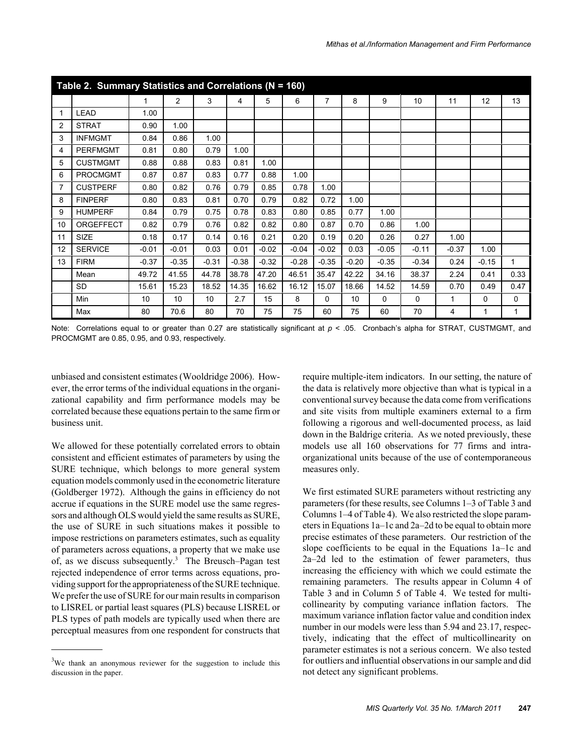**Table 2. Summary Statistics and Correlations (N = 160)**

| | | 1 | 2 | 3 | 4 | 5 | 6 | 7 | 8 | 9 | 10 | 11 | 12 | 13 |
|---|---|---|---|---|---|---|---|---|---|---|---|---|---|---|
| 1 | LEAD | 1.00 | | | | | | | | | | | | |
| 2 | STRAT | 0.90 | 1.00 | | | | | | | | | | | |
| 3 | INFMGMT | 0.84 | 0.86 | 1.00 | | | | | | | | | | |
| 4 | PERFMGMT | 0.81 | 0.80 | 0.79 | 1.00 | | | | | | | | | |
| 5 | CUSTMGMT | 0.88 | 0.88 | 0.83 | 0.81 | 1.00 | | | | | | | | |
| 6 | PROCMGMT | 0.87 | 0.87 | 0.83 | 0.77 | 0.88 | 1.00 | | | | | | | |
| 7 | CUSTPERF | 0.80 | 0.82 | 0.76 | 0.79 | 0.85 | 0.78 | 1.00 | | | | | | |
| 8 | FINPERF | 0.80 | 0.83 | 0.81 | 0.70 | 0.79 | 0.82 | 0.72 | 1.00 | | | | | |
| 9 | HUMPERF | 0.84 | 0.79 | 0.75 | 0.78 | 0.83 | 0.80 | 0.85 | 0.77 | 1.00 | | | | |
| 10 | ORGEFFECT | 0.82 | 0.79 | 0.76 | 0.82 | 0.82 | 0.80 | 0.87 | 0.70 | 0.86 | 1.00 | | | |
| 11 | SIZE | 0.18 | 0.17 | 0.14 | 0.16 | 0.21 | 0.20 | 0.19 | 0.20 | 0.26 | 0.27 | 1.00 | | |
| 12 | SERVICE | -0.01 | -0.01 | 0.03 | 0.01 | -0.02 | -0.04 | -0.02 | 0.03 | -0.05 | -0.11 | -0.37 | 1.00 | |
| 13 | FIRM | -0.37 | -0.35 | -0.31 | -0.38 | -0.32 | -0.28 | -0.35 | -0.20 | -0.35 | -0.34 | 0.24 | -0.15 | 1 |
| | Mean | 49.72 | 41.55 | 44.78 | 38.78 | 47.20 | 46.51 | 35.47 | 42.22 | 34.16 | 38.37 | 2.24 | 0.41 | 0.33 |
| | SD | 15.61 | 15.23 | 18.52 | 14.35 | 16.62 | 16.12 | 15.07 | 18.66 | 14.52 | 14.59 | 0.70 | 0.49 | 0.47 |
| | Min | 10 | 10 | 10 | 2.7 | 15 | 8 | 0 | 10 | 0 | 0 | 1 | 0 | 0 |
| | Max | 80 | 70.6 | 80 | 70 | 75 | 75 | 60 | 75 | 60 | 70 | 4 | 1 | 1 |

Note: Correlations equal to or greater than 0.27 are statistically significant at $p < .05$. Cronbach's alpha for STRAT, CUSTMGMT, and PROCMGMT are 0.85, 0.95, and 0.93, respectively.

unbiased and consistent estimates (Wooldridge 2006). However, the error terms of the individual equations in the organizational capability and firm performance models may be correlated because these equations pertain to the same firm or business unit.

We allowed for these potentially correlated errors to obtain consistent and efficient estimates of parameters by using the SURE technique, which belongs to more general system equation models commonly used in the econometric literature (Goldberger 1972). Although the gains in efficiency do not accrue if equations in the SURE model use the same regressors and although OLS would yield the same results as SURE, the use of SURE in such situations makes it possible to impose restrictions on parameters estimates, such as equality of parameters across equations, a property that we make use of, as we discuss subsequently.[3] The Breusch–Pagan test rejected independence of error terms across equations, providing support for the appropriateness of the SURE technique. We prefer the use of SURE for our main results in comparison to LISREL or partial least squares (PLS) because LISREL or PLS types of path models are typically used when there are perceptual measures from one respondent for constructs that require multiple-item indicators. In our setting, the nature of the data is relatively more objective than what is typical in a conventional survey because the data come from verifications and site visits from multiple examiners external to a firm following a rigorous and well-documented process, as laid down in the Baldrige criteria. As we noted previously, these models use all 160 observations for 77 firms and intra-organizational units because of the use of contemporaneous measures only.

We first estimated SURE parameters without restricting any parameters (for these results, see Columns 1–3 of Table 3 and Columns 1–4 of Table 4). We also restricted the slope parameters in Equations 1a–1c and 2a–2d to be equal to obtain more precise estimates of these parameters. Our restriction of the slope coefficients to be equal in the Equations 1a–1c and 2a–2d led to the estimation of fewer parameters, thus increasing the efficiency with which we could estimate the remaining parameters. The results appear in Column 4 of Table 3 and in Column 5 of Table 4. We tested for multicollinearity by computing variance inflation factors. The maximum variance inflation factor value and condition index number in our models were less than 5.94 and 23.17, respectively, indicating that the effect of multicollinearity on parameter estimates is not a serious concern. We also tested for outliers and influential observations in our sample and did not detect any significant problems.

[3] We thank an anonymous reviewer for the suggestion to include this discussion in the paper.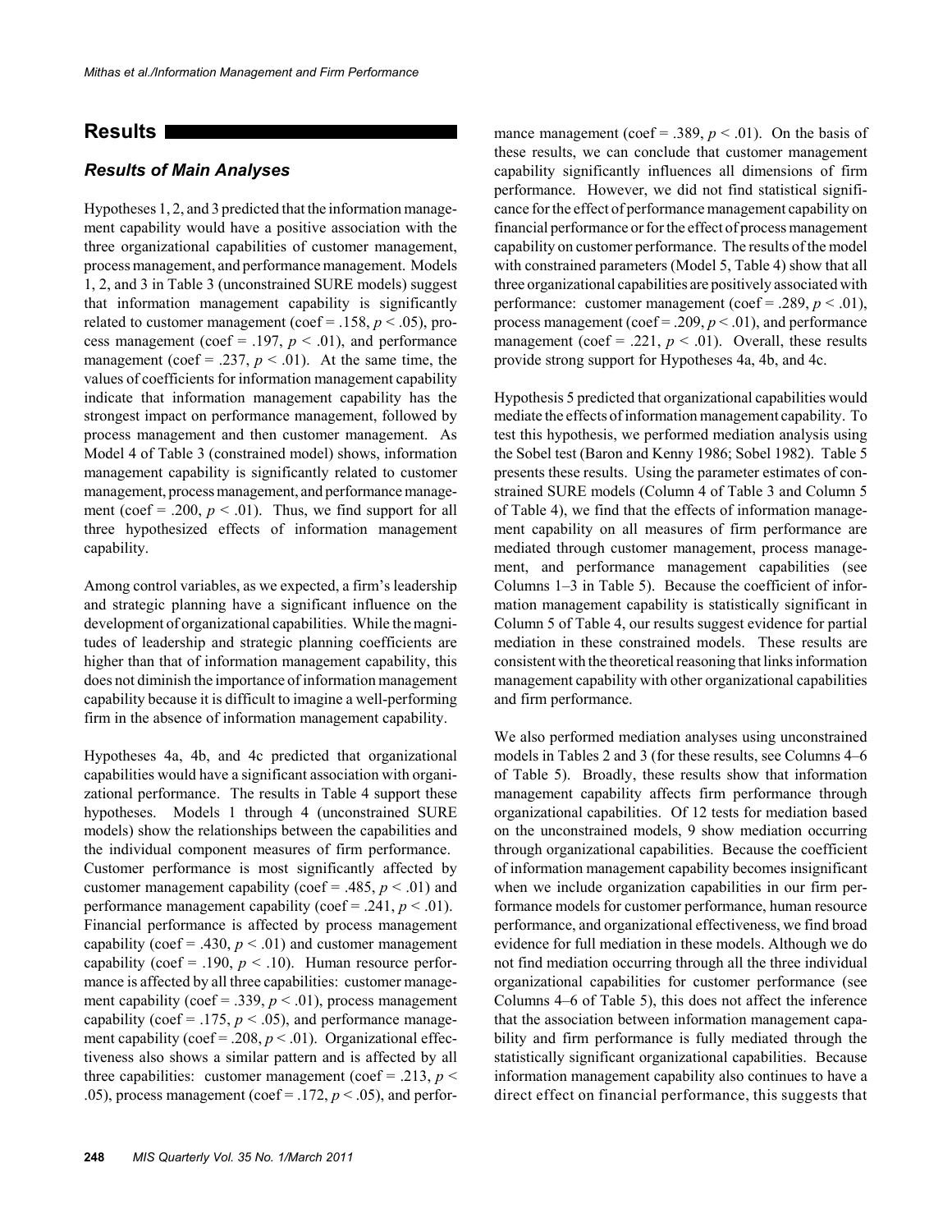## Results

### Results of Main Analyses

Hypotheses 1, 2, and 3 predicted that the information management capability would have a positive association with the three organizational capabilities of customer management, process management, and performance management. Models 1, 2, and 3 in Table 3 (unconstrained SURE models) suggest that information management capability is significantly related to customer management (coef = .158, $p < .05$), process management (coef = .197, $p < .01$), and performance management (coef = .237, $p < .01$). At the same time, the values of coefficients for information management capability indicate that information management capability has the strongest impact on performance management, followed by process management and then customer management. As Model 4 of Table 3 (constrained model) shows, information management capability is significantly related to customer management, process management, and performance management (coef = .200, $p < .01$). Thus, we find support for all three hypothesized effects of information management capability.

Among control variables, as we expected, a firm's leadership and strategic planning have a significant influence on the development of organizational capabilities. While the magnitudes of leadership and strategic planning coefficients are higher than that of information management capability, this does not diminish the importance of information management capability because it is difficult to imagine a well-performing firm in the absence of information management capability.

Hypotheses 4a, 4b, and 4c predicted that organizational capabilities would have a significant association with organizational performance. The results in Table 4 support these hypotheses. Models 1 through 4 (unconstrained SURE models) show the relationships between the capabilities and the individual component measures of firm performance. Customer performance is most significantly affected by customer management capability (coef = .485, $p < .01$) and performance management capability (coef = .241, $p < .01$). Financial performance is affected by process management capability (coef = .430, $p < .01$) and customer management capability (coef = .190, $p < .10$). Human resource performance is affected by all three capabilities: customer management capability (coef = .339, $p < .01$), process management capability (coef = .175, $p < .05$), and performance management capability (coef = .208, $p < .01$). Organizational effectiveness also shows a similar pattern and is affected by all three capabilities: customer management (coef = .213, $p < .05$), process management (coef = .172, $p < .05$), and performance management (coef = .389, $p < .01$). On the basis of these results, we can conclude that customer management capability significantly influences all dimensions of firm performance. However, we did not find statistical significance for the effect of performance management capability on financial performance or for the effect of process management capability on customer performance. The results of the model with constrained parameters (Model 5, Table 4) show that all three organizational capabilities are positively associated with performance: customer management (coef = .289, $p < .01$), process management (coef = .209, $p < .01$), and performance management (coef = .221, $p < .01$). Overall, these results provide strong support for Hypotheses 4a, 4b, and 4c.

Hypothesis 5 predicted that organizational capabilities would mediate the effects of information management capability. To test this hypothesis, we performed mediation analysis using the Sobel test (Baron and Kenny 1986; Sobel 1982). Table 5 presents these results. Using the parameter estimates of constrained SURE models (Column 4 of Table 3 and Column 5 of Table 4), we find that the effects of information management capability on all measures of firm performance are mediated through customer management, process management, and performance management capabilities (see Columns 1–3 in Table 5). Because the coefficient of information management capability is statistically significant in Column 5 of Table 4, our results suggest evidence for partial mediation in these constrained models. These results are consistent with the theoretical reasoning that links information management capability with other organizational capabilities and firm performance.

We also performed mediation analyses using unconstrained models in Tables 2 and 3 (for these results, see Columns 4–6 of Table 5). Broadly, these results show that information management capability affects firm performance through organizational capabilities. Of 12 tests for mediation based on the unconstrained models, 9 show mediation occurring through organizational capabilities. Because the coefficient of information management capability becomes insignificant when we include organization capabilities in our firm performance models for customer performance, human resource performance, and organizational effectiveness, we find broad evidence for full mediation in these models. Although we do not find mediation occurring through all the three individual organizational capabilities for customer performance (see Columns 4–6 of Table 5), this does not affect the inference that the association between information management capability and firm performance is fully mediated through the statistically significant organizational capabilities. Because information management capability also continues to have a direct effect on financial performance, this suggests that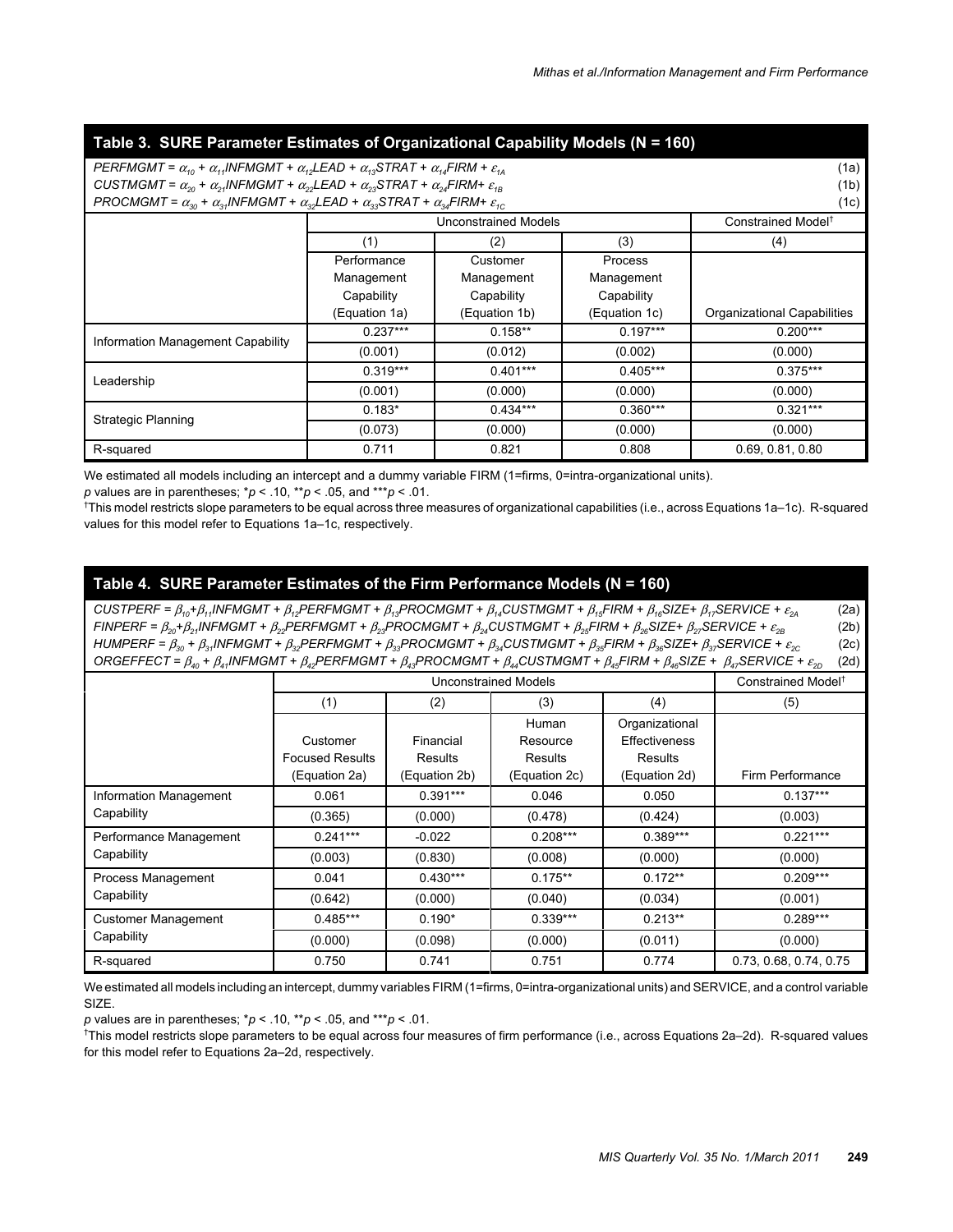**Table 3. SURE Parameter Estimates of Organizational Capability Models (N = 160)**

$$PERFMGMT = \alpha_{10} + \alpha_{11}INFMGMT + \alpha_{12}LEAD + \alpha_{13}STRAT + \alpha_{14}FIRM + \varepsilon_{1A} \quad (1a)$$

$$CUSTMGMT = \alpha_{20} + \alpha_{21}INFMGMT + \alpha_{22}LEAD + \alpha_{23}STRAT + \alpha_{24}FIRM + \varepsilon_{1B} \quad (1b)$$

$$PROCMGMT = \alpha_{30} + \alpha_{31}INFMGMT + \alpha_{32}LEAD + \alpha_{33}STRAT + \alpha_{34}FIRM + \varepsilon_{1C} \quad (1c)$$

| | Unconstrained Models | | | Constrained Model† |
|---|---|---|---|---|
| | (1) | (2) | (3) | (4) |
| | Performance Management Capability (Equation 1a) | Customer Management Capability (Equation 1b) | Process Management Capability (Equation 1c) | Organizational Capabilities |
| Information Management Capability | 0.237*** | 0.158** | 0.197*** | 0.200*** |
| | (0.001) | (0.012) | (0.002) | (0.000) |
| Leadership | 0.319*** | 0.401*** | 0.405*** | 0.375*** |
| | (0.001) | (0.000) | (0.000) | (0.000) |
| Strategic Planning | 0.183* | 0.434*** | 0.360*** | 0.321*** |
| | (0.073) | (0.000) | (0.000) | (0.000) |
| R-squared | 0.711 | 0.821 | 0.808 | 0.69, 0.81, 0.80 |

We estimated all models including an intercept and a dummy variable FIRM (1=firms, 0=intra-organizational units).

*p* values are in parentheses; \*$p < .10$, \*\*$p < .05$, and \*\*\*$p < .01$.

†This model restricts slope parameters to be equal across three measures of organizational capabilities (i.e., across Equations 1a–1c). R-squared values for this model refer to Equations 1a–1c, respectively.

**Table 4. SURE Parameter Estimates of the Firm Performance Models (N = 160)**

$$CUSTPERF = \beta_{10} + \beta_{11}INFMGMT + \beta_{12}PERFMGMT + \beta_{13}PROCMGMT + \beta_{14}CUSTMGMT + \beta_{15}FIRM + \beta_{16}SIZE + \beta_{17}SERVICE + \varepsilon_{2A} \quad (2a)$$

$$FINPERF = \beta_{20} + \beta_{21}INFMGMT + \beta_{22}PERFMGMT + \beta_{23}PROCMGMT + \beta_{24}CUSTMGMT + \beta_{25}FIRM + \beta_{26}SIZE + \beta_{27}SERVICE + \varepsilon_{2B} \quad (2b)$$

$$HUMPERF = \beta_{30} + \beta_{31}INFMGMT + \beta_{32}PERFMGMT + \beta_{33}PROCMGMT + \beta_{34}CUSTMGMT + \beta_{35}FIRM + \beta_{36}SIZE + \beta_{37}SERVICE + \varepsilon_{2C} \quad (2c)$$

$$ORGEFFECT = \beta_{40} + \beta_{41}INFMGMT + \beta_{42}PERFMGMT + \beta_{43}PROCMGMT + \beta_{44}CUSTMGMT + \beta_{45}FIRM + \beta_{46}SIZE + \beta_{47}SERVICE + \varepsilon_{2D} \quad (2d)$$

| | Unconstrained Models | | | | Constrained Model† |
|---|---|---|---|---|---|
| | (1) | (2) | (3) | (4) | (5) |
| | Customer Focused Results (Equation 2a) | Financial Results (Equation 2b) | Human Resource Results (Equation 2c) | Organizational Effectiveness Results (Equation 2d) | Firm Performance |
| Information Management Capability | 0.061 | 0.391*** | 0.046 | 0.050 | 0.137*** |
| | (0.365) | (0.000) | (0.478) | (0.424) | (0.003) |
| Performance Management Capability | 0.241*** | -0.022 | 0.208*** | 0.389*** | 0.221*** |
| | (0.003) | (0.830) | (0.008) | (0.000) | (0.000) |
| Process Management Capability | 0.041 | 0.430*** | 0.175** | 0.172** | 0.209*** |
| | (0.642) | (0.000) | (0.040) | (0.034) | (0.001) |
| Customer Management Capability | 0.485*** | 0.190* | 0.339*** | 0.213** | 0.289*** |
| | (0.000) | (0.098) | (0.000) | (0.011) | (0.000) |
| R-squared | 0.750 | 0.741 | 0.751 | 0.774 | 0.73, 0.68, 0.74, 0.75 |

We estimated all models including an intercept, dummy variables FIRM (1=firms, 0=intra-organizational units) and SERVICE, and a control variable SIZE.

*p* values are in parentheses; \*$p < .10$, \*\*$p < .05$, and \*\*\*$p < .01$.

†This model restricts slope parameters to be equal across four measures of firm performance (i.e., across Equations 2a–2d). R-squared values for this model refer to Equations 2a–2d, respectively.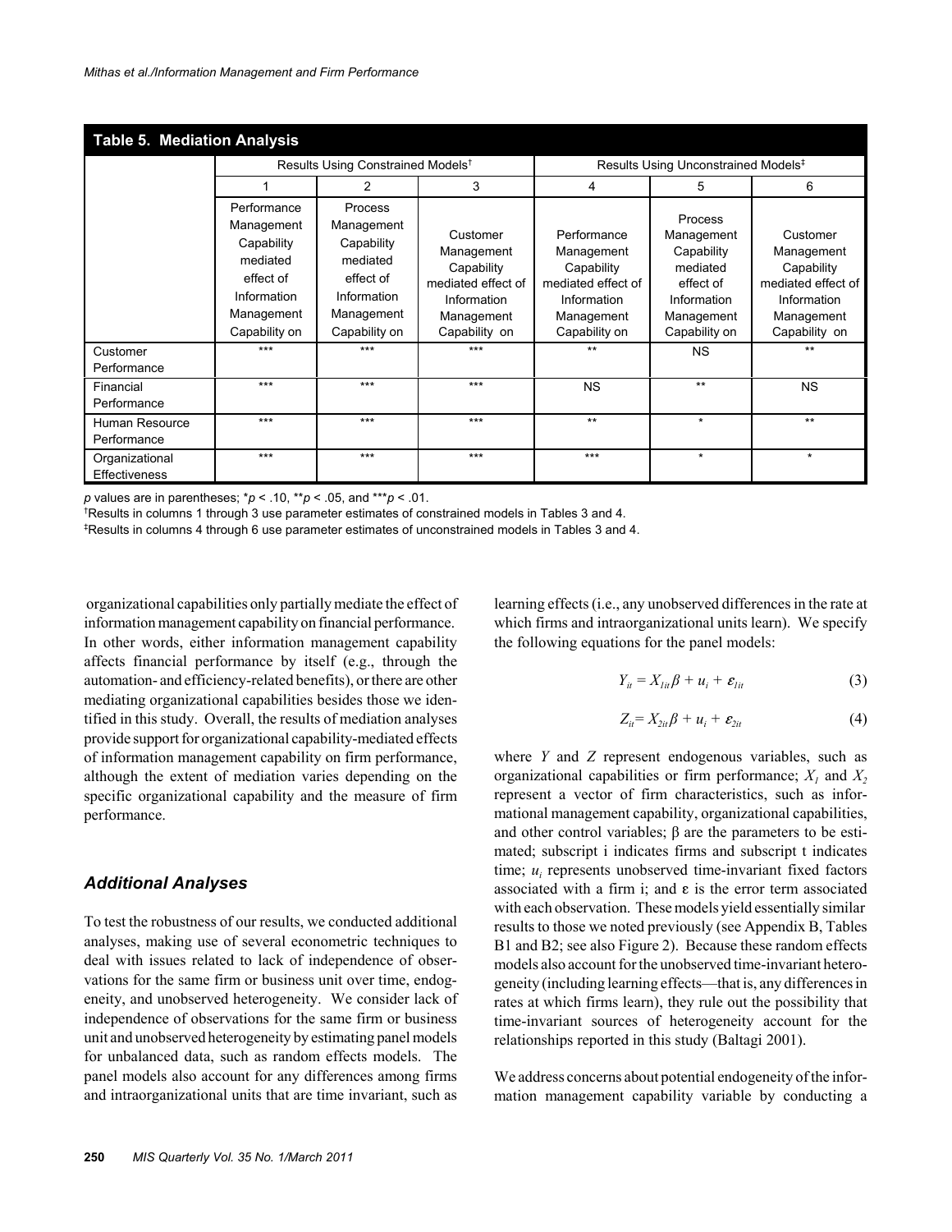**Table 5. Mediation Analysis**

| | Results Using Constrained Models† | | | Results Using Unconstrained Models‡ | | |
|---|---|---|---|---|---|---|
| | 1 | 2 | 3 | 4 | 5 | 6 |
| | Performance Management Capability mediated effect of Information Management Capability on | Process Management Capability mediated effect of Information Management Capability on | Customer Management Capability mediated effect of Information Management Capability on | Performance Management Capability mediated effect of Information Management Capability on | Process Management Capability mediated effect of Information Management Capability on | Customer Management Capability mediated effect of Information Management Capability on |
| Customer Performance | *** | *** | *** | ** | NS | ** |
| Financial Performance | *** | *** | *** | NS | ** | NS |
| Human Resource Performance | *** | *** | *** | ** | * | ** |
| Organizational Effectiveness | *** | *** | *** | *** | * | * |

$p$ values are in parentheses; *$p < .10$, **$p < .05$, and ***$p < .01$.

†Results in columns 1 through 3 use parameter estimates of constrained models in Tables 3 and 4.

‡Results in columns 4 through 6 use parameter estimates of unconstrained models in Tables 3 and 4.

organizational capabilities only partially mediate the effect of information management capability on financial performance. In other words, either information management capability affects financial performance by itself (e.g., through the automation- and efficiency-related benefits), or there are other mediating organizational capabilities besides those we identified in this study. Overall, the results of mediation analyses provide support for organizational capability-mediated effects of information management capability on firm performance, although the extent of mediation varies depending on the specific organizational capability and the measure of firm performance.

### *Additional Analyses*

To test the robustness of our results, we conducted additional analyses, making use of several econometric techniques to deal with issues related to lack of independence of observations for the same firm or business unit over time, endogeneity, and unobserved heterogeneity. We consider lack of independence of observations for the same firm or business unit and unobserved heterogeneity by estimating panel models for unbalanced data, such as random effects models. The panel models also account for any differences among firms and intraorganizational units that are time invariant, such as learning effects (i.e., any unobserved differences in the rate at which firms and intraorganizational units learn). We specify the following equations for the panel models:

$$Y_{it} = X_{1it}\beta + u_i + \varepsilon_{1it} \tag{3}$$

$$Z_{it} = X_{2it}\beta + u_i + \varepsilon_{2it} \tag{4}$$

where $Y$ and $Z$ represent endogenous variables, such as organizational capabilities or firm performance; $X_1$ and $X_2$ represent a vector of firm characteristics, such as informational management capability, organizational capabilities, and other control variables; β are the parameters to be estimated; subscript i indicates firms and subscript t indicates time; $u_i$ represents unobserved time-invariant fixed factors associated with a firm i; and ε is the error term associated with each observation. These models yield essentially similar results to those we noted previously (see Appendix B, Tables B1 and B2; see also Figure 2). Because these random effects models also account for the unobserved time-invariant heterogeneity (including learning effects—that is, any differences in rates at which firms learn), they rule out the possibility that time-invariant sources of heterogeneity account for the relationships reported in this study (Baltagi 2001).

We address concerns about potential endogeneity of the information management capability variable by conducting a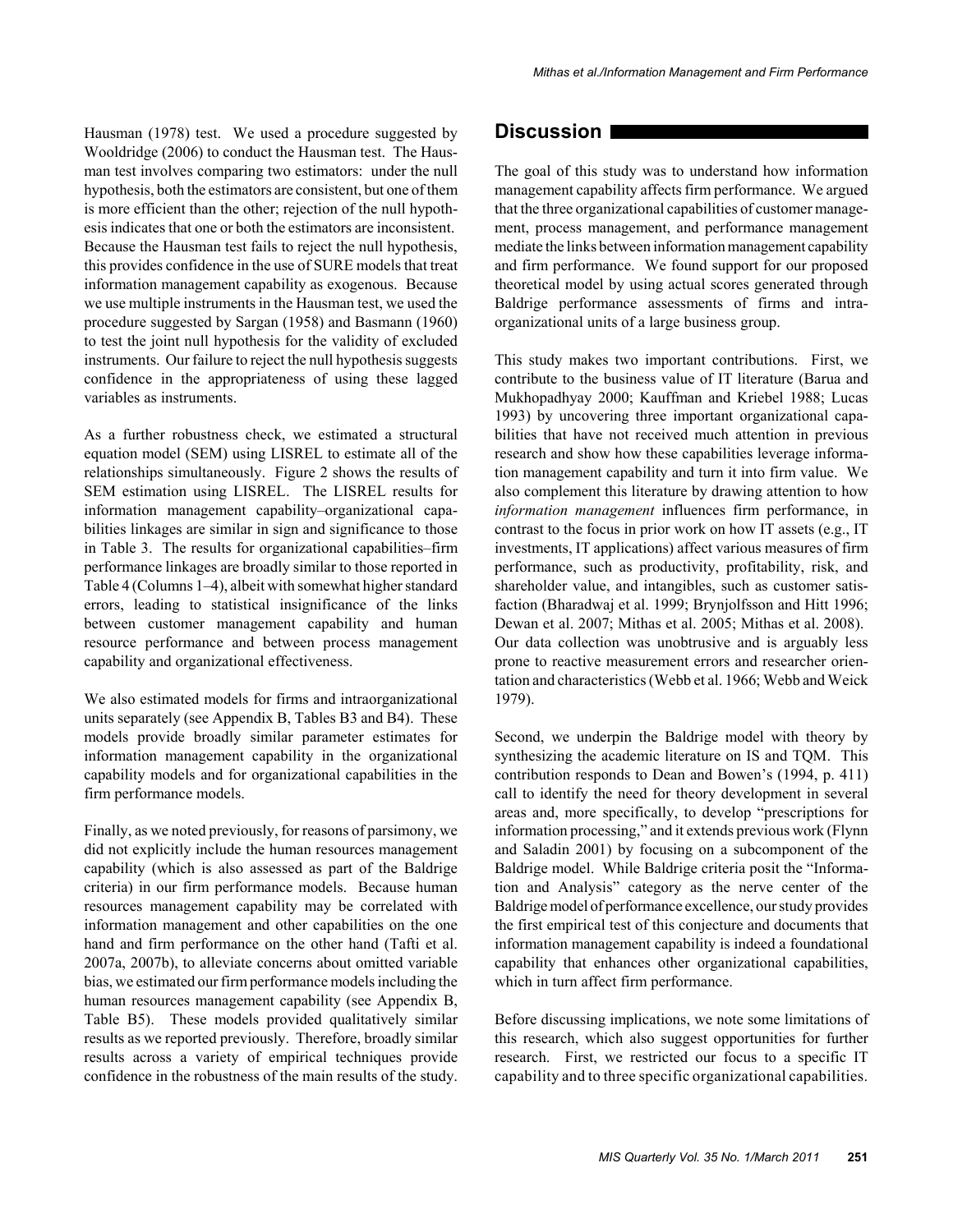Hausman (1978) test. We used a procedure suggested by Wooldridge (2006) to conduct the Hausman test. The Hausman test involves comparing two estimators: under the null hypothesis, both the estimators are consistent, but one of them is more efficient than the other; rejection of the null hypothesis indicates that one or both the estimators are inconsistent. Because the Hausman test fails to reject the null hypothesis, this provides confidence in the use of SURE models that treat information management capability as exogenous. Because we use multiple instruments in the Hausman test, we used the procedure suggested by Sargan (1958) and Basmann (1960) to test the joint null hypothesis for the validity of excluded instruments. Our failure to reject the null hypothesis suggests confidence in the appropriateness of using these lagged variables as instruments.

As a further robustness check, we estimated a structural equation model (SEM) using LISREL to estimate all of the relationships simultaneously. Figure 2 shows the results of SEM estimation using LISREL. The LISREL results for information management capability–organizational capabilities linkages are similar in sign and significance to those in Table 3. The results for organizational capabilities–firm performance linkages are broadly similar to those reported in Table 4 (Columns 1–4), albeit with somewhat higher standard errors, leading to statistical insignificance of the links between customer management capability and human resource performance and between process management capability and organizational effectiveness.

We also estimated models for firms and intraorganizational units separately (see Appendix B, Tables B3 and B4). These models provide broadly similar parameter estimates for information management capability in the organizational capability models and for organizational capabilities in the firm performance models.

Finally, as we noted previously, for reasons of parsimony, we did not explicitly include the human resources management capability (which is also assessed as part of the Baldrige criteria) in our firm performance models. Because human resources management capability may be correlated with information management and other capabilities on the one hand and firm performance on the other hand (Tafti et al. 2007a, 2007b), to alleviate concerns about omitted variable bias, we estimated our firm performance models including the human resources management capability (see Appendix B, Table B5). These models provided qualitatively similar results as we reported previously. Therefore, broadly similar results across a variety of empirical techniques provide confidence in the robustness of the main results of the study.

## Discussion

The goal of this study was to understand how information management capability affects firm performance. We argued that the three organizational capabilities of customer management, process management, and performance management mediate the links between information management capability and firm performance. We found support for our proposed theoretical model by using actual scores generated through Baldrige performance assessments of firms and intraorganizational units of a large business group.

This study makes two important contributions. First, we contribute to the business value of IT literature (Barua and Mukhopadhyay 2000; Kauffman and Kriebel 1988; Lucas 1993) by uncovering three important organizational capabilities that have not received much attention in previous research and show how these capabilities leverage information management capability and turn it into firm value. We also complement this literature by drawing attention to how *information management* influences firm performance, in contrast to the focus in prior work on how IT assets (e.g., IT investments, IT applications) affect various measures of firm performance, such as productivity, profitability, risk, and shareholder value, and intangibles, such as customer satisfaction (Bharadwaj et al. 1999; Brynjolfsson and Hitt 1996; Dewan et al. 2007; Mithas et al. 2005; Mithas et al. 2008). Our data collection was unobtrusive and is arguably less prone to reactive measurement errors and researcher orientation and characteristics (Webb et al. 1966; Webb and Weick 1979).

Second, we underpin the Baldrige model with theory by synthesizing the academic literature on IS and TQM. This contribution responds to Dean and Bowen's (1994, p. 411) call to identify the need for theory development in several areas and, more specifically, to develop "prescriptions for information processing," and it extends previous work (Flynn and Saladin 2001) by focusing on a subcomponent of the Baldrige model. While Baldrige criteria posit the "Information and Analysis" category as the nerve center of the Baldrige model of performance excellence, our study provides the first empirical test of this conjecture and documents that information management capability is indeed a foundational capability that enhances other organizational capabilities, which in turn affect firm performance.

Before discussing implications, we note some limitations of this research, which also suggest opportunities for further research. First, we restricted our focus to a specific IT capability and to three specific organizational capabilities.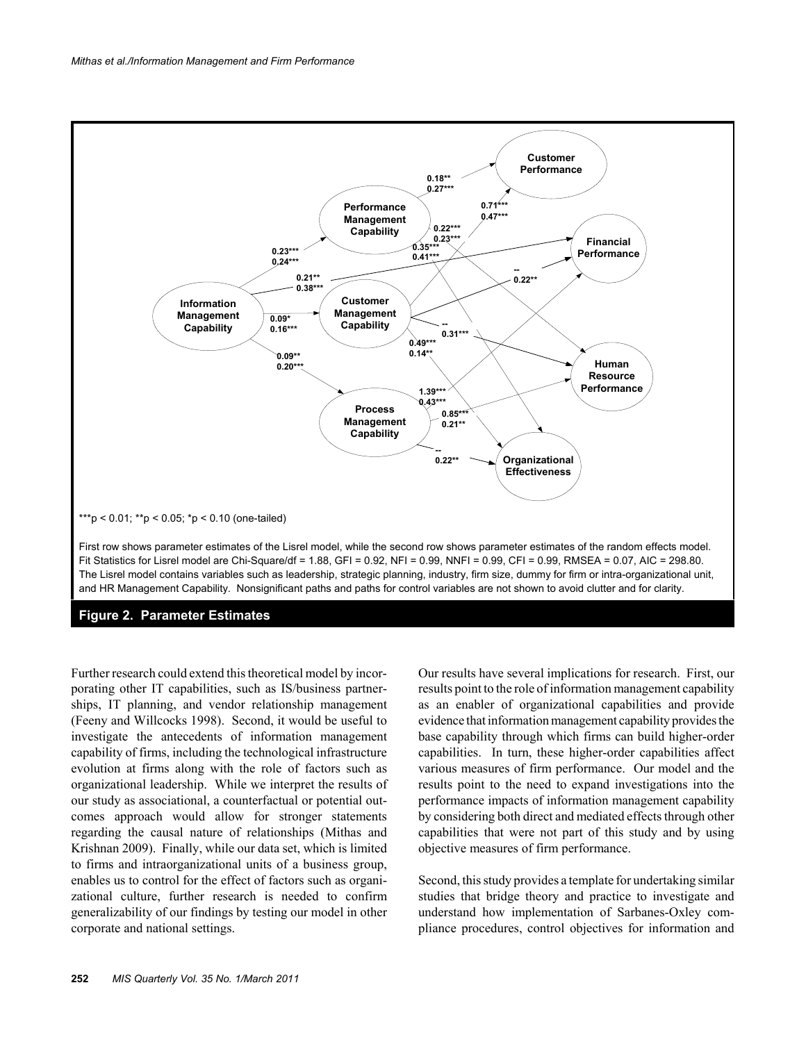***p < 0.01; **p < 0.05; *p < 0.10 (one-tailed)

First row shows parameter estimates of the Lisrel model, while the second row shows parameter estimates of the random effects model. Fit Statistics for Lisrel model are Chi-Square/df = 1.88, GFI = 0.92, NFI = 0.99, NNFI = 0.99, CFI = 0.99, RMSEA = 0.07, AIC = 298.80. The Lisrel model contains variables such as leadership, strategic planning, industry, firm size, dummy for firm or intra-organizational unit, and HR Management Capability. Nonsignificant paths and paths for control variables are not shown to avoid clutter and for clarity.

**Figure 2. Parameter Estimates**

Further research could extend this theoretical model by incorporating other IT capabilities, such as IS/business partnerships, IT planning, and vendor relationship management (Feeny and Willcocks 1998). Second, it would be useful to investigate the antecedents of information management capability of firms, including the technological infrastructure evolution at firms along with the role of factors such as organizational leadership. While we interpret the results of our study as associational, a counterfactual or potential outcomes approach would allow for stronger statements regarding the causal nature of relationships (Mithas and Krishnan 2009). Finally, while our data set, which is limited to firms and intraorganizational units of a business group, enables us to control for the effect of factors such as organizational culture, further research is needed to confirm generalizability of our findings by testing our model in other corporate and national settings.

Our results have several implications for research. First, our results point to the role of information management capability as an enabler of organizational capabilities and provide evidence that information management capability provides the base capability through which firms can build higher-order capabilities. In turn, these higher-order capabilities affect various measures of firm performance. Our model and the results point to the need to expand investigations into the performance impacts of information management capability by considering both direct and mediated effects through other capabilities that were not part of this study and by using objective measures of firm performance.

Second, this study provides a template for undertaking similar studies that bridge theory and practice to investigate and understand how implementation of Sarbanes-Oxley compliance procedures, control objectives for information and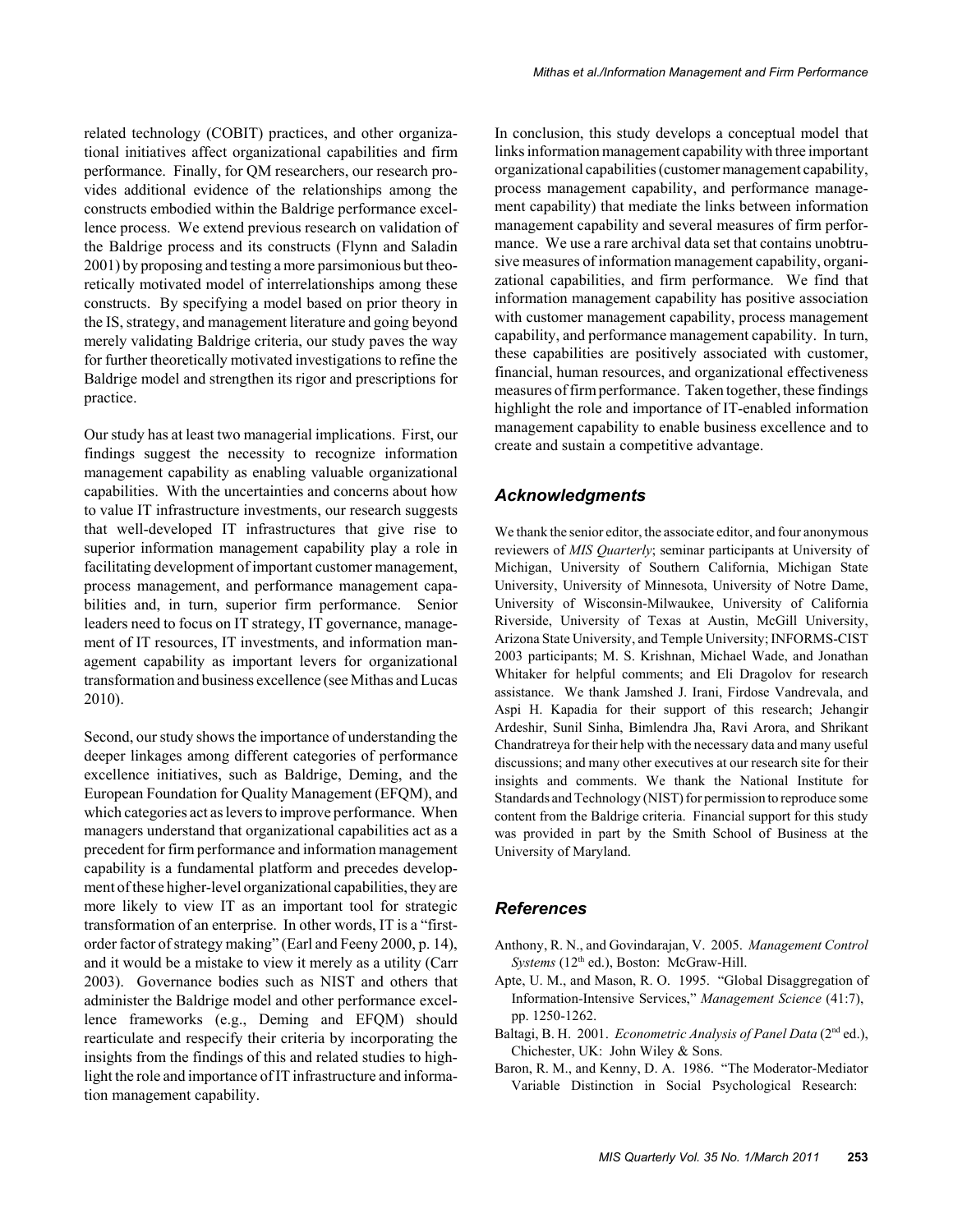related technology (COBIT) practices, and other organizational initiatives affect organizational capabilities and firm performance. Finally, for QM researchers, our research provides additional evidence of the relationships among the constructs embodied within the Baldrige performance excellence process. We extend previous research on validation of the Baldrige process and its constructs (Flynn and Saladin 2001) by proposing and testing a more parsimonious but theoretically motivated model of interrelationships among these constructs. By specifying a model based on prior theory in the IS, strategy, and management literature and going beyond merely validating Baldrige criteria, our study paves the way for further theoretically motivated investigations to refine the Baldrige model and strengthen its rigor and prescriptions for practice.

Our study has at least two managerial implications. First, our findings suggest the necessity to recognize information management capability as enabling valuable organizational capabilities. With the uncertainties and concerns about how to value IT infrastructure investments, our research suggests that well-developed IT infrastructures that give rise to superior information management capability play a role in facilitating development of important customer management, process management, and performance management capabilities and, in turn, superior firm performance. Senior leaders need to focus on IT strategy, IT governance, management of IT resources, IT investments, and information management capability as important levers for organizational transformation and business excellence (see Mithas and Lucas 2010).

Second, our study shows the importance of understanding the deeper linkages among different categories of performance excellence initiatives, such as Baldrige, Deming, and the European Foundation for Quality Management (EFQM), and which categories act as levers to improve performance. When managers understand that organizational capabilities act as a precedent for firm performance and information management capability is a fundamental platform and precedes development of these higher-level organizational capabilities, they are more likely to view IT as an important tool for strategic transformation of an enterprise. In other words, IT is a "first-order factor of strategy making" (Earl and Feeny 2000, p. 14), and it would be a mistake to view it merely as a utility (Carr 2003). Governance bodies such as NIST and others that administer the Baldrige model and other performance excellence frameworks (e.g., Deming and EFQM) should rearticulate and respecify their criteria by incorporating the insights from the findings of this and related studies to highlight the role and importance of IT infrastructure and information management capability.

In conclusion, this study develops a conceptual model that links information management capability with three important organizational capabilities (customer management capability, process management capability, and performance management capability) that mediate the links between information management capability and several measures of firm performance. We use a rare archival data set that contains unobtrusive measures of information management capability, organizational capabilities, and firm performance. We find that information management capability has positive association with customer management capability, process management capability, and performance management capability. In turn, these capabilities are positively associated with customer, financial, human resources, and organizational effectiveness measures of firm performance. Taken together, these findings highlight the role and importance of IT-enabled information management capability to enable business excellence and to create and sustain a competitive advantage.

## Acknowledgments

We thank the senior editor, the associate editor, and four anonymous reviewers of *MIS Quarterly*; seminar participants at University of Michigan, University of Southern California, Michigan State University, University of Minnesota, University of Notre Dame, University of Wisconsin-Milwaukee, University of California Riverside, University of Texas at Austin, McGill University, Arizona State University, and Temple University; INFORMS-CIST 2003 participants; M. S. Krishnan, Michael Wade, and Jonathan Whitaker for helpful comments; and Eli Dragolov for research assistance. We thank Jamshed J. Irani, Firdose Vandrevala, and Aspi H. Kapadia for their support of this research; Jehangir Ardeshir, Sunil Sinha, Bimlendra Jha, Ravi Arora, and Shrikant Chandratreya for their help with the necessary data and many useful discussions; and many other executives at our research site for their insights and comments. We thank the National Institute for Standards and Technology (NIST) for permission to reproduce some content from the Baldrige criteria. Financial support for this study was provided in part by the Smith School of Business at the University of Maryland.

## References

Anthony, R. N., and Govindarajan, V. 2005. *Management Control Systems* (12th ed.), Boston: McGraw-Hill.

Apte, U. M., and Mason, R. O. 1995. "Global Disaggregation of Information-Intensive Services," *Management Science* (41:7), pp. 1250-1262.

Baltagi, B. H. 2001. *Econometric Analysis of Panel Data* (2nd ed.), Chichester, UK: John Wiley & Sons.

Baron, R. M., and Kenny, D. A. 1986. "The Moderator-Mediator Variable Distinction in Social Psychological Research: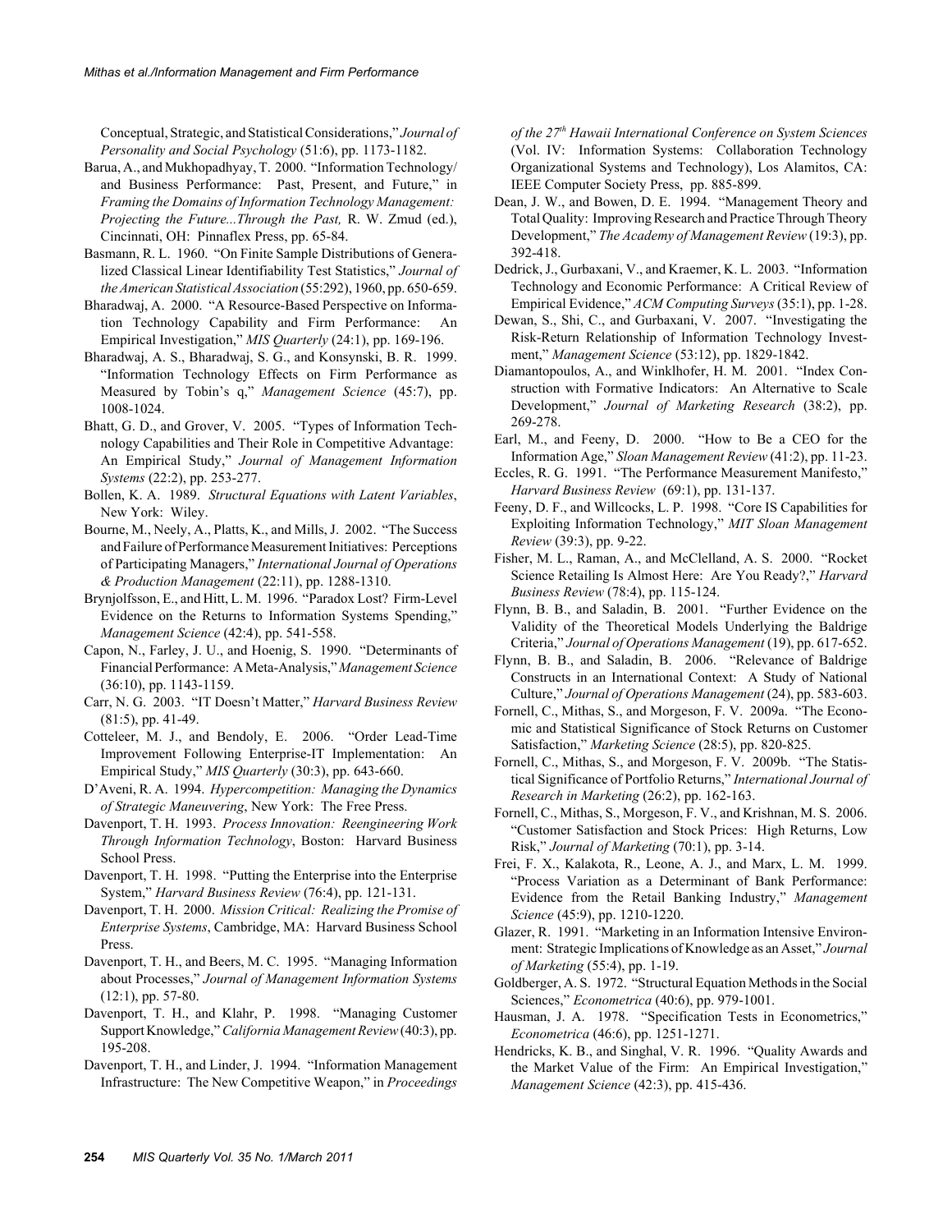Conceptual, Strategic, and Statistical Considerations," *Journal of Personality and Social Psychology* (51:6), pp. 1173-1182.

Barua, A., and Mukhopadhyay, T. 2000. "Information Technology/ and Business Performance: Past, Present, and Future," in *Framing the Domains of Information Technology Management: Projecting the Future...Through the Past,* R. W. Zmud (ed.), Cincinnati, OH: Pinnaflex Press, pp. 65-84.

Basmann, R. L. 1960. "On Finite Sample Distributions of Generalized Classical Linear Identifiability Test Statistics," *Journal of the American Statistical Association* (55:292), 1960, pp. 650-659.

Bharadwaj, A. 2000. "A Resource-Based Perspective on Information Technology Capability and Firm Performance: An Empirical Investigation," *MIS Quarterly* (24:1), pp. 169-196.

Bharadwaj, A. S., Bharadwaj, S. G., and Konsynski, B. R. 1999. "Information Technology Effects on Firm Performance as Measured by Tobin's q," *Management Science* (45:7), pp. 1008-1024.

Bhatt, G. D., and Grover, V. 2005. "Types of Information Technology Capabilities and Their Role in Competitive Advantage: An Empirical Study," *Journal of Management Information Systems* (22:2), pp. 253-277.

Bollen, K. A. 1989. *Structural Equations with Latent Variables*, New York: Wiley.

Bourne, M., Neely, A., Platts, K., and Mills, J. 2002. "The Success and Failure of Performance Measurement Initiatives: Perceptions of Participating Managers," *International Journal of Operations & Production Management* (22:11), pp. 1288-1310.

Brynjolfsson, E., and Hitt, L. M. 1996. "Paradox Lost? Firm-Level Evidence on the Returns to Information Systems Spending," *Management Science* (42:4), pp. 541-558.

Capon, N., Farley, J. U., and Hoenig, S. 1990. "Determinants of Financial Performance: A Meta-Analysis," *Management Science* (36:10), pp. 1143-1159.

Carr, N. G. 2003. "IT Doesn't Matter," *Harvard Business Review* (81:5), pp. 41-49.

Cotteleer, M. J., and Bendoly, E. 2006. "Order Lead-Time Improvement Following Enterprise-IT Implementation: An Empirical Study," *MIS Quarterly* (30:3), pp. 643-660.

D'Aveni, R. A. 1994. *Hypercompetition: Managing the Dynamics of Strategic Maneuvering*, New York: The Free Press.

Davenport, T. H. 1993. *Process Innovation: Reengineering Work Through Information Technology*, Boston: Harvard Business School Press.

Davenport, T. H. 1998. "Putting the Enterprise into the Enterprise System," *Harvard Business Review* (76:4), pp. 121-131.

Davenport, T. H. 2000. *Mission Critical: Realizing the Promise of Enterprise Systems*, Cambridge, MA: Harvard Business School Press.

Davenport, T. H., and Beers, M. C. 1995. "Managing Information about Processes," *Journal of Management Information Systems* (12:1), pp. 57-80.

Davenport, T. H., and Klahr, P. 1998. "Managing Customer Support Knowledge," *California Management Review* (40:3), pp. 195-208.

Davenport, T. H., and Linder, J. 1994. "Information Management Infrastructure: The New Competitive Weapon," in *Proceedings of the 27th Hawaii International Conference on System Sciences* (Vol. IV: Information Systems: Collaboration Technology Organizational Systems and Technology), Los Alamitos, CA: IEEE Computer Society Press, pp. 885-899.

Dean, J. W., and Bowen, D. E. 1994. "Management Theory and Total Quality: Improving Research and Practice Through Theory Development," *The Academy of Management Review* (19:3), pp. 392-418.

Dedrick, J., Gurbaxani, V., and Kraemer, K. L. 2003. "Information Technology and Economic Performance: A Critical Review of Empirical Evidence," *ACM Computing Surveys* (35:1), pp. 1-28.

Dewan, S., Shi, C., and Gurbaxani, V. 2007. "Investigating the Risk-Return Relationship of Information Technology Investment," *Management Science* (53:12), pp. 1829-1842.

Diamantopoulos, A., and Winklhofer, H. M. 2001. "Index Construction with Formative Indicators: An Alternative to Scale Development," *Journal of Marketing Research* (38:2), pp. 269-278.

Earl, M., and Feeny, D. 2000. "How to Be a CEO for the Information Age," *Sloan Management Review* (41:2), pp. 11-23.

Eccles, R. G. 1991. "The Performance Measurement Manifesto," *Harvard Business Review* (69:1), pp. 131-137.

Feeny, D. F., and Willcocks, L. P. 1998. "Core IS Capabilities for Exploiting Information Technology," *MIT Sloan Management Review* (39:3), pp. 9-22.

Fisher, M. L., Raman, A., and McClelland, A. S. 2000. "Rocket Science Retailing Is Almost Here: Are You Ready?," *Harvard Business Review* (78:4), pp. 115-124.

Flynn, B. B., and Saladin, B. 2001. "Further Evidence on the Validity of the Theoretical Models Underlying the Baldrige Criteria," *Journal of Operations Management* (19), pp. 617-652.

Flynn, B. B., and Saladin, B. 2006. "Relevance of Baldrige Constructs in an International Context: A Study of National Culture," *Journal of Operations Management* (24), pp. 583-603.

Fornell, C., Mithas, S., and Morgeson, F. V. 2009a. "The Economic and Statistical Significance of Stock Returns on Customer Satisfaction," *Marketing Science* (28:5), pp. 820-825.

Fornell, C., Mithas, S., and Morgeson, F. V. 2009b. "The Statistical Significance of Portfolio Returns," *International Journal of Research in Marketing* (26:2), pp. 162-163.

Fornell, C., Mithas, S., Morgeson, F. V., and Krishnan, M. S. 2006. "Customer Satisfaction and Stock Prices: High Returns, Low Risk," *Journal of Marketing* (70:1), pp. 3-14.

Frei, F. X., Kalakota, R., Leone, A. J., and Marx, L. M. 1999. "Process Variation as a Determinant of Bank Performance: Evidence from the Retail Banking Industry," *Management Science* (45:9), pp. 1210-1220.

Glazer, R. 1991. "Marketing in an Information Intensive Environment: Strategic Implications of Knowledge as an Asset," *Journal of Marketing* (55:4), pp. 1-19.

Goldberger, A. S. 1972. "Structural Equation Methods in the Social Sciences," *Econometrica* (40:6), pp. 979-1001.

Hausman, J. A. 1978. "Specification Tests in Econometrics," *Econometrica* (46:6), pp. 1251-1271.

Hendricks, K. B., and Singhal, V. R. 1996. "Quality Awards and the Market Value of the Firm: An Empirical Investigation," *Management Science* (42:3), pp. 415-436.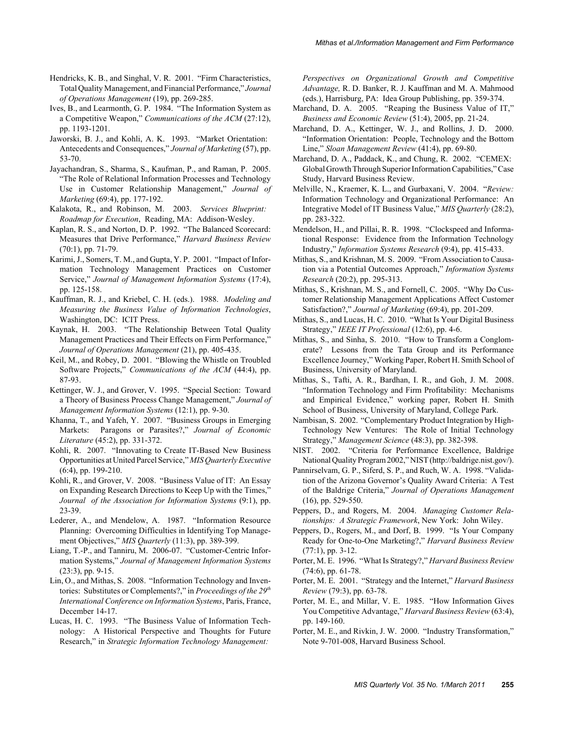Hendricks, K. B., and Singhal, V. R. 2001. "Firm Characteristics, Total Quality Management, and Financial Performance," *Journal of Operations Management* (19), pp. 269-285.

Ives, B., and Learmonth, G. P. 1984. "The Information System as a Competitive Weapon," *Communications of the ACM* (27:12), pp. 1193-1201.

Jaworski, B. J., and Kohli, A. K. 1993. "Market Orientation: Antecedents and Consequences," *Journal of Marketing* (57), pp. 53-70.

Jayachandran, S., Sharma, S., Kaufman, P., and Raman, P. 2005. "The Role of Relational Information Processes and Technology Use in Customer Relationship Management," *Journal of Marketing* (69:4), pp. 177-192.

Kalakota, R., and Robinson, M. 2003. *Services Blueprint: Roadmap for Execution*, Reading, MA: Addison-Wesley.

Kaplan, R. S., and Norton, D. P. 1992. "The Balanced Scorecard: Measures that Drive Performance," *Harvard Business Review* (70:1), pp. 71-79.

Karimi, J., Somers, T. M., and Gupta, Y. P. 2001. "Impact of Information Technology Management Practices on Customer Service," *Journal of Management Information Systems* (17:4), pp. 125-158.

Kauffman, R. J., and Kriebel, C. H. (eds.). 1988. *Modeling and Measuring the Business Value of Information Technologies*, Washington, DC: ICIT Press.

Kaynak, H. 2003. "The Relationship Between Total Quality Management Practices and Their Effects on Firm Performance," *Journal of Operations Management* (21), pp. 405-435.

Keil, M., and Robey, D. 2001. "Blowing the Whistle on Troubled Software Projects," *Communications of the ACM* (44:4), pp. 87-93.

Kettinger, W. J., and Grover, V. 1995. "Special Section: Toward a Theory of Business Process Change Management," *Journal of Management Information Systems* (12:1), pp. 9-30.

Khanna, T., and Yafeh, Y. 2007. "Business Groups in Emerging Markets: Paragons or Parasites?," *Journal of Economic Literature* (45:2), pp. 331-372.

Kohli, R. 2007. "Innovating to Create IT-Based New Business Opportunities at United Parcel Service," *MIS Quarterly Executive* (6:4), pp. 199-210.

Kohli, R., and Grover, V. 2008. "Business Value of IT: An Essay on Expanding Research Directions to Keep Up with the Times," *Journal of the Association for Information Systems* (9:1), pp. 23-39.

Lederer, A., and Mendelow, A. 1987. "Information Resource Planning: Overcoming Difficulties in Identifying Top Management Objectives," *MIS Quarterly* (11:3), pp. 389-399.

Liang, T.-P., and Tanniru, M. 2006-07. "Customer-Centric Information Systems," *Journal of Management Information Systems* (23:3), pp. 9-15.

Lin, O., and Mithas, S. 2008. "Information Technology and Inventories: Substitutes or Complements?," in *Proceedings of the 29th International Conference on Information Systems*, Paris, France, December 14-17.

Lucas, H. C. 1993. "The Business Value of Information Technology: A Historical Perspective and Thoughts for Future Research," in *Strategic Information Technology Management: Perspectives on Organizational Growth and Competitive Advantage,* R. D. Banker, R. J. Kauffman and M. A. Mahmood (eds.), Harrisburg, PA: Idea Group Publishing, pp. 359-374.

Marchand, D. A. 2005. "Reaping the Business Value of IT," *Business and Economic Review* (51:4), 2005, pp. 21-24.

Marchand, D. A., Kettinger, W. J., and Rollins, J. D. 2000. "Information Orientation: People, Technology and the Bottom Line," *Sloan Management Review* (41:4), pp. 69-80.

Marchand, D. A., Paddack, K., and Chung, R. 2002. "CEMEX: Global Growth Through Superior Information Capabilities," Case Study, Harvard Business Review.

Melville, N., Kraemer, K. L., and Gurbaxani, V. 2004. "*Review:* Information Technology and Organizational Performance: An Integrative Model of IT Business Value," *MIS Quarterly* (28:2), pp. 283-322.

Mendelson, H., and Pillai, R. R. 1998. "Clockspeed and Informational Response: Evidence from the Information Technology Industry," *Information Systems Research* (9:4), pp. 415-433.

Mithas, S., and Krishnan, M. S. 2009. "From Association to Causation via a Potential Outcomes Approach," *Information Systems Research* (20:2), pp. 295-313.

Mithas, S., Krishnan, M. S., and Fornell, C. 2005. "Why Do Customer Relationship Management Applications Affect Customer Satisfaction?," *Journal of Marketing* (69:4), pp. 201-209.

Mithas, S., and Lucas, H. C. 2010. "What Is Your Digital Business Strategy," *IEEE IT Professional* (12:6), pp. 4-6.

Mithas, S., and Sinha, S. 2010. "How to Transform a Conglomerate? Lessons from the Tata Group and its Performance Excellence Journey," Working Paper, Robert H. Smith School of Business, University of Maryland.

Mithas, S., Tafti, A. R., Bardhan, I. R., and Goh, J. M. 2008. "Information Technology and Firm Profitability: Mechanisms and Empirical Evidence," working paper, Robert H. Smith School of Business, University of Maryland, College Park.

Nambisan, S. 2002. "Complementary Product Integration by High-Technology New Ventures: The Role of Initial Technology Strategy," *Management Science* (48:3), pp. 382-398.

NIST. 2002. "Criteria for Performance Excellence, Baldrige National Quality Program 2002," NIST (http://baldrige.nist.gov/).

Pannirselvam, G. P., Siferd, S. P., and Ruch, W. A. 1998. "Validation of the Arizona Governor's Quality Award Criteria: A Test of the Baldrige Criteria," *Journal of Operations Management* (16), pp. 529-550.

Peppers, D., and Rogers, M. 2004. *Managing Customer Relationships: A Strategic Framework*, New York: John Wiley.

Peppers, D., Rogers, M., and Dorf, B. 1999. "Is Your Company Ready for One-to-One Marketing?," *Harvard Business Review* (77:1), pp. 3-12.

Porter, M. E. 1996. "What Is Strategy?," *Harvard Business Review* (74:6), pp. 61-78.

Porter, M. E. 2001. "Strategy and the Internet," *Harvard Business Review* (79:3), pp. 63-78.

Porter, M. E., and Millar, V. E. 1985. "How Information Gives You Competitive Advantage," *Harvard Business Review* (63:4), pp. 149-160.

Porter, M. E., and Rivkin, J. W. 2000. "Industry Transformation," Note 9-701-008, Harvard Business School.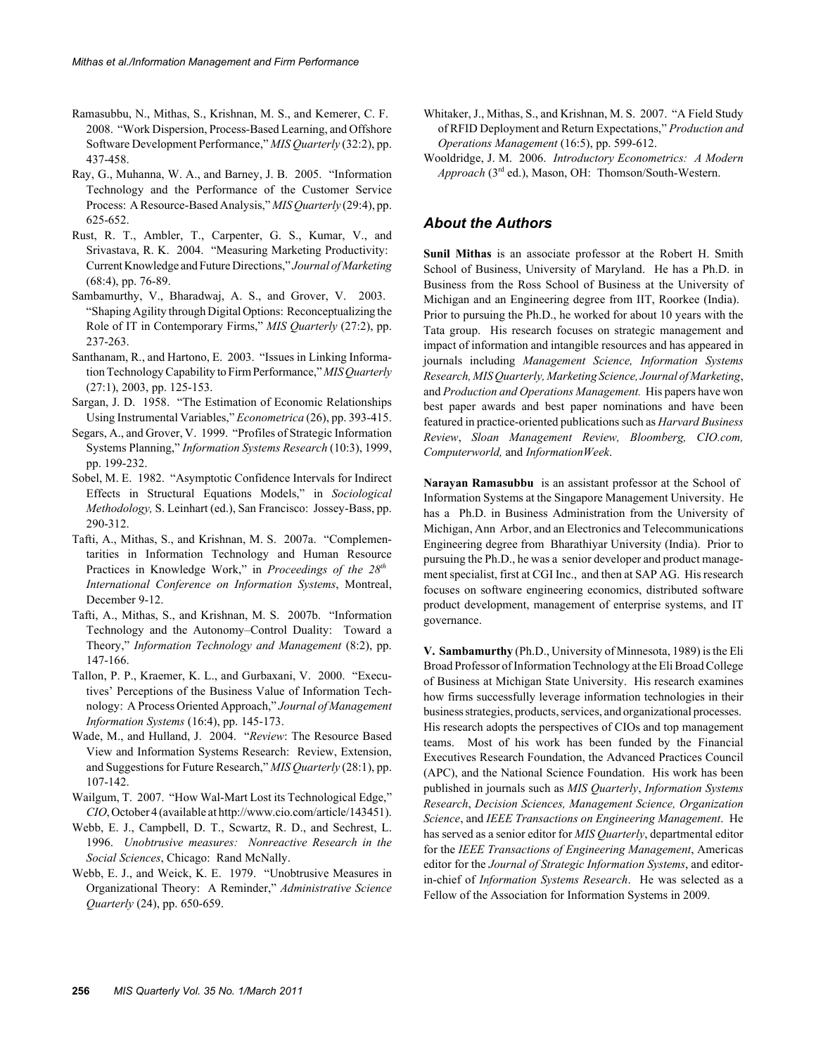Ramasubbu, N., Mithas, S., Krishnan, M. S., and Kemerer, C. F. 2008. "Work Dispersion, Process-Based Learning, and Offshore Software Development Performance," *MIS Quarterly* (32:2), pp. 437-458.

Ray, G., Muhanna, W. A., and Barney, J. B. 2005. "Information Technology and the Performance of the Customer Service Process: A Resource-Based Analysis," *MIS Quarterly* (29:4), pp. 625-652.

Rust, R. T., Ambler, T., Carpenter, G. S., Kumar, V., and Srivastava, R. K. 2004. "Measuring Marketing Productivity: Current Knowledge and Future Directions," *Journal of Marketing* (68:4), pp. 76-89.

Sambamurthy, V., Bharadwaj, A. S., and Grover, V. 2003. "Shaping Agility through Digital Options: Reconceptualizing the Role of IT in Contemporary Firms," *MIS Quarterly* (27:2), pp. 237-263.

Santhanam, R., and Hartono, E. 2003. "Issues in Linking Information Technology Capability to Firm Performance," *MIS Quarterly* (27:1), 2003, pp. 125-153.

Sargan, J. D. 1958. "The Estimation of Economic Relationships Using Instrumental Variables," *Econometrica* (26), pp. 393-415.

Segars, A., and Grover, V. 1999. "Profiles of Strategic Information Systems Planning," *Information Systems Research* (10:3), 1999, pp. 199-232.

Sobel, M. E. 1982. "Asymptotic Confidence Intervals for Indirect Effects in Structural Equations Models," in *Sociological Methodology,* S. Leinhart (ed.), San Francisco: Jossey-Bass, pp. 290-312.

Tafti, A., Mithas, S., and Krishnan, M. S. 2007a. "Complementarities in Information Technology and Human Resource Practices in Knowledge Work," in *Proceedings of the 28th International Conference on Information Systems*, Montreal, December 9-12.

Tafti, A., Mithas, S., and Krishnan, M. S. 2007b. "Information Technology and the Autonomy–Control Duality: Toward a Theory," *Information Technology and Management* (8:2), pp. 147-166.

Tallon, P. P., Kraemer, K. L., and Gurbaxani, V. 2000. "Executives' Perceptions of the Business Value of Information Technology: A Process Oriented Approach," *Journal of Management Information Systems* (16:4), pp. 145-173.

Wade, M., and Hulland, J. 2004. "*Review*: The Resource Based View and Information Systems Research: Review, Extension, and Suggestions for Future Research," *MIS Quarterly* (28:1), pp. 107-142.

Wailgum, T. 2007. "How Wal-Mart Lost its Technological Edge," *CIO*, October 4 (available at http://www.cio.com/article/143451).

Webb, E. J., Campbell, D. T., Scwartz, R. D., and Sechrest, L. 1996. *Unobtrusive measures: Nonreactive Research in the Social Sciences*, Chicago: Rand McNally.

Webb, E. J., and Weick, K. E. 1979. "Unobtrusive Measures in Organizational Theory: A Reminder," *Administrative Science Quarterly* (24), pp. 650-659.

Whitaker, J., Mithas, S., and Krishnan, M. S. 2007. "A Field Study of RFID Deployment and Return Expectations," *Production and Operations Management* (16:5), pp. 599-612.

Wooldridge, J. M. 2006. *Introductory Econometrics: A Modern Approach* (3rd ed.), Mason, OH: Thomson/South-Western.

## About the Authors

**Sunil Mithas** is an associate professor at the Robert H. Smith School of Business, University of Maryland. He has a Ph.D. in Business from the Ross School of Business at the University of Michigan and an Engineering degree from IIT, Roorkee (India). Prior to pursuing the Ph.D., he worked for about 10 years with the Tata group. His research focuses on strategic management and impact of information and intangible resources and has appeared in journals including *Management Science, Information Systems Research, MIS Quarterly, Marketing Science, Journal of Marketing*, and *Production and Operations Management.* His papers have won best paper awards and best paper nominations and have been featured in practice-oriented publications such as *Harvard Business Review*, *Sloan Management Review, Bloomberg, CIO.com, Computerworld,* and *InformationWeek*.

**Narayan Ramasubbu** is an assistant professor at the School of Information Systems at the Singapore Management University. He has a Ph.D. in Business Administration from the University of Michigan, Ann Arbor, and an Electronics and Telecommunications Engineering degree from Bharathiyar University (India). Prior to pursuing the Ph.D., he was a senior developer and product management specialist, first at CGI Inc., and then at SAP AG. His research focuses on software engineering economics, distributed software product development, management of enterprise systems, and IT governance.

**V. Sambamurthy** (Ph.D., University of Minnesota, 1989) is the Eli Broad Professor of Information Technology at the Eli Broad College of Business at Michigan State University. His research examines how firms successfully leverage information technologies in their business strategies, products, services, and organizational processes. His research adopts the perspectives of CIOs and top management teams. Most of his work has been funded by the Financial Executives Research Foundation, the Advanced Practices Council (APC), and the National Science Foundation. His work has been published in journals such as *MIS Quarterly*, *Information Systems Research*, *Decision Sciences, Management Science, Organization Science*, and *IEEE Transactions on Engineering Management*. He has served as a senior editor for *MIS Quarterly*, departmental editor for the *IEEE Transactions of Engineering Management*, Americas editor for the *Journal of Strategic Information Systems*, and editor-in-chief of *Information Systems Research*. He was selected as a Fellow of the Association for Information Systems in 2009.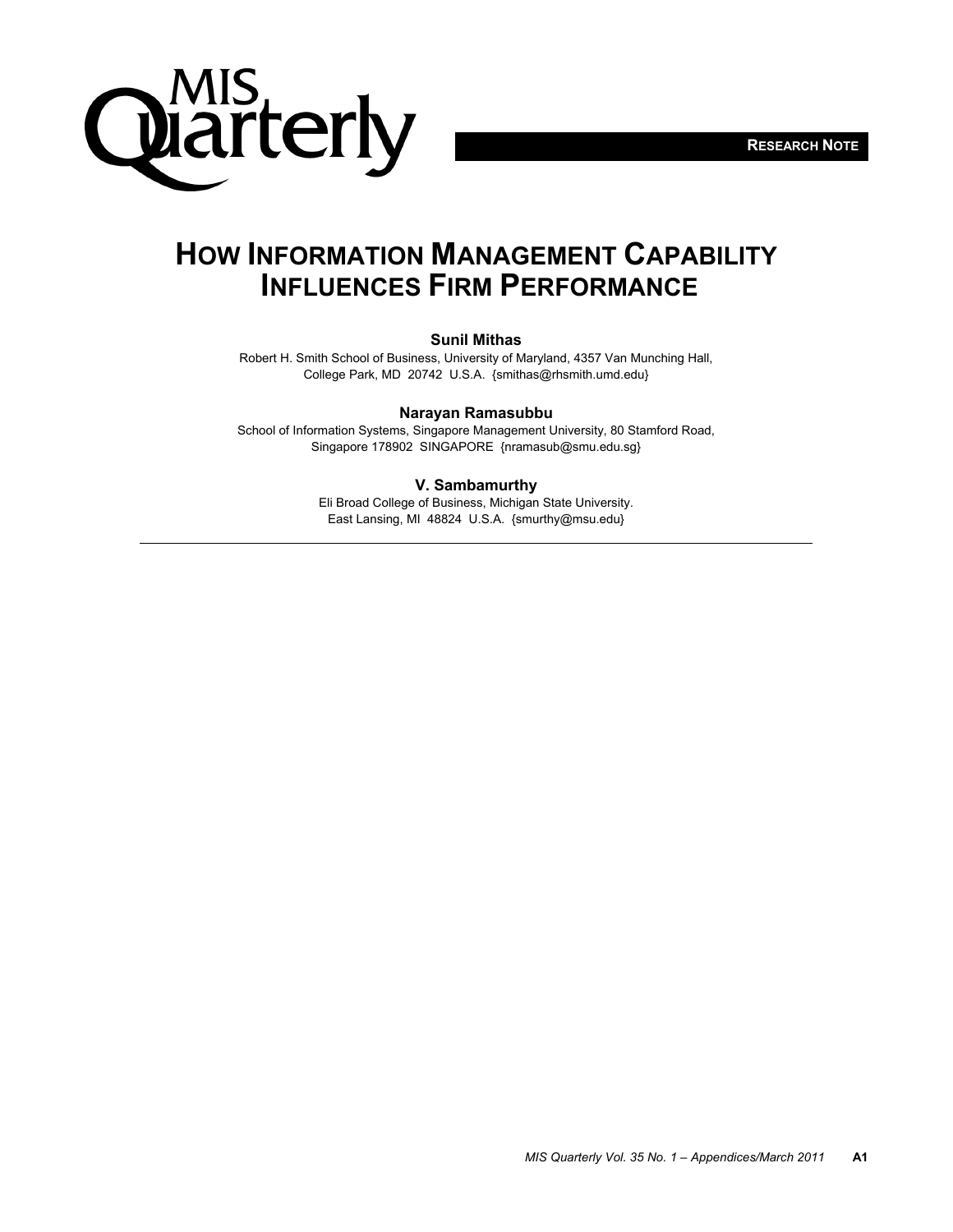**RESEARCH NOTE**

# How Information Management Capability Influences Firm Performance

**Sunil Mithas**

Robert H. Smith School of Business, University of Maryland, 4357 Van Munching Hall, College Park, MD 20742 U.S.A. {smithas@rhsmith.umd.edu}

**Narayan Ramasubbu**

School of Information Systems, Singapore Management University, 80 Stamford Road, Singapore 178902 SINGAPORE {nramasub@smu.edu.sg}

**V. Sambamurthy**

Eli Broad College of Business, Michigan State University. East Lansing, MI 48824 U.S.A. {smurthy@msu.edu}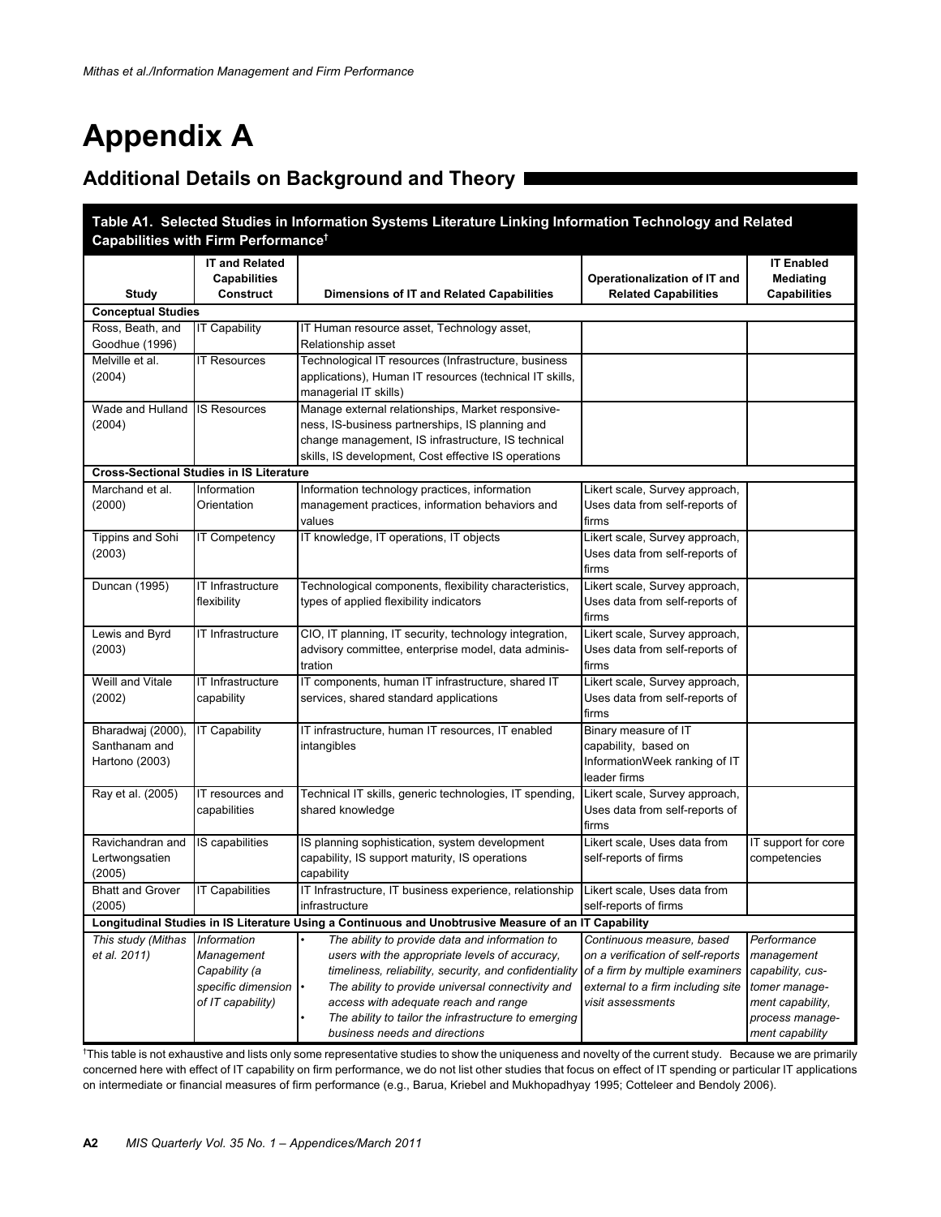# Appendix A

## Additional Details on Background and Theory

**Table A1. Selected Studies in Information Systems Literature Linking Information Technology and Related Capabilities with Firm Performance†**

| Study | IT and Related Capabilities Construct | Dimensions of IT and Related Capabilities | Operationalization of IT and Related Capabilities | IT Enabled Mediating Capabilities |
|---|---|---|---|---|
| **Conceptual Studies** | | | | |
| Ross, Beath, and Goodhue (1996) | IT Capability | IT Human resource asset, Technology asset, Relationship asset | | |
| Melville et al. (2004) | IT Resources | Technological IT resources (Infrastructure, business applications), Human IT resources (technical IT skills, managerial IT skills) | | |
| Wade and Hulland (2004) | IS Resources | Manage external relationships, Market responsiveness, IS-business partnerships, IS planning and change management, IS infrastructure, IS technical skills, IS development, Cost effective IS operations | | |
| **Cross-Sectional Studies in IS Literature** | | | | |
| Marchand et al. (2000) | Information Orientation | Information technology practices, information management practices, information behaviors and values | Likert scale, Survey approach, Uses data from self-reports of firms | |
| Tippins and Sohi (2003) | IT Competency | IT knowledge, IT operations, IT objects | Likert scale, Survey approach, Uses data from self-reports of firms | |
| Duncan (1995) | IT Infrastructure flexibility | Technological components, flexibility characteristics, types of applied flexibility indicators | Likert scale, Survey approach, Uses data from self-reports of firms | |
| Lewis and Byrd (2003) | IT Infrastructure | CIO, IT planning, IT security, technology integration, advisory committee, enterprise model, data administration | Likert scale, Survey approach, Uses data from self-reports of firms | |
| Weill and Vitale (2002) | IT Infrastructure capability | IT components, human IT infrastructure, shared IT services, shared standard applications | Likert scale, Survey approach, Uses data from self-reports of firms | |
| Bharadwaj (2000), Santhanam and Hartono (2003) | IT Capability | IT infrastructure, human IT resources, IT enabled intangibles | Binary measure of IT capability, based on InformationWeek ranking of IT leader firms | |
| Ray et al. (2005) | IT resources and capabilities | Technical IT skills, generic technologies, IT spending, shared knowledge | Likert scale, Survey approach, Uses data from self-reports of firms | |
| Ravichandran and Lertwongsatien (2005) | IS capabilities | IS planning sophistication, system development capability, IS support maturity, IS operations capability | Likert scale, Uses data from self-reports of firms | IT support for core competencies |
| Bhatt and Grover (2005) | IT Capabilities | IT Infrastructure, IT business experience, relationship infrastructure | Likert scale, Uses data from self-reports of firms | |
| **Longitudinal Studies in IS Literature Using a Continuous and Unobtrusive Measure of an IT Capability** | | | | |
| *This study (Mithas et al. 2011)* | *Information Management Capability (a specific dimension of IT capability)* | • *The ability to provide data and information to users with the appropriate levels of accuracy, timeliness, reliability, security, and confidentiality* • *The ability to provide universal connectivity and access with adequate reach and range* • *The ability to tailor the infrastructure to emerging business needs and directions* | *Continuous measure, based on a verification of self-reports of a firm by multiple examiners external to a firm including site visit assessments* | *Performance management capability, customer management capability, process management capability* |

†This table is not exhaustive and lists only some representative studies to show the uniqueness and novelty of the current study. Because we are primarily concerned here with effect of IT capability on firm performance, we do not list other studies that focus on effect of IT spending or particular IT applications on intermediate or financial measures of firm performance (e.g., Barua, Kriebel and Mukhopadhyay 1995; Cotteleer and Bendoly 2006).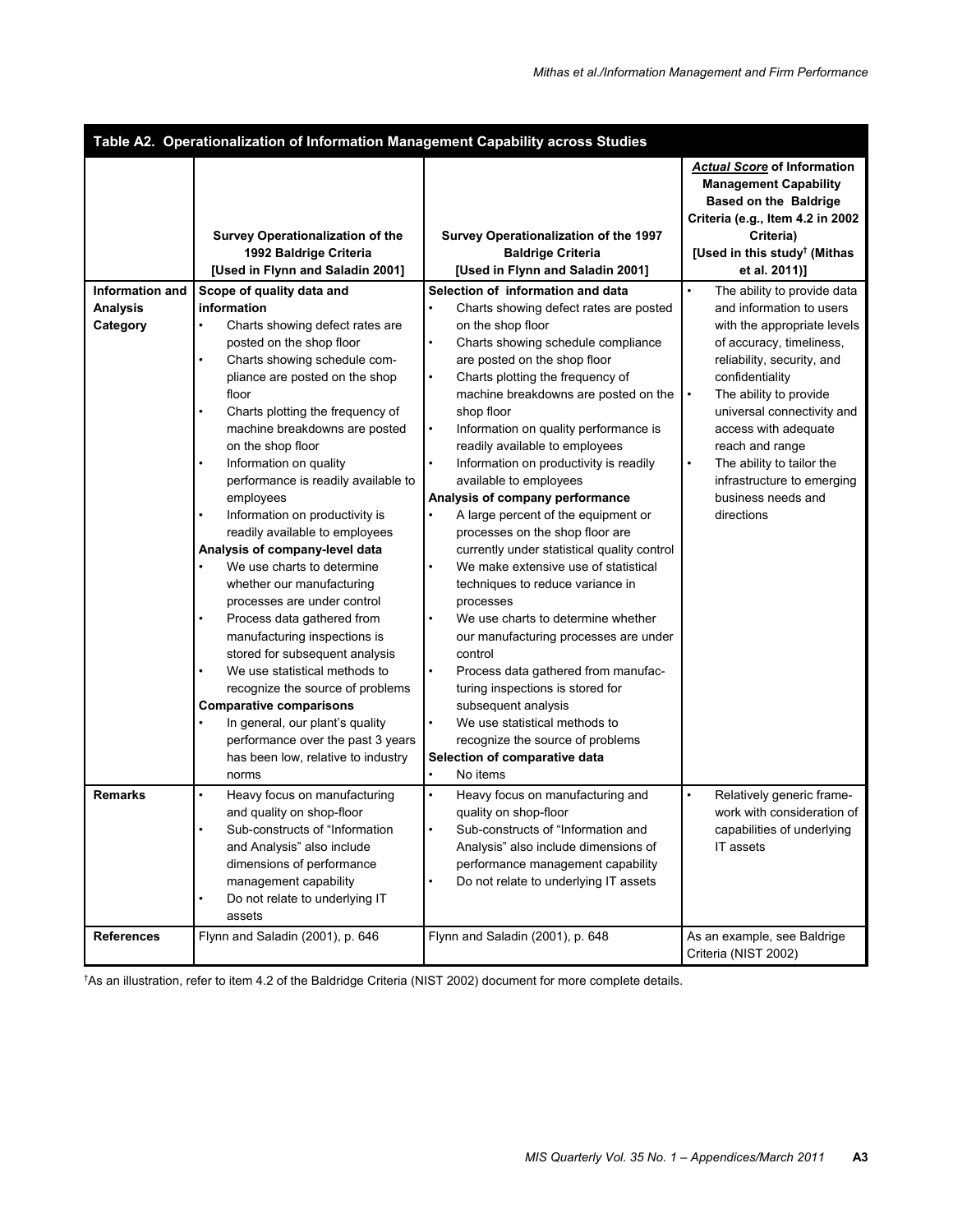**Table A2. Operationalization of Information Management Capability across Studies**

| | Survey Operationalization of the 1992 Baldrige Criteria [Used in Flynn and Saladin 2001] | Survey Operationalization of the 1997 Baldrige Criteria [Used in Flynn and Saladin 2001] | ***Actual Score*** of Information Management Capability Based on the Baldrige Criteria (e.g., Item 4.2 in 2002 Criteria) [Used in this study[†] (Mithas et al. 2011)] |
|---|---|---|---|
| **Information and Analysis Category** | **Scope of quality data and information**<br>• Charts showing defect rates are posted on the shop floor<br>• Charts showing schedule compliance are posted on the shop floor<br>• Charts plotting the frequency of machine breakdowns are posted on the shop floor<br>• Information on quality performance is readily available to employees<br>• Information on productivity is readily available to employees<br>**Analysis of company-level data**<br>• We use charts to determine whether our manufacturing processes are under control<br>• Process data gathered from manufacturing inspections is stored for subsequent analysis<br>• We use statistical methods to recognize the source of problems<br>**Comparative comparisons**<br>• In general, our plant's quality performance over the past 3 years has been low, relative to industry norms | **Selection of information and data**<br>• Charts showing defect rates are posted on the shop floor<br>• Charts showing schedule compliance are posted on the shop floor<br>• Charts plotting the frequency of machine breakdowns are posted on the shop floor<br>• Information on quality performance is readily available to employees<br>• Information on productivity is readily available to employees<br>**Analysis of company performance**<br>• A large percent of the equipment or processes on the shop floor are currently under statistical quality control<br>• We make extensive use of statistical techniques to reduce variance in processes<br>• We use charts to determine whether our manufacturing processes are under control<br>• Process data gathered from manufacturing inspections is stored for subsequent analysis<br>• We use statistical methods to recognize the source of problems<br>**Selection of comparative data**<br>• No items | • The ability to provide data and information to users with the appropriate levels of accuracy, timeliness, reliability, security, and confidentiality<br>• The ability to provide universal connectivity and access with adequate reach and range<br>• The ability to tailor the infrastructure to emerging business needs and directions |
| **Remarks** | • Heavy focus on manufacturing and quality on shop-floor<br>• Sub-constructs of "Information and Analysis" also include dimensions of performance management capability<br>• Do not relate to underlying IT assets | • Heavy focus on manufacturing and quality on shop-floor<br>• Sub-constructs of "Information and Analysis" also include dimensions of performance management capability<br>• Do not relate to underlying IT assets | • Relatively generic framework with consideration of capabilities of underlying IT assets |
| **References** | Flynn and Saladin (2001), p. 646 | Flynn and Saladin (2001), p. 648 | As an example, see Baldrige Criteria (NIST 2002) |

[†]As an illustration, refer to item 4.2 of the Baldridge Criteria (NIST 2002) document for more complete details.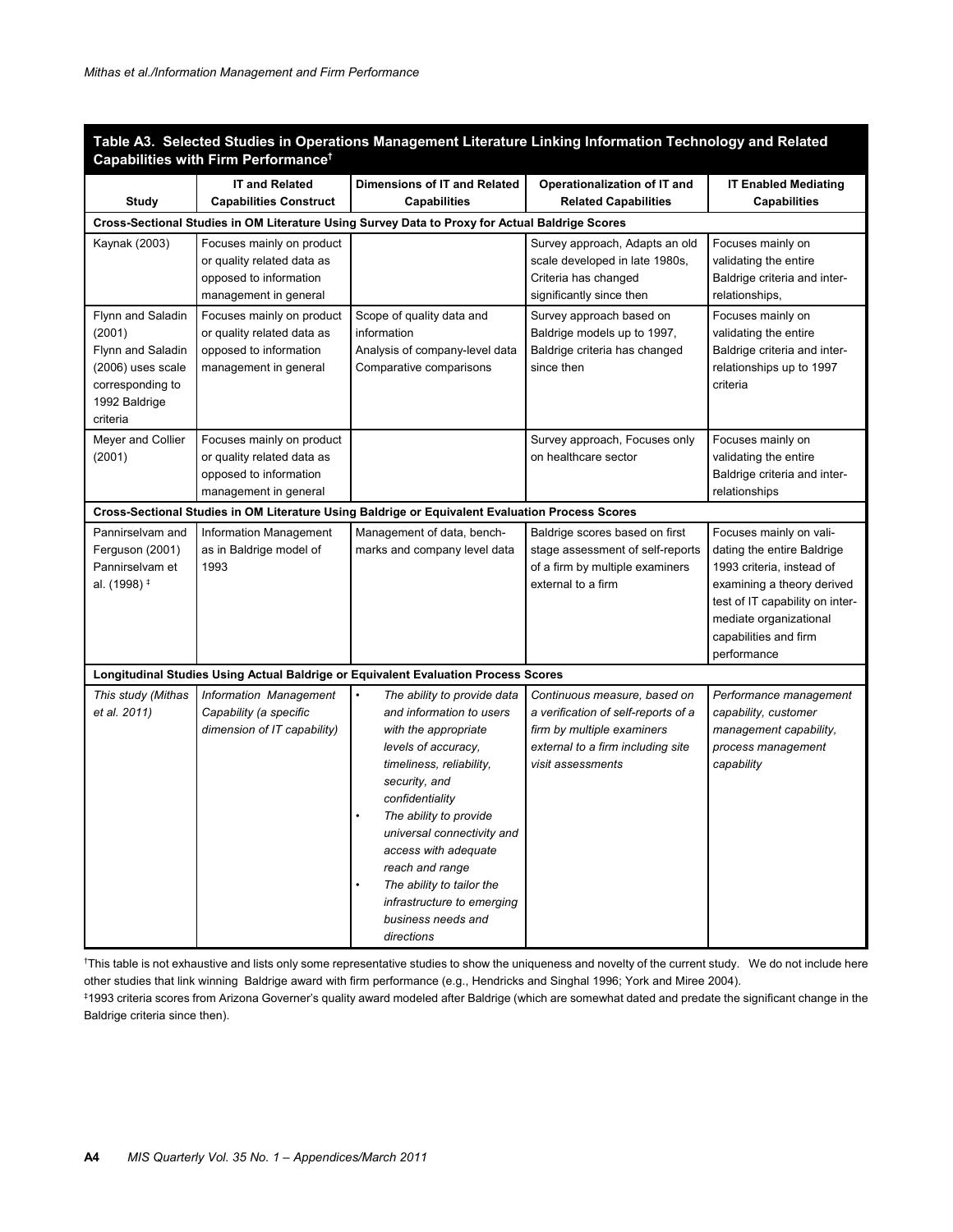**Table A3. Selected Studies in Operations Management Literature Linking Information Technology and Related Capabilities with Firm Performance†**

| Study | IT and Related Capabilities Construct | Dimensions of IT and Related Capabilities | Operationalization of IT and Related Capabilities | IT Enabled Mediating Capabilities |
|---|---|---|---|---|
| **Cross-Sectional Studies in OM Literature Using Survey Data to Proxy for Actual Baldrige Scores** | | | | |
| Kaynak (2003) | Focuses mainly on product or quality related data as opposed to information management in general | | Survey approach, Adapts an old scale developed in late 1980s, Criteria has changed significantly since then | Focuses mainly on validating the entire Baldrige criteria and inter-relationships, |
| Flynn and Saladin (2001) Flynn and Saladin (2006) uses scale corresponding to 1992 Baldrige criteria | Focuses mainly on product or quality related data as opposed to information management in general | Scope of quality data and information<br>Analysis of company-level data<br>Comparative comparisons | Survey approach based on Baldrige models up to 1997, Baldrige criteria has changed since then | Focuses mainly on validating the entire Baldrige criteria and inter-relationships up to 1997 criteria |
| Meyer and Collier (2001) | Focuses mainly on product or quality related data as opposed to information management in general | | Survey approach, Focuses only on healthcare sector | Focuses mainly on validating the entire Baldrige criteria and inter-relationships |
| **Cross-Sectional Studies in OM Literature Using Baldrige or Equivalent Evaluation Process Scores** | | | | |
| Pannirselvam and Ferguson (2001) Pannirselvam et al. (1998) ‡ | Information Management as in Baldrige model of 1993 | Management of data, bench-marks and company level data | Baldrige scores based on first stage assessment of self-reports of a firm by multiple examiners external to a firm | Focuses mainly on validating the entire Baldrige 1993 criteria, instead of examining a theory derived test of IT capability on intermediate organizational capabilities and firm performance |
| **Longitudinal Studies Using Actual Baldrige or Equivalent Evaluation Process Scores** | | | | |
| *This study (Mithas et al. 2011)* | *Information Management Capability (a specific dimension of IT capability)* | • *The ability to provide data and information to users with the appropriate levels of accuracy, timeliness, reliability, security, and confidentiality*<br>• *The ability to provide universal connectivity and access with adequate reach and range*<br>• *The ability to tailor the infrastructure to emerging business needs and directions* | *Continuous measure, based on a verification of self-reports of a firm by multiple examiners external to a firm including site visit assessments* | *Performance management capability, customer management capability, process management capability* |

†This table is not exhaustive and lists only some representative studies to show the uniqueness and novelty of the current study. We do not include here other studies that link winning Baldrige award with firm performance (e.g., Hendricks and Singhal 1996; York and Miree 2004).

‡1993 criteria scores from Arizona Governer's quality award modeled after Baldrige (which are somewhat dated and predate the significant change in the Baldrige criteria since then).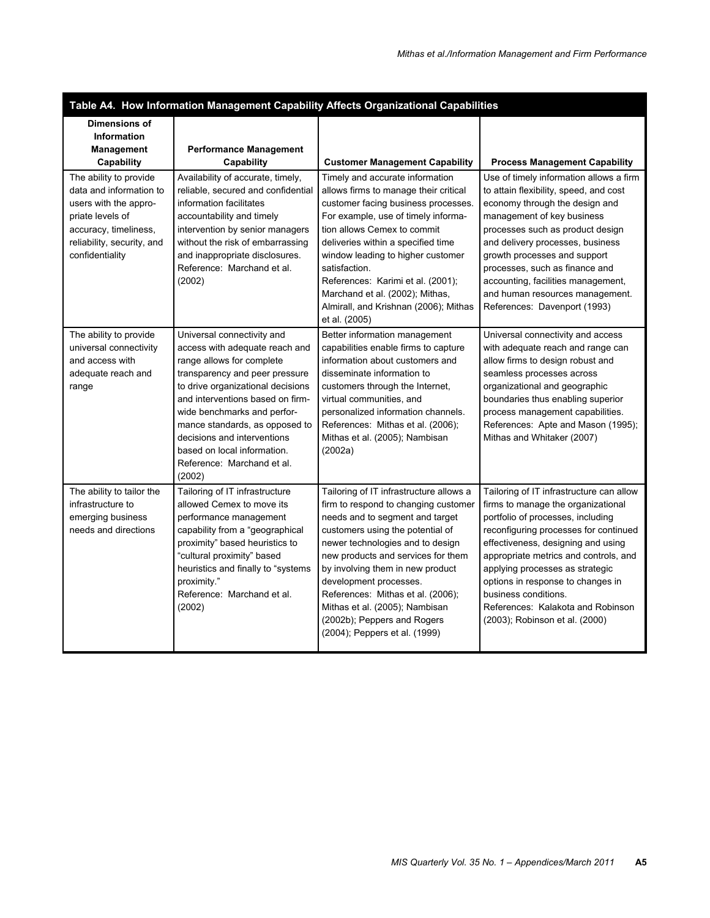**Table A4. How Information Management Capability Affects Organizational Capabilities**

| Dimensions of Information Management Capability | Performance Management Capability | Customer Management Capability | Process Management Capability |
|---|---|---|---|
| The ability to provide data and information to users with the appropriate levels of accuracy, timeliness, reliability, security, and confidentiality | Availability of accurate, timely, reliable, secured and confidential information facilitates accountability and timely intervention by senior managers without the risk of embarrassing and inappropriate disclosures. Reference: Marchand et al. (2002) | Timely and accurate information allows firms to manage their critical customer facing business processes. For example, use of timely information allows Cemex to commit deliveries within a specified time window leading to higher customer satisfaction. References: Karimi et al. (2001); Marchand et al. (2002); Mithas, Almirall, and Krishnan (2006); Mithas et al. (2005) | Use of timely information allows a firm to attain flexibility, speed, and cost economy through the design and management of key business processes such as product design and delivery processes, business growth processes and support processes, such as finance and accounting, facilities management, and human resources management. References: Davenport (1993) |
| The ability to provide universal connectivity and access with adequate reach and range | Universal connectivity and access with adequate reach and range allows for complete transparency and peer pressure to drive organizational decisions and interventions based on firm-wide benchmarks and performance standards, as opposed to decisions and interventions based on local information. Reference: Marchand et al. (2002) | Better information management capabilities enable firms to capture information about customers and disseminate information to customers through the Internet, virtual communities, and personalized information channels. References: Mithas et al. (2006); Mithas et al. (2005); Nambisan (2002a) | Universal connectivity and access with adequate reach and range can allow firms to design robust and seamless processes across organizational and geographic boundaries thus enabling superior process management capabilities. References: Apte and Mason (1995); Mithas and Whitaker (2007) |
| The ability to tailor the infrastructure to emerging business needs and directions | Tailoring of IT infrastructure allowed Cemex to move its performance management capability from a "geographical proximity" based heuristics to "cultural proximity" based heuristics and finally to "systems proximity." Reference: Marchand et al. (2002) | Tailoring of IT infrastructure allows a firm to respond to changing customer needs and to segment and target customers using the potential of newer technologies and to design new products and services for them by involving them in new product development processes. References: Mithas et al. (2006); Mithas et al. (2005); Nambisan (2002b); Peppers and Rogers (2004); Peppers et al. (1999) | Tailoring of IT infrastructure can allow firms to manage the organizational portfolio of processes, including reconfiguring processes for continued effectiveness, designing and using appropriate metrics and controls, and applying processes as strategic options in response to changes in business conditions. References: Kalakota and Robinson (2003); Robinson et al. (2000) |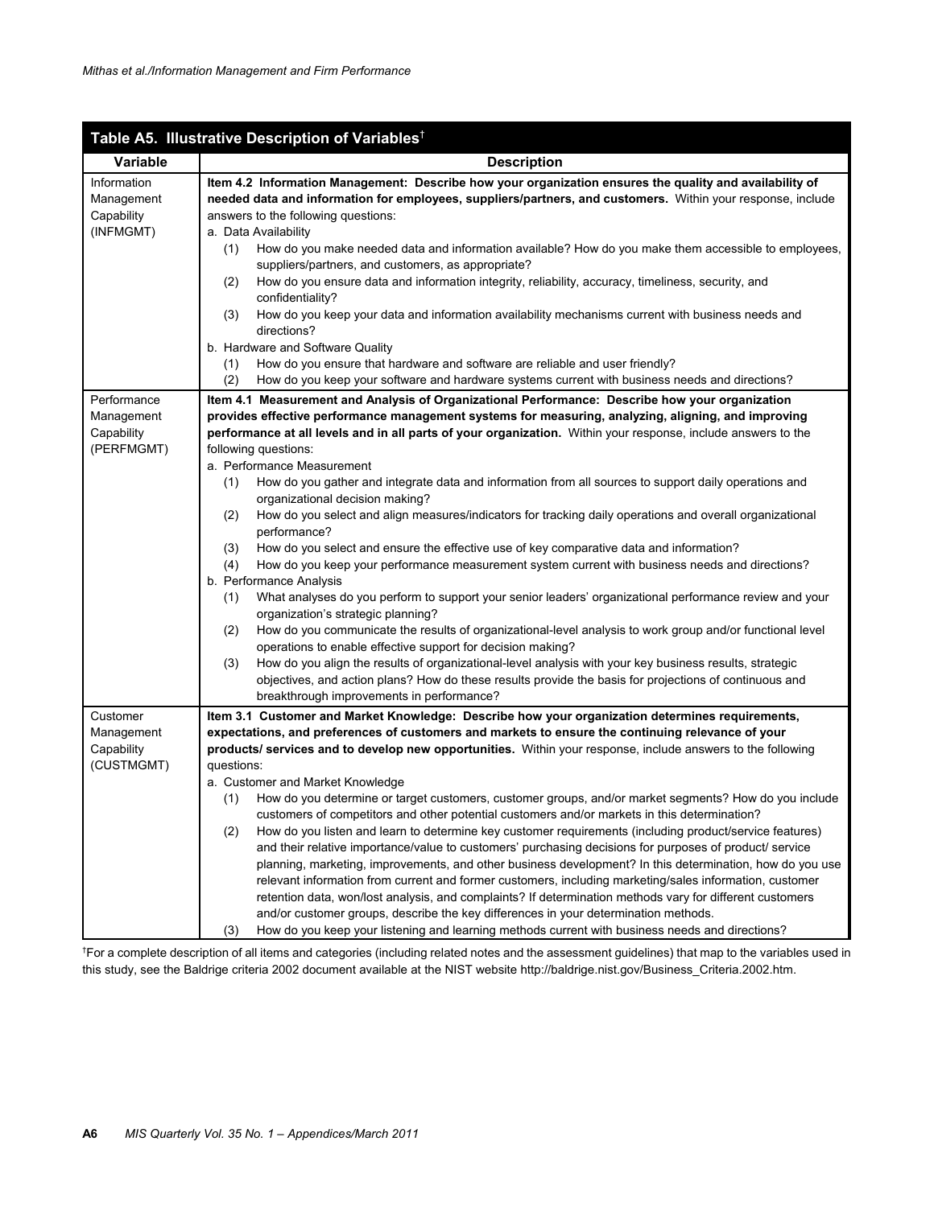| Table A5. Illustrative Description of Variables† | |
|---|---|
| **Variable** | **Description** |
| Information Management Capability (INFMGMT) | **Item 4.2 Information Management: Describe how your organization ensures the quality and availability of needed data and information for employees, suppliers/partners, and customers.** Within your response, include answers to the following questions:<br>a. Data Availability<br>(1) How do you make needed data and information available? How do you make them accessible to employees, suppliers/partners, and customers, as appropriate?<br>(2) How do you ensure data and information integrity, reliability, accuracy, timeliness, security, and confidentiality?<br>(3) How do you keep your data and information availability mechanisms current with business needs and directions?<br>b. Hardware and Software Quality<br>(1) How do you ensure that hardware and software are reliable and user friendly?<br>(2) How do you keep your software and hardware systems current with business needs and directions? |
| Performance Management Capability (PERFMGMT) | **Item 4.1 Measurement and Analysis of Organizational Performance: Describe how your organization provides effective performance management systems for measuring, analyzing, aligning, and improving performance at all levels and in all parts of your organization.** Within your response, include answers to the following questions:<br>a. Performance Measurement<br>(1) How do you gather and integrate data and information from all sources to support daily operations and organizational decision making?<br>(2) How do you select and align measures/indicators for tracking daily operations and overall organizational performance?<br>(3) How do you select and ensure the effective use of key comparative data and information?<br>(4) How do you keep your performance measurement system current with business needs and directions?<br>b. Performance Analysis<br>(1) What analyses do you perform to support your senior leaders' organizational performance review and your organization's strategic planning?<br>(2) How do you communicate the results of organizational-level analysis to work group and/or functional level operations to enable effective support for decision making?<br>(3) How do you align the results of organizational-level analysis with your key business results, strategic objectives, and action plans? How do these results provide the basis for projections of continuous and breakthrough improvements in performance? |
| Customer Management Capability (CUSTMGMT) | **Item 3.1 Customer and Market Knowledge: Describe how your organization determines requirements, expectations, and preferences of customers and markets to ensure the continuing relevance of your products/ services and to develop new opportunities.** Within your response, include answers to the following questions:<br>a. Customer and Market Knowledge<br>(1) How do you determine or target customers, customer groups, and/or market segments? How do you include customers of competitors and other potential customers and/or markets in this determination?<br>(2) How do you listen and learn to determine key customer requirements (including product/service features) and their relative importance/value to customers' purchasing decisions for purposes of product/ service planning, marketing, improvements, and other business development? In this determination, how do you use relevant information from current and former customers, including marketing/sales information, customer retention data, won/lost analysis, and complaints? If determination methods vary for different customers and/or customer groups, describe the key differences in your determination methods.<br>(3) How do you keep your listening and learning methods current with business needs and directions? |

†For a complete description of all items and categories (including related notes and the assessment guidelines) that map to the variables used in this study, see the Baldrige criteria 2002 document available at the NIST website http://baldrige.nist.gov/Business_Criteria.2002.htm.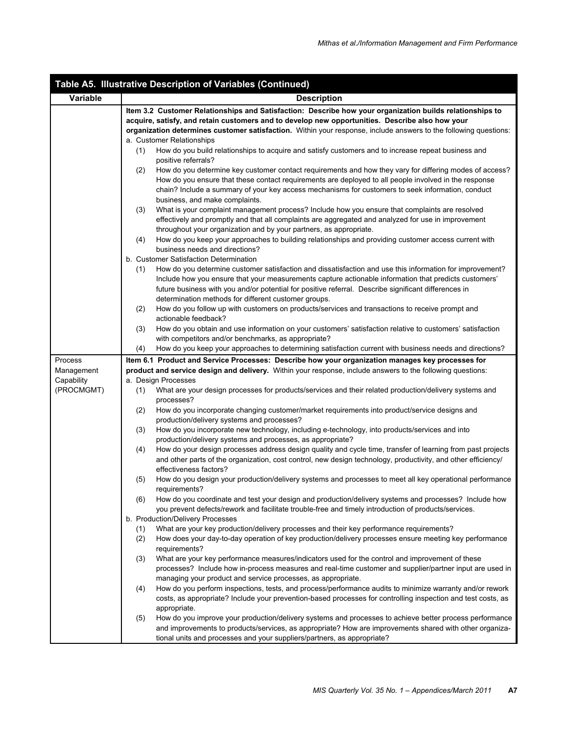| Table A5. Illustrative Description of Variables (Continued) | |
|---|---|
| **Variable** | **Description** |
| | **Item 3.2 Customer Relationships and Satisfaction: Describe how your organization builds relationships to acquire, satisfy, and retain customers and to develop new opportunities. Describe also how your organization determines customer satisfaction.** Within your response, include answers to the following questions:<br>a. Customer Relationships<br>(1) How do you build relationships to acquire and satisfy customers and to increase repeat business and positive referrals?<br>(2) How do you determine key customer contact requirements and how they vary for differing modes of access? How do you ensure that these contact requirements are deployed to all people involved in the response chain? Include a summary of your key access mechanisms for customers to seek information, conduct business, and make complaints.<br>(3) What is your complaint management process? Include how you ensure that complaints are resolved effectively and promptly and that all complaints are aggregated and analyzed for use in improvement throughout your organization and by your partners, as appropriate.<br>(4) How do you keep your approaches to building relationships and providing customer access current with business needs and directions?<br>b. Customer Satisfaction Determination<br>(1) How do you determine customer satisfaction and dissatisfaction and use this information for improvement? Include how you ensure that your measurements capture actionable information that predicts customers' future business with you and/or potential for positive referral. Describe significant differences in determination methods for different customer groups.<br>(2) How do you follow up with customers on products/services and transactions to receive prompt and actionable feedback?<br>(3) How do you obtain and use information on your customers' satisfaction relative to customers' satisfaction with competitors and/or benchmarks, as appropriate?<br>(4) How do you keep your approaches to determining satisfaction current with business needs and directions? |
| Process Management Capability (PROCMGMT) | **Item 6.1 Product and Service Processes: Describe how your organization manages key processes for product and service design and delivery.** Within your response, include answers to the following questions:<br>a. Design Processes<br>(1) What are your design processes for products/services and their related production/delivery systems and processes?<br>(2) How do you incorporate changing customer/market requirements into product/service designs and production/delivery systems and processes?<br>(3) How do you incorporate new technology, including e-technology, into products/services and into production/delivery systems and processes, as appropriate?<br>(4) How do your design processes address design quality and cycle time, transfer of learning from past projects and other parts of the organization, cost control, new design technology, productivity, and other efficiency/effectiveness factors?<br>(5) How do you design your production/delivery systems and processes to meet all key operational performance requirements?<br>(6) How do you coordinate and test your design and production/delivery systems and processes? Include how you prevent defects/rework and facilitate trouble-free and timely introduction of products/services.<br>b. Production/Delivery Processes<br>(1) What are your key production/delivery processes and their key performance requirements?<br>(2) How does your day-to-day operation of key production/delivery processes ensure meeting key performance requirements?<br>(3) What are your key performance measures/indicators used for the control and improvement of these processes? Include how in-process measures and real-time customer and supplier/partner input are used in managing your product and service processes, as appropriate.<br>(4) How do you perform inspections, tests, and process/performance audits to minimize warranty and/or rework costs, as appropriate? Include your prevention-based processes for controlling inspection and test costs, as appropriate.<br>(5) How do you improve your production/delivery systems and processes to achieve better process performance and improvements to products/services, as appropriate? How are improvements shared with other organizational units and processes and your suppliers/partners, as appropriate? |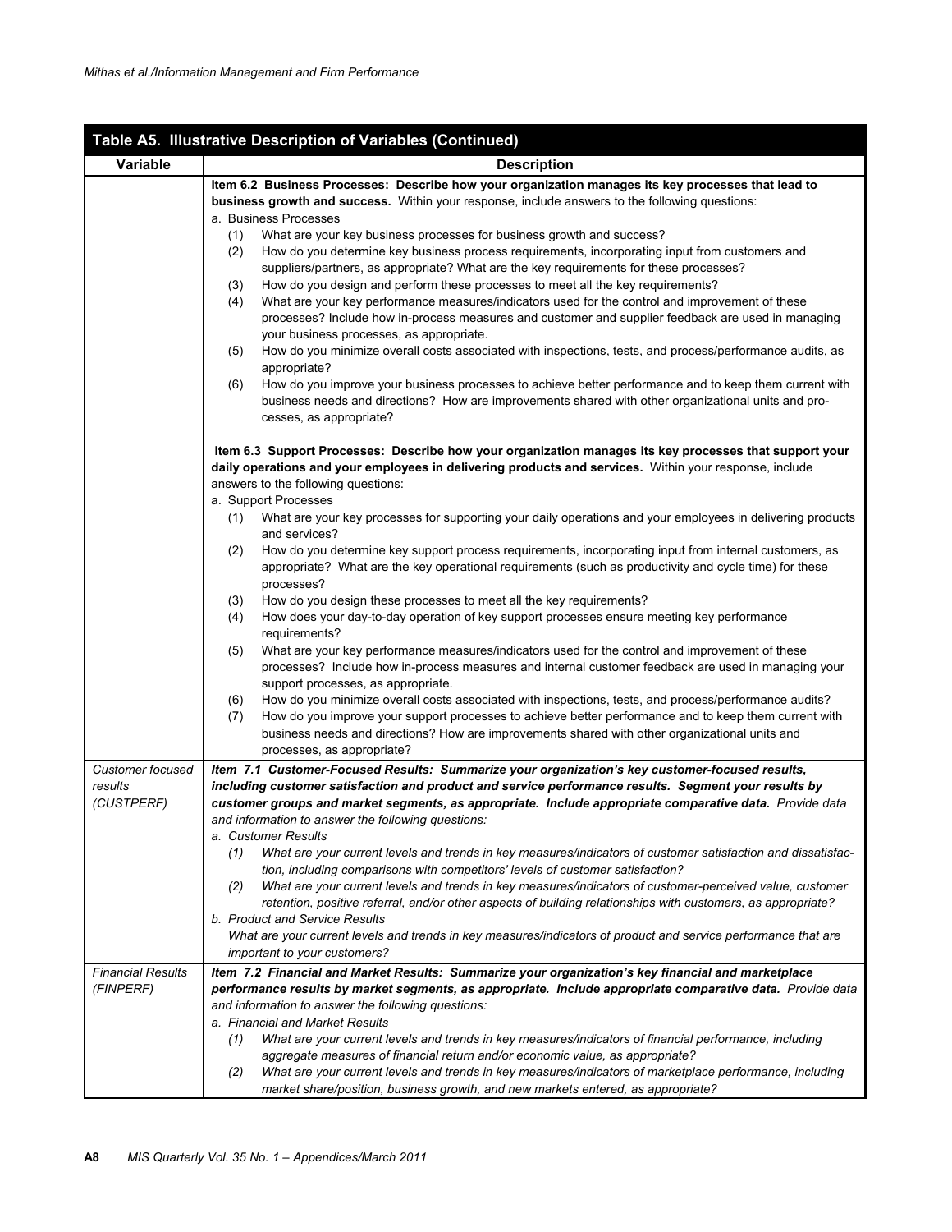**Table A5. Illustrative Description of Variables (Continued)**

| Variable | Description |
|---|---|
| | **Item 6.2 Business Processes: Describe how your organization manages its key processes that lead to business growth and success.** Within your response, include answers to the following questions:<br>a. Business Processes<br>(1) What are your key business processes for business growth and success?<br>(2) How do you determine key business process requirements, incorporating input from customers and suppliers/partners, as appropriate? What are the key requirements for these processes?<br>(3) How do you design and perform these processes to meet all the key requirements?<br>(4) What are your key performance measures/indicators used for the control and improvement of these processes? Include how in-process measures and customer and supplier feedback are used in managing your business processes, as appropriate.<br>(5) How do you minimize overall costs associated with inspections, tests, and process/performance audits, as appropriate?<br>(6) How do you improve your business processes to achieve better performance and to keep them current with business needs and directions? How are improvements shared with other organizational units and processes, as appropriate?<br><br>**Item 6.3 Support Processes: Describe how your organization manages its key processes that support your daily operations and your employees in delivering products and services.** Within your response, include answers to the following questions:<br>a. Support Processes<br>(1) What are your key processes for supporting your daily operations and your employees in delivering products and services?<br>(2) How do you determine key support process requirements, incorporating input from internal customers, as appropriate? What are the key operational requirements (such as productivity and cycle time) for these processes?<br>(3) How do you design these processes to meet all the key requirements?<br>(4) How does your day-to-day operation of key support processes ensure meeting key performance requirements?<br>(5) What are your key performance measures/indicators used for the control and improvement of these processes? Include how in-process measures and internal customer feedback are used in managing your support processes, as appropriate.<br>(6) How do you minimize overall costs associated with inspections, tests, and process/performance audits?<br>(7) How do you improve your support processes to achieve better performance and to keep them current with business needs and directions? How are improvements shared with other organizational units and processes, as appropriate? |
| *Customer focused results (CUSTPERF)* | ***Item 7.1 Customer-Focused Results: Summarize your organization's key customer-focused results, including customer satisfaction and product and service performance results. Segment your results by customer groups and market segments, as appropriate. Include appropriate comparative data.*** *Provide data and information to answer the following questions:*<br>*a. Customer Results*<br>*(1) What are your current levels and trends in key measures/indicators of customer satisfaction and dissatisfaction, including comparisons with competitors' levels of customer satisfaction?*<br>*(2) What are your current levels and trends in key measures/indicators of customer-perceived value, customer retention, positive referral, and/or other aspects of building relationships with customers, as appropriate?*<br>*b. Product and Service Results*<br>*What are your current levels and trends in key measures/indicators of product and service performance that are important to your customers?* |
| *Financial Results (FINPERF)* | ***Item 7.2 Financial and Market Results: Summarize your organization's key financial and marketplace performance results by market segments, as appropriate. Include appropriate comparative data.*** *Provide data and information to answer the following questions:*<br>*a. Financial and Market Results*<br>*(1) What are your current levels and trends in key measures/indicators of financial performance, including aggregate measures of financial return and/or economic value, as appropriate?*<br>*(2) What are your current levels and trends in key measures/indicators of marketplace performance, including market share/position, business growth, and new markets entered, as appropriate?* |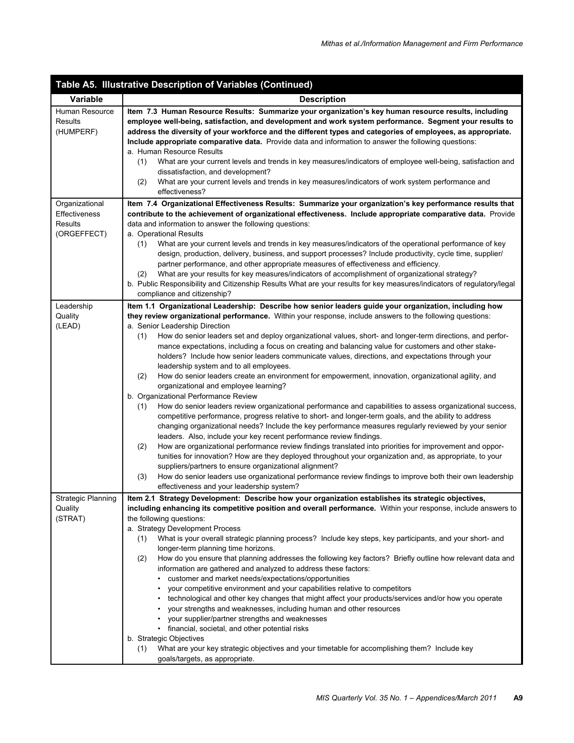| Table A5. Illustrative Description of Variables (Continued) | |
|---|---|
| **Variable** | **Description** |
| Human Resource Results (HUMPERF) | **Item 7.3 Human Resource Results: Summarize your organization's key human resource results, including employee well-being, satisfaction, and development and work system performance. Segment your results to address the diversity of your workforce and the different types and categories of employees, as appropriate. Include appropriate comparative data.** Provide data and information to answer the following questions:<br>a. Human Resource Results<br>(1) What are your current levels and trends in key measures/indicators of employee well-being, satisfaction and dissatisfaction, and development?<br>(2) What are your current levels and trends in key measures/indicators of work system performance and effectiveness? |
| Organizational Effectiveness Results (ORGEFFECT) | **Item 7.4 Organizational Effectiveness Results: Summarize your organization's key performance results that contribute to the achievement of organizational effectiveness. Include appropriate comparative data.** Provide data and information to answer the following questions:<br>a. Operational Results<br>(1) What are your current levels and trends in key measures/indicators of the operational performance of key design, production, delivery, business, and support processes? Include productivity, cycle time, supplier/partner performance, and other appropriate measures of effectiveness and efficiency.<br>(2) What are your results for key measures/indicators of accomplishment of organizational strategy?<br>b. Public Responsibility and Citizenship Results What are your results for key measures/indicators of regulatory/legal compliance and citizenship? |
| Leadership Quality (LEAD) | **Item 1.1 Organizational Leadership: Describe how senior leaders guide your organization, including how they review organizational performance.** Within your response, include answers to the following questions:<br>a. Senior Leadership Direction<br>(1) How do senior leaders set and deploy organizational values, short- and longer-term directions, and performance expectations, including a focus on creating and balancing value for customers and other stakeholders? Include how senior leaders communicate values, directions, and expectations through your leadership system and to all employees.<br>(2) How do senior leaders create an environment for empowerment, innovation, organizational agility, and organizational and employee learning?<br>b. Organizational Performance Review<br>(1) How do senior leaders review organizational performance and capabilities to assess organizational success, competitive performance, progress relative to short- and longer-term goals, and the ability to address changing organizational needs? Include the key performance measures regularly reviewed by your senior leaders. Also, include your key recent performance review findings.<br>(2) How are organizational performance review findings translated into priorities for improvement and opportunities for innovation? How are they deployed throughout your organization and, as appropriate, to your suppliers/partners to ensure organizational alignment?<br>(3) How do senior leaders use organizational performance review findings to improve both their own leadership effectiveness and your leadership system? |
| Strategic Planning Quality (STRAT) | **Item 2.1 Strategy Development: Describe how your organization establishes its strategic objectives, including enhancing its competitive position and overall performance.** Within your response, include answers to the following questions:<br>a. Strategy Development Process<br>(1) What is your overall strategic planning process? Include key steps, key participants, and your short- and longer-term planning time horizons.<br>(2) How do you ensure that planning addresses the following key factors? Briefly outline how relevant data and information are gathered and analyzed to address these factors:<br>• customer and market needs/expectations/opportunities<br>• your competitive environment and your capabilities relative to competitors<br>• technological and other key changes that might affect your products/services and/or how you operate<br>• your strengths and weaknesses, including human and other resources<br>• your supplier/partner strengths and weaknesses<br>• financial, societal, and other potential risks<br>b. Strategic Objectives<br>(1) What are your key strategic objectives and your timetable for accomplishing them? Include key goals/targets, as appropriate. |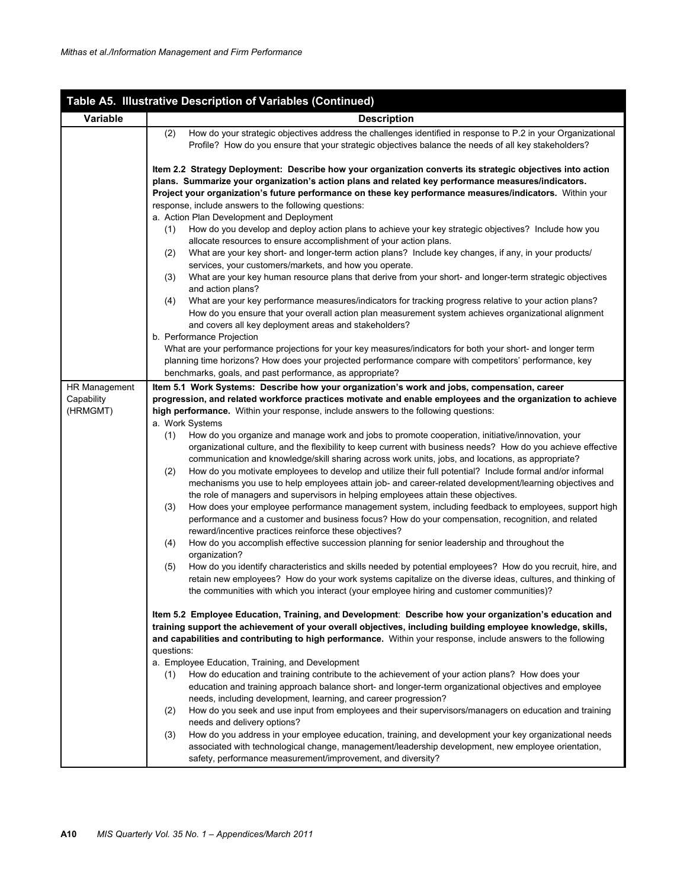| Table A5. Illustrative Description of Variables (Continued) | |
|---|---|
| **Variable** | **Description** |
| | (2) How do your strategic objectives address the challenges identified in response to P.2 in your Organizational Profile? How do you ensure that your strategic objectives balance the needs of all key stakeholders?<br><br>**Item 2.2 Strategy Deployment: Describe how your organization converts its strategic objectives into action plans. Summarize your organization's action plans and related key performance measures/indicators. Project your organization's future performance on these key performance measures/indicators.** Within your response, include answers to the following questions:<br>a. Action Plan Development and Deployment<br>(1) How do you develop and deploy action plans to achieve your key strategic objectives? Include how you allocate resources to ensure accomplishment of your action plans.<br>(2) What are your key short- and longer-term action plans? Include key changes, if any, in your products/ services, your customers/markets, and how you operate.<br>(3) What are your key human resource plans that derive from your short- and longer-term strategic objectives and action plans?<br>(4) What are your key performance measures/indicators for tracking progress relative to your action plans? How do you ensure that your overall action plan measurement system achieves organizational alignment and covers all key deployment areas and stakeholders?<br>b. Performance Projection<br>What are your performance projections for your key measures/indicators for both your short- and longer term planning time horizons? How does your projected performance compare with competitors' performance, key benchmarks, goals, and past performance, as appropriate? |
| HR Management Capability (HRMGMT) | **Item 5.1 Work Systems: Describe how your organization's work and jobs, compensation, career progression, and related workforce practices motivate and enable employees and the organization to achieve high performance.** Within your response, include answers to the following questions:<br>a. Work Systems<br>(1) How do you organize and manage work and jobs to promote cooperation, initiative/innovation, your organizational culture, and the flexibility to keep current with business needs? How do you achieve effective communication and knowledge/skill sharing across work units, jobs, and locations, as appropriate?<br>(2) How do you motivate employees to develop and utilize their full potential? Include formal and/or informal mechanisms you use to help employees attain job- and career-related development/learning objectives and the role of managers and supervisors in helping employees attain these objectives.<br>(3) How does your employee performance management system, including feedback to employees, support high performance and a customer and business focus? How do your compensation, recognition, and related reward/incentive practices reinforce these objectives?<br>(4) How do you accomplish effective succession planning for senior leadership and throughout the organization?<br>(5) How do you identify characteristics and skills needed by potential employees? How do you recruit, hire, and retain new employees? How do your work systems capitalize on the diverse ideas, cultures, and thinking of the communities with which you interact (your employee hiring and customer communities)?<br><br>**Item 5.2 Employee Education, Training, and Development: Describe how your organization's education and training support the achievement of your overall objectives, including building employee knowledge, skills, and capabilities and contributing to high performance.** Within your response, include answers to the following questions:<br>a. Employee Education, Training, and Development<br>(1) How do education and training contribute to the achievement of your action plans? How does your education and training approach balance short- and longer-term organizational objectives and employee needs, including development, learning, and career progression?<br>(2) How do you seek and use input from employees and their supervisors/managers on education and training needs and delivery options?<br>(3) How do you address in your employee education, training, and development your key organizational needs associated with technological change, management/leadership development, new employee orientation, safety, performance measurement/improvement, and diversity? |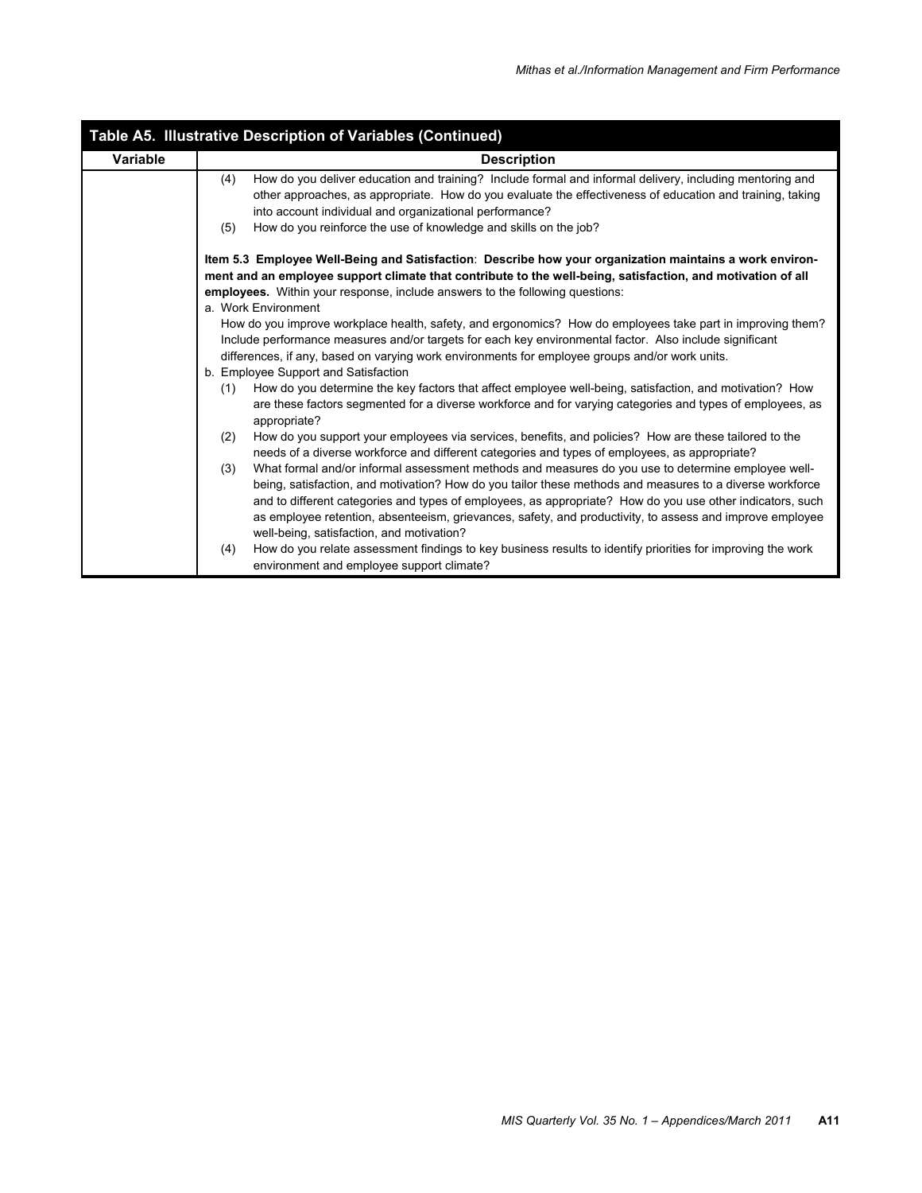| Table A5. Illustrative Description of Variables (Continued) | |
|---|---|
| **Variable** | **Description** |
| | (4) How do you deliver education and training? Include formal and informal delivery, including mentoring and other approaches, as appropriate. How do you evaluate the effectiveness of education and training, taking into account individual and organizational performance?<br>(5) How do you reinforce the use of knowledge and skills on the job?<br><br>**Item 5.3 Employee Well-Being and Satisfaction**: **Describe how your organization maintains a work environment and an employee support climate that contribute to the well-being, satisfaction, and motivation of all employees.** Within your response, include answers to the following questions:<br>a. Work Environment<br>How do you improve workplace health, safety, and ergonomics? How do employees take part in improving them? Include performance measures and/or targets for each key environmental factor. Also include significant differences, if any, based on varying work environments for employee groups and/or work units.<br>b. Employee Support and Satisfaction<br>(1) How do you determine the key factors that affect employee well-being, satisfaction, and motivation? How are these factors segmented for a diverse workforce and for varying categories and types of employees, as appropriate?<br>(2) How do you support your employees via services, benefits, and policies? How are these tailored to the needs of a diverse workforce and different categories and types of employees, as appropriate?<br>(3) What formal and/or informal assessment methods and measures do you use to determine employee well-being, satisfaction, and motivation? How do you tailor these methods and measures to a diverse workforce and to different categories and types of employees, as appropriate? How do you use other indicators, such as employee retention, absenteeism, grievances, safety, and productivity, to assess and improve employee well-being, satisfaction, and motivation?<br>(4) How do you relate assessment findings to key business results to identify priorities for improving the work environment and employee support climate? |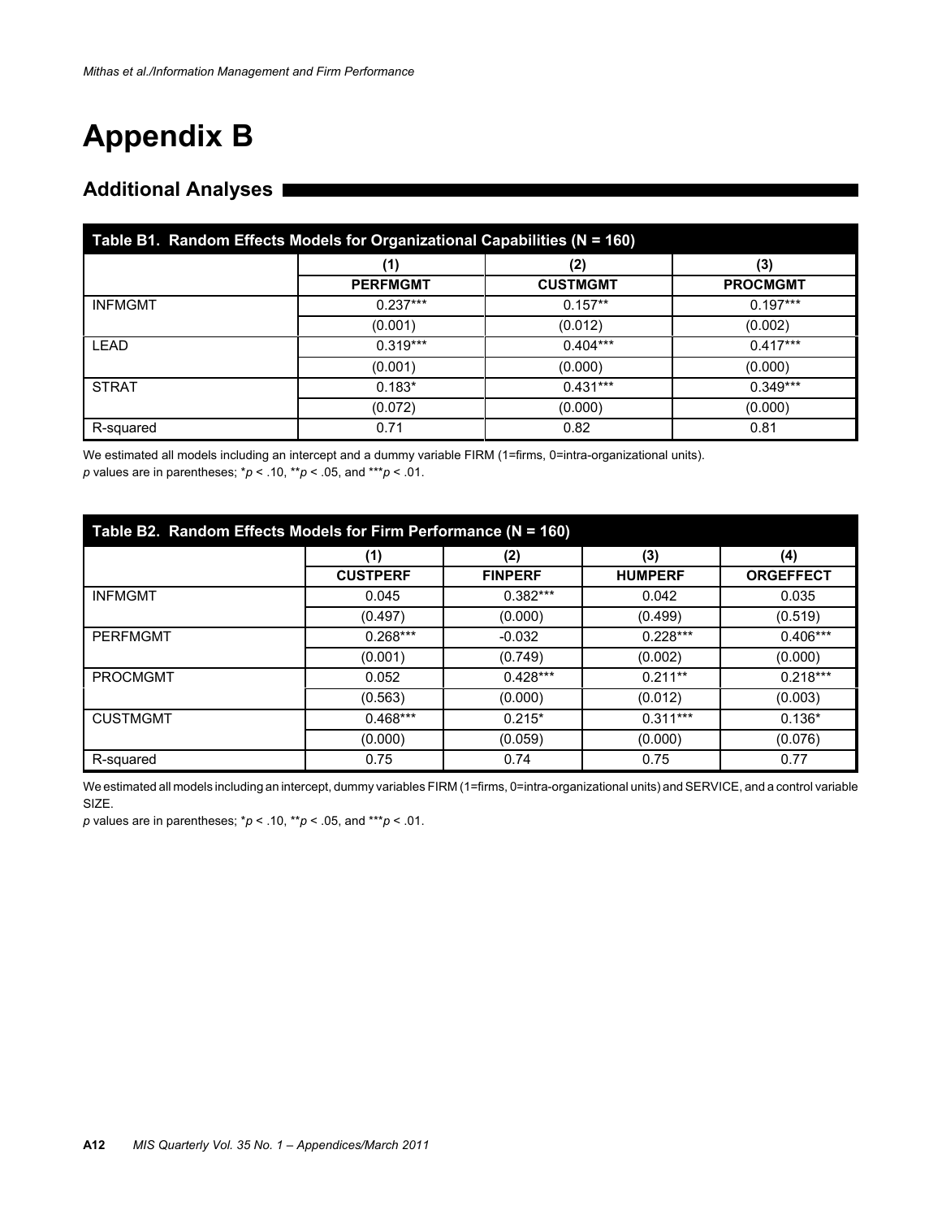# Appendix B

## Additional Analyses

**Table B1. Random Effects Models for Organizational Capabilities (N = 160)**

| | (1) | (2) | (3) |
|---|---|---|---|
| | **PERFMGMT** | **CUSTMGMT** | **PROCMGMT** |
| INFMGMT | 0.237*** | 0.157** | 0.197*** |
| | (0.001) | (0.012) | (0.002) |
| LEAD | 0.319*** | 0.404*** | 0.417*** |
| | (0.001) | (0.000) | (0.000) |
| STRAT | 0.183* | 0.431*** | 0.349*** |
| | (0.072) | (0.000) | (0.000) |
| R-squared | 0.71 | 0.82 | 0.81 |

We estimated all models including an intercept and a dummy variable FIRM (1=firms, 0=intra-organizational units).
*p* values are in parentheses; \**p* < .10, \*\**p* < .05, and \*\*\**p* < .01.

**Table B2. Random Effects Models for Firm Performance (N = 160)**

| | (1) | (2) | (3) | (4) |
|---|---|---|---|---|
| | **CUSTPERF** | **FINPERF** | **HUMPERF** | **ORGEFFECT** |
| INFMGMT | 0.045 | 0.382*** | 0.042 | 0.035 |
| | (0.497) | (0.000) | (0.499) | (0.519) |
| PERFMGMT | 0.268*** | -0.032 | 0.228*** | 0.406*** |
| | (0.001) | (0.749) | (0.002) | (0.000) |
| PROCMGMT | 0.052 | 0.428*** | 0.211** | 0.218*** |
| | (0.563) | (0.000) | (0.012) | (0.003) |
| CUSTMGMT | 0.468*** | 0.215* | 0.311*** | 0.136* |
| | (0.000) | (0.059) | (0.000) | (0.076) |
| R-squared | 0.75 | 0.74 | 0.75 | 0.77 |

We estimated all models including an intercept, dummy variables FIRM (1=firms, 0=intra-organizational units) and SERVICE, and a control variable SIZE.
*p* values are in parentheses; \**p* < .10, \*\**p* < .05, and \*\*\**p* < .01.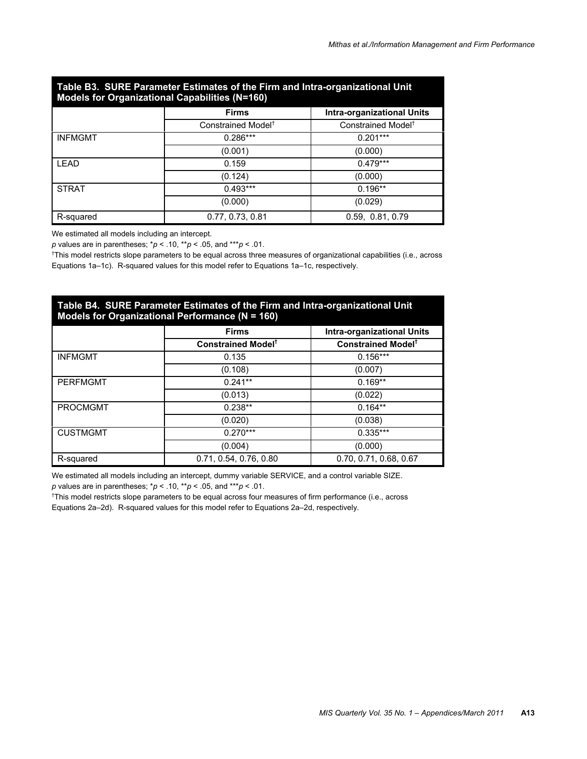**Table B3. SURE Parameter Estimates of the Firm and Intra-organizational Unit Models for Organizational Capabilities (N=160)**

| | Firms | Intra-organizational Units |
|---|---|---|
| | Constrained Model† | Constrained Model† |
| INFMGMT | 0.286*** | 0.201*** |
| | (0.001) | (0.000) |
| LEAD | 0.159 | 0.479*** |
| | (0.124) | (0.000) |
| STRAT | 0.493*** | 0.196** |
| | (0.000) | (0.029) |
| R-squared | 0.77, 0.73, 0.81 | 0.59, 0.81, 0.79 |

We estimated all models including an intercept.

*p* values are in parentheses; *$p < .10$, **$p < .05$, and ***$p < .01$.

†This model restricts slope parameters to be equal across three measures of organizational capabilities (i.e., across Equations 1a–1c). R-squared values for this model refer to Equations 1a–1c, respectively.

**Table B4. SURE Parameter Estimates of the Firm and Intra-organizational Unit Models for Organizational Performance (N = 160)**

| | Firms | Intra-organizational Units |
|---|---|---|
| | **Constrained Model†** | **Constrained Model†** |
| INFMGMT | 0.135 | 0.156*** |
| | (0.108) | (0.007) |
| PERFMGMT | 0.241** | 0.169** |
| | (0.013) | (0.022) |
| PROCMGMT | 0.238** | 0.164** |
| | (0.020) | (0.038) |
| CUSTMGMT | 0.270*** | 0.335*** |
| | (0.004) | (0.000) |
| R-squared | 0.71, 0.54, 0.76, 0.80 | 0.70, 0.71, 0.68, 0.67 |

We estimated all models including an intercept, dummy variable SERVICE, and a control variable SIZE.

*p* values are in parentheses; *$p < .10$, **$p < .05$, and ***$p < .01$.

†This model restricts slope parameters to be equal across four measures of firm performance (i.e., across Equations 2a–2d). R-squared values for this model refer to Equations 2a–2d, respectively.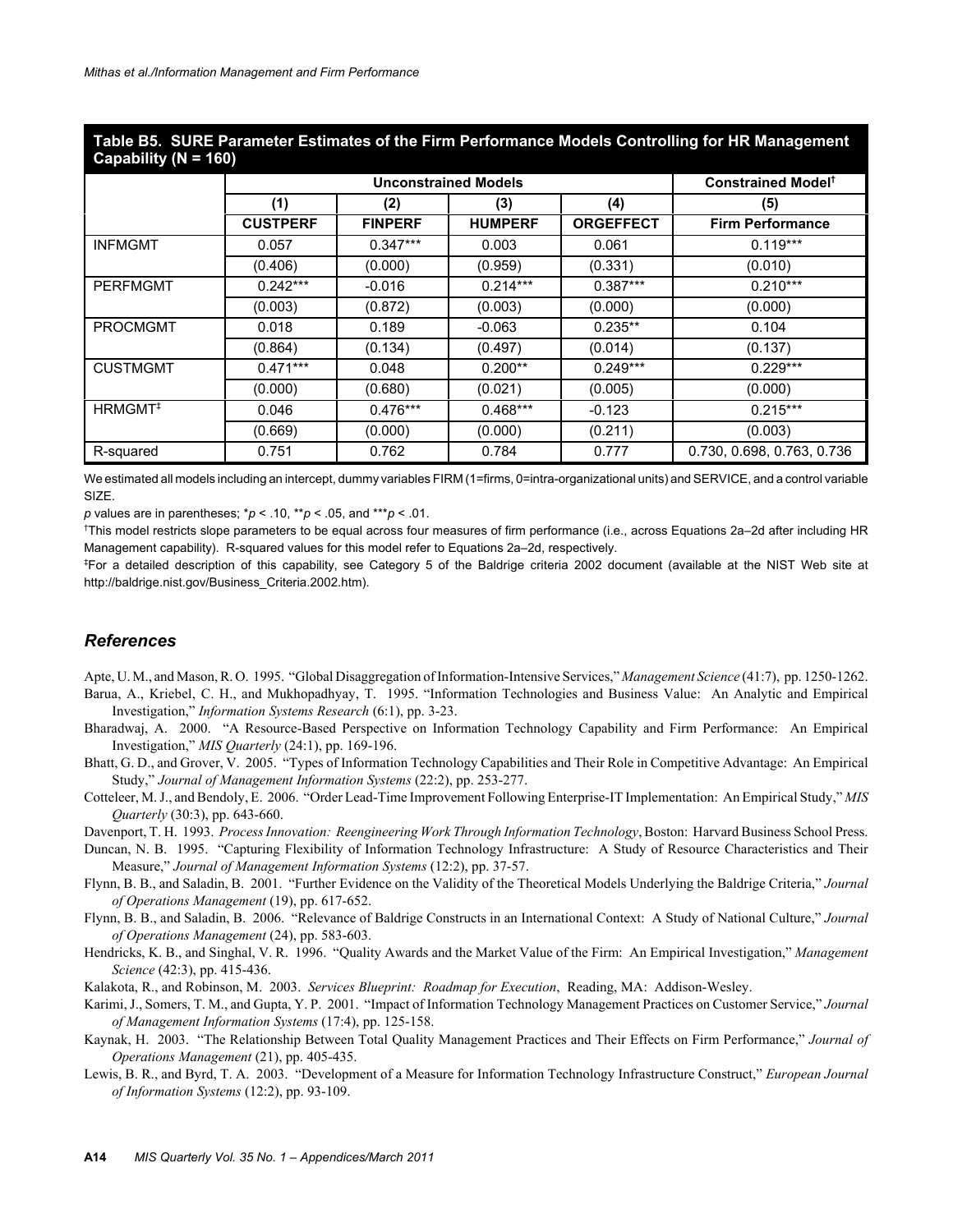**Table B5. SURE Parameter Estimates of the Firm Performance Models Controlling for HR Management Capability (N = 160)**

| | Unconstrained Models | | | | Constrained Model† |
|---|---|---|---|---|---|
| | (1) | (2) | (3) | (4) | (5) |
| | **CUSTPERF** | **FINPERF** | **HUMPERF** | **ORGEFFECT** | **Firm Performance** |
| INFMGMT | 0.057 | 0.347*** | 0.003 | 0.061 | 0.119*** |
| | (0.406) | (0.000) | (0.959) | (0.331) | (0.010) |
| PERFMGMT | 0.242*** | -0.016 | 0.214*** | 0.387*** | 0.210*** |
| | (0.003) | (0.872) | (0.003) | (0.000) | (0.000) |
| PROCMGMT | 0.018 | 0.189 | -0.063 | 0.235** | 0.104 |
| | (0.864) | (0.134) | (0.497) | (0.014) | (0.137) |
| CUSTMGMT | 0.471*** | 0.048 | 0.200** | 0.249*** | 0.229*** |
| | (0.000) | (0.680) | (0.021) | (0.005) | (0.000) |
| HRMGMT‡ | 0.046 | 0.476*** | 0.468*** | -0.123 | 0.215*** |
| | (0.669) | (0.000) | (0.000) | (0.211) | (0.003) |
| R-squared | 0.751 | 0.762 | 0.784 | 0.777 | 0.730, 0.698, 0.763, 0.736 |

We estimated all models including an intercept, dummy variables FIRM (1=firms, 0=intra-organizational units) and SERVICE, and a control variable SIZE.

*p* values are in parentheses; \**p* < .10, \*\**p* < .05, and \*\*\**p* < .01.

†This model restricts slope parameters to be equal across four measures of firm performance (i.e., across Equations 2a–2d after including HR Management capability). R-squared values for this model refer to Equations 2a–2d, respectively.

‡For a detailed description of this capability, see Category 5 of the Baldrige criteria 2002 document (available at the NIST Web site at http://baldrige.nist.gov/Business_Criteria.2002.htm).

## References

Apte, U. M., and Mason, R. O. 1995. "Global Disaggregation of Information-Intensive Services," *Management Science* (41:7), pp. 1250-1262.

Barua, A., Kriebel, C. H., and Mukhopadhyay, T. 1995. "Information Technologies and Business Value: An Analytic and Empirical Investigation," *Information Systems Research* (6:1), pp. 3-23.

Bharadwaj, A. 2000. "A Resource-Based Perspective on Information Technology Capability and Firm Performance: An Empirical Investigation," *MIS Quarterly* (24:1), pp. 169-196.

Bhatt, G. D., and Grover, V. 2005. "Types of Information Technology Capabilities and Their Role in Competitive Advantage: An Empirical Study," *Journal of Management Information Systems* (22:2), pp. 253-277.

Cotteleer, M. J., and Bendoly, E. 2006. "Order Lead-Time Improvement Following Enterprise-IT Implementation: An Empirical Study," *MIS Quarterly* (30:3), pp. 643-660.

Davenport, T. H. 1993. *Process Innovation: Reengineering Work Through Information Technology*, Boston: Harvard Business School Press.

Duncan, N. B. 1995. "Capturing Flexibility of Information Technology Infrastructure: A Study of Resource Characteristics and Their Measure," *Journal of Management Information Systems* (12:2), pp. 37-57.

Flynn, B. B., and Saladin, B. 2001. "Further Evidence on the Validity of the Theoretical Models Underlying the Baldrige Criteria," *Journal of Operations Management* (19), pp. 617-652.

Flynn, B. B., and Saladin, B. 2006. "Relevance of Baldrige Constructs in an International Context: A Study of National Culture," *Journal of Operations Management* (24), pp. 583-603.

Hendricks, K. B., and Singhal, V. R. 1996. "Quality Awards and the Market Value of the Firm: An Empirical Investigation," *Management Science* (42:3), pp. 415-436.

Kalakota, R., and Robinson, M. 2003. *Services Blueprint: Roadmap for Execution*, Reading, MA: Addison-Wesley.

Karimi, J., Somers, T. M., and Gupta, Y. P. 2001. "Impact of Information Technology Management Practices on Customer Service," *Journal of Management Information Systems* (17:4), pp. 125-158.

Kaynak, H. 2003. "The Relationship Between Total Quality Management Practices and Their Effects on Firm Performance," *Journal of Operations Management* (21), pp. 405-435.

Lewis, B. R., and Byrd, T. A. 2003. "Development of a Measure for Information Technology Infrastructure Construct," *European Journal of Information Systems* (12:2), pp. 93-109.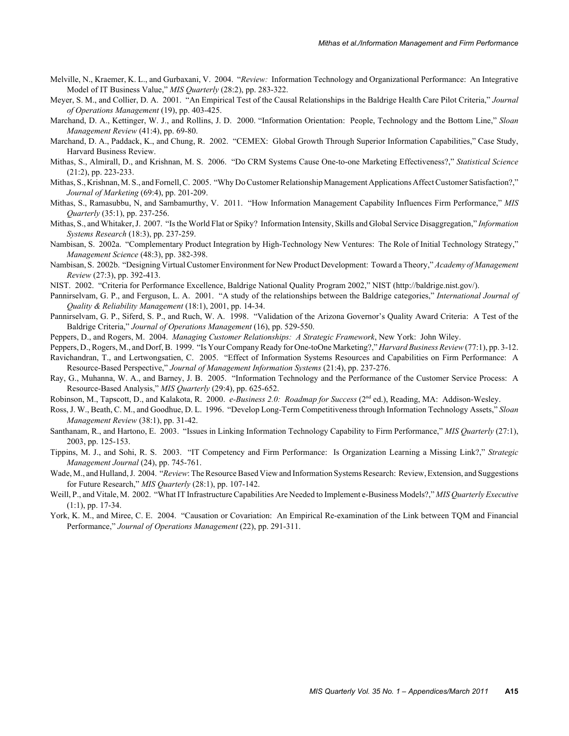Melville, N., Kraemer, K. L., and Gurbaxani, V. 2004. "*Review:* Information Technology and Organizational Performance: An Integrative Model of IT Business Value," *MIS Quarterly* (28:2), pp. 283-322.

Meyer, S. M., and Collier, D. A. 2001. "An Empirical Test of the Causal Relationships in the Baldrige Health Care Pilot Criteria," *Journal of Operations Management* (19), pp. 403-425.

Marchand, D. A., Kettinger, W. J., and Rollins, J. D. 2000. "Information Orientation: People, Technology and the Bottom Line," *Sloan Management Review* (41:4), pp. 69-80.

Marchand, D. A., Paddack, K., and Chung, R. 2002. "CEMEX: Global Growth Through Superior Information Capabilities," Case Study, Harvard Business Review.

Mithas, S., Almirall, D., and Krishnan, M. S. 2006. "Do CRM Systems Cause One-to-one Marketing Effectiveness?," *Statistical Science* (21:2), pp. 223-233.

Mithas, S., Krishnan, M. S., and Fornell, C. 2005. "Why Do Customer Relationship Management Applications Affect Customer Satisfaction?," *Journal of Marketing* (69:4), pp. 201-209.

Mithas, S., Ramasubbu, N, and Sambamurthy, V. 2011. "How Information Management Capability Influences Firm Performance," *MIS Quarterly* (35:1), pp. 237-256.

Mithas, S., and Whitaker, J. 2007. "Is the World Flat or Spiky? Information Intensity, Skills and Global Service Disaggregation," *Information Systems Research* (18:3), pp. 237-259.

Nambisan, S. 2002a. "Complementary Product Integration by High-Technology New Ventures: The Role of Initial Technology Strategy," *Management Science* (48:3), pp. 382-398.

Nambisan, S. 2002b. "Designing Virtual Customer Environment for New Product Development: Toward a Theory," *Academy of Management Review* (27:3), pp. 392-413.

NIST. 2002. "Criteria for Performance Excellence, Baldrige National Quality Program 2002," NIST (http://baldrige.nist.gov/).

Pannirselvam, G. P., and Ferguson, L. A. 2001. "A study of the relationships between the Baldrige categories," *International Journal of Quality & Reliability Management* (18:1), 2001, pp. 14-34.

Pannirselvam, G. P., Siferd, S. P., and Ruch, W. A. 1998. "Validation of the Arizona Governor's Quality Award Criteria: A Test of the Baldrige Criteria," *Journal of Operations Management* (16), pp. 529-550.

Peppers, D., and Rogers, M. 2004. *Managing Customer Relationships: A Strategic Framework*, New York: John Wiley.

Peppers, D., Rogers, M., and Dorf, B. 1999. "Is Your Company Ready for One-toOne Marketing?," *Harvard Business Review* (77:1), pp. 3-12.

Ravichandran, T., and Lertwongsatien, C. 2005. "Effect of Information Systems Resources and Capabilities on Firm Performance: A Resource-Based Perspective," *Journal of Management Information Systems* (21:4), pp. 237-276.

Ray, G., Muhanna, W. A., and Barney, J. B. 2005. "Information Technology and the Performance of the Customer Service Process: A Resource-Based Analysis," *MIS Quarterly* (29:4), pp. 625-652.

Robinson, M., Tapscott, D., and Kalakota, R. 2000. *e-Business 2.0: Roadmap for Success* (2nd ed.), Reading, MA: Addison-Wesley.

Ross, J. W., Beath, C. M., and Goodhue, D. L. 1996. "Develop Long-Term Competitiveness through Information Technology Assets," *Sloan Management Review* (38:1), pp. 31-42.

Santhanam, R., and Hartono, E. 2003. "Issues in Linking Information Technology Capability to Firm Performance," *MIS Quarterly* (27:1), 2003, pp. 125-153.

Tippins, M. J., and Sohi, R. S. 2003. "IT Competency and Firm Performance: Is Organization Learning a Missing Link?," *Strategic Management Journal* (24), pp. 745-761.

Wade, M., and Hulland, J. 2004. "*Review*: The Resource Based View and Information Systems Research: Review, Extension, and Suggestions for Future Research," *MIS Quarterly* (28:1), pp. 107-142.

Weill, P., and Vitale, M. 2002. "What IT Infrastructure Capabilities Are Needed to Implement e-Business Models?," *MIS Quarterly Executive* (1:1), pp. 17-34.

York, K. M., and Miree, C. E. 2004. "Causation or Covariation: An Empirical Re-examination of the Link between TQM and Financial Performance," *Journal of Operations Management* (22), pp. 291-311.